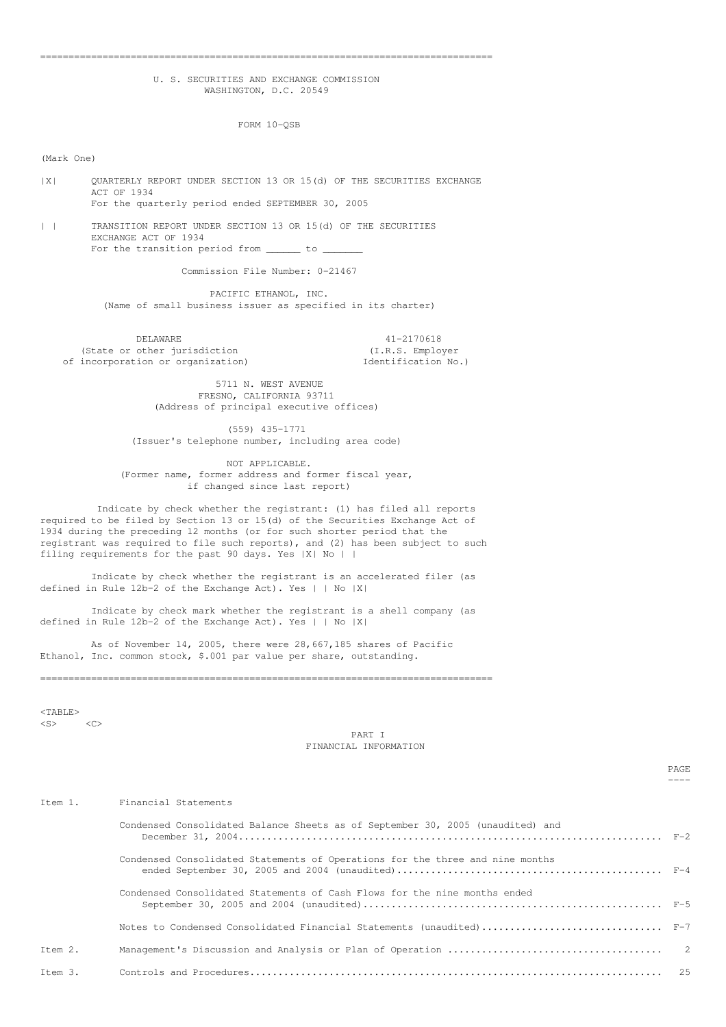# U. S. SECURITIES AND EXCHANGE COMMISSION
## WASHINGTON, D.C. 20549

## FORM 10-QSB

(Mark One)

|X| QUARTERLY REPORT UNDER SECTION 13 OR 15(d) OF THE SECURITIES EXCHANGE ACT OF 1934
For the quarterly period ended SEPTEMBER 30, 2005

| | TRANSITION REPORT UNDER SECTION 13 OR 15(d) OF THE SECURITIES EXCHANGE ACT OF 1934
For the transition period from ______ to _______

Commission File Number: 0-21467

PACIFIC ETHANOL, INC.
(Name of small business issuer as specified in its charter)

| DELAWARE | 41-2170618 |
|---|---|
| (State or other jurisdiction of incorporation or organization) | (I.R.S. Employer Identification No.) |

5711 N. WEST AVENUE
FRESNO, CALIFORNIA 93711
(Address of principal executive offices)

(559) 435-1771
(Issuer's telephone number, including area code)

NOT APPLICABLE.
(Former name, former address and former fiscal year, if changed since last report)

Indicate by check whether the registrant: (1) has filed all reports required to be filed by Section 13 or 15(d) of the Securities Exchange Act of 1934 during the preceding 12 months (or for such shorter period that the registrant was required to file such reports), and (2) has been subject to such filing requirements for the past 90 days. Yes |X| No | |

Indicate by check whether the registrant is an accelerated filer (as defined in Rule 12b-2 of the Exchange Act). Yes | | No |X|

Indicate by check mark whether the registrant is a shell company (as defined in Rule 12b-2 of the Exchange Act). Yes | | No |X|

As of November 14, 2005, there were 28,667,185 shares of Pacific Ethanol, Inc. common stock, $.001 par value per share, outstanding.

## PART I
## FINANCIAL INFORMATION

| | | PAGE |
|---|---|---|
| Item 1. | Financial Statements | |
| | Condensed Consolidated Balance Sheets as of September 30, 2005 (unaudited) and December 31, 2004 | F-2 |
| | Condensed Consolidated Statements of Operations for the three and nine months ended September 30, 2005 and 2004 (unaudited) | F-4 |
| | Condensed Consolidated Statements of Cash Flows for the nine months ended September 30, 2005 and 2004 (unaudited) | F-5 |
| | Notes to Condensed Consolidated Financial Statements (unaudited) | F-7 |
| Item 2. | Management's Discussion and Analysis or Plan of Operation | 2 |
| Item 3. | Controls and Procedures | 25 |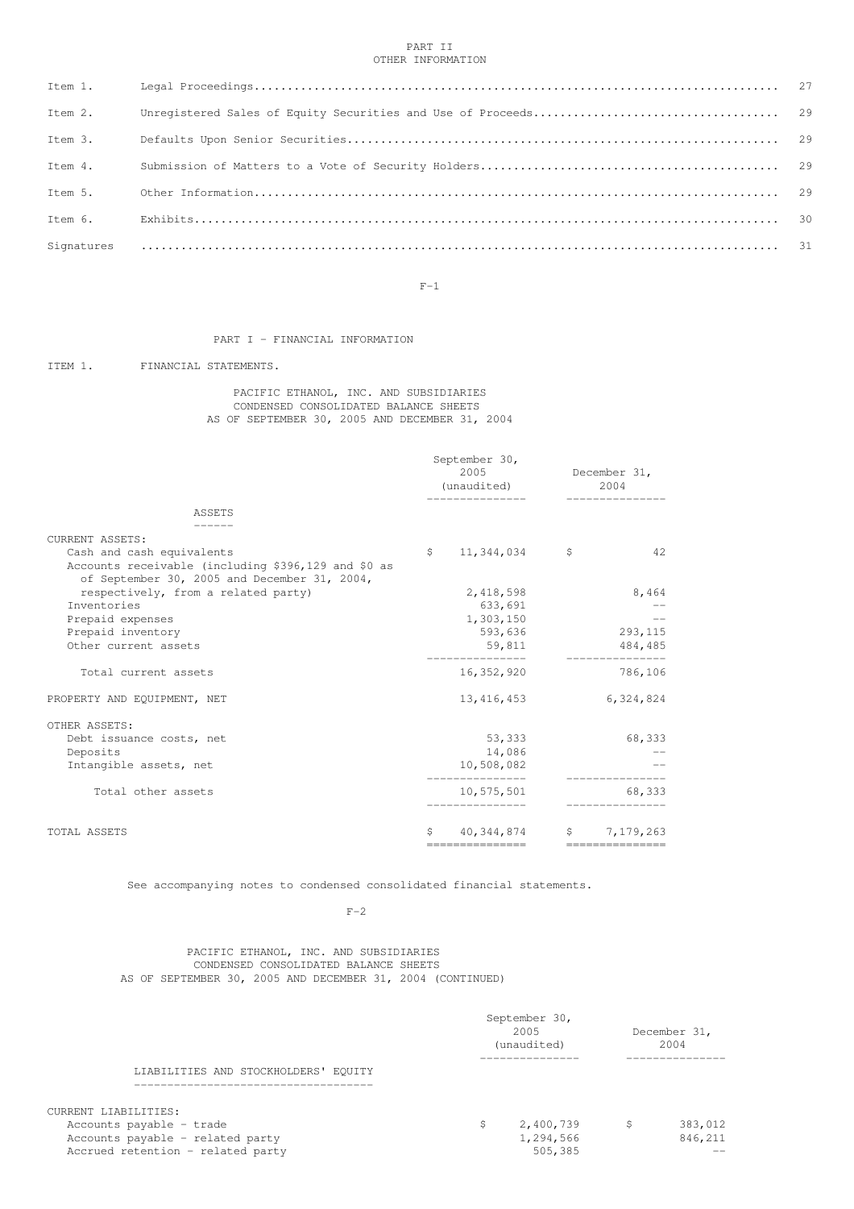## PART II
## OTHER INFORMATION

| | | |
|---|---|---|
| Item 1. | Legal Proceedings | 27 |
| Item 2. | Unregistered Sales of Equity Securities and Use of Proceeds | 29 |
| Item 3. | Defaults Upon Senior Securities | 29 |
| Item 4. | Submission of Matters to a Vote of Security Holders | 29 |
| Item 5. | Other Information | 29 |
| Item 6. | Exhibits | 30 |
| Signatures | | 31 |

## PART I - FINANCIAL INFORMATION

ITEM 1. FINANCIAL STATEMENTS.

### PACIFIC ETHANOL, INC. AND SUBSIDIARIES
### CONDENSED CONSOLIDATED BALANCE SHEETS
### AS OF SEPTEMBER 30, 2005 AND DECEMBER 31, 2004

| | September 30, 2005 (unaudited) | December 31, 2004 |
|---|---|---|
| **ASSETS** | | |
| CURRENT ASSETS: | | |
| Cash and cash equivalents | $ 11,344,034 | $ 42 |
| Accounts receivable (including $396,129 and $0 as of September 30, 2005 and December 31, 2004, respectively, from a related party) | 2,418,598 | 8,464 |
| Inventories | 633,691 | -- |
| Prepaid expenses | 1,303,150 | -- |
| Prepaid inventory | 593,636 | 293,115 |
| Other current assets | 59,811 | 484,485 |
| Total current assets | 16,352,920 | 786,106 |
| PROPERTY AND EQUIPMENT, NET | 13,416,453 | 6,324,824 |
| OTHER ASSETS: | | |
| Debt issuance costs, net | 53,333 | 68,333 |
| Deposits | 14,086 | -- |
| Intangible assets, net | 10,508,082 | -- |
| Total other assets | 10,575,501 | 68,333 |
| TOTAL ASSETS | $ 40,344,874 | $ 7,179,263 |

See accompanying notes to condensed consolidated financial statements.

### PACIFIC ETHANOL, INC. AND SUBSIDIARIES
### CONDENSED CONSOLIDATED BALANCE SHEETS
### AS OF SEPTEMBER 30, 2005 AND DECEMBER 31, 2004 (CONTINUED)

| | September 30, 2005 (unaudited) | December 31, 2004 |
|---|---|---|
| **LIABILITIES AND STOCKHOLDERS' EQUITY** | | |
| CURRENT LIABILITIES: | | |
| Accounts payable - trade | $ 2,400,739 | $ 383,012 |
| Accounts payable - related party | 1,294,566 | 846,211 |
| Accrued retention - related party | 505,385 | -- |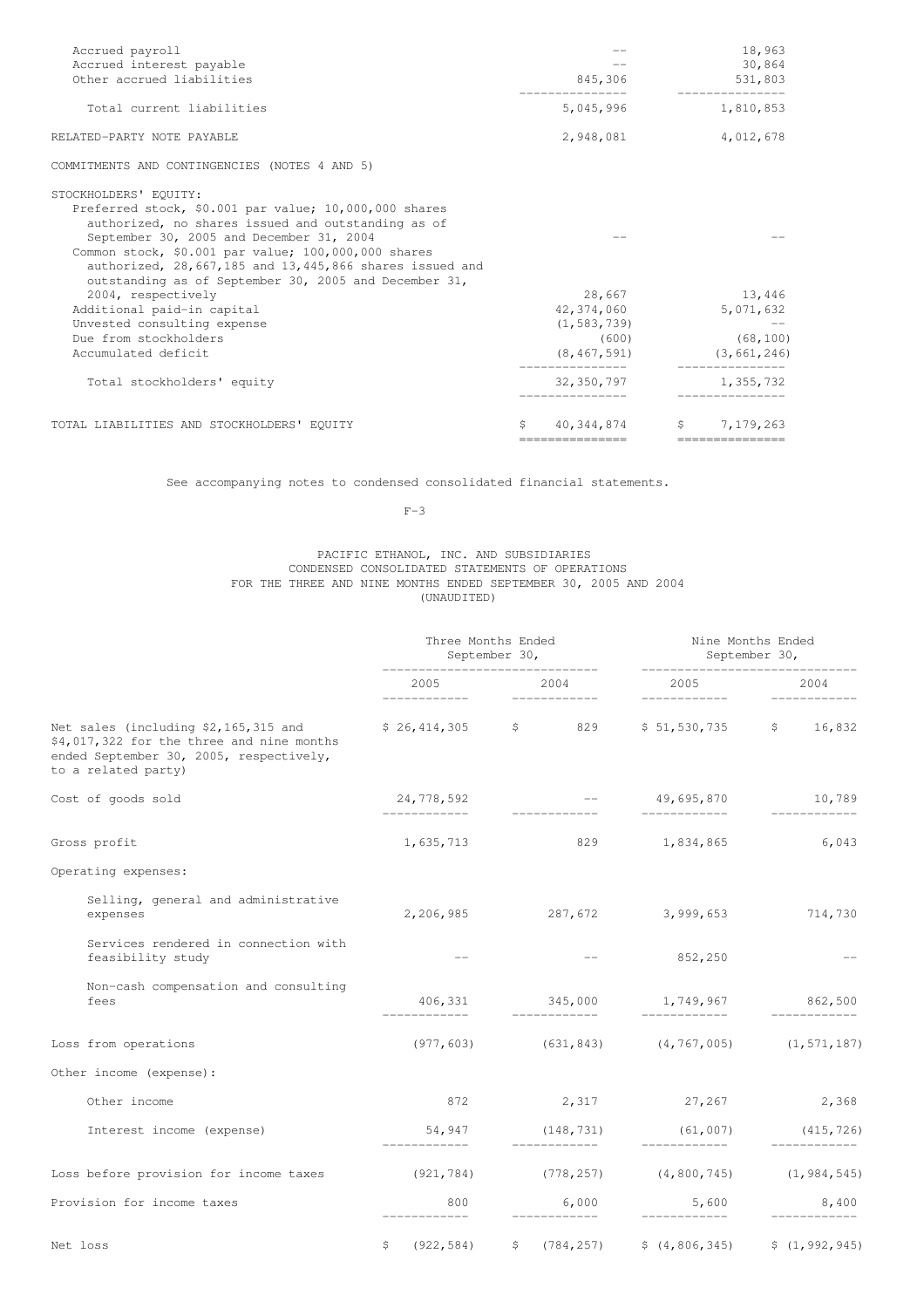| | | |
|---|---|---|
| Accrued payroll | -- | 18,963 |
| Accrued interest payable | -- | 30,864 |
| Other accrued liabilities | 845,306 | 531,803 |
| Total current liabilities | 5,045,996 | 1,810,853 |
| RELATED-PARTY NOTE PAYABLE | 2,948,081 | 4,012,678 |
| COMMITMENTS AND CONTINGENCIES (NOTES 4 AND 5) | | |
| STOCKHOLDERS' EQUITY: | | |
| Preferred stock, $0.001 par value; 10,000,000 shares authorized, no shares issued and outstanding as of September 30, 2005 and December 31, 2004 | -- | -- |
| Common stock, $0.001 par value; 100,000,000 shares authorized, 28,667,185 and 13,445,866 shares issued and outstanding as of September 30, 2005 and December 31, 2004, respectively | 28,667 | 13,446 |
| Additional paid-in capital | 42,374,060 | 5,071,632 |
| Unvested consulting expense | (1,583,739) | -- |
| Due from stockholders | (600) | (68,100) |
| Accumulated deficit | (8,467,591) | (3,661,246) |
| Total stockholders' equity | 32,350,797 | 1,355,732 |
| TOTAL LIABILITIES AND STOCKHOLDERS' EQUITY | $ 40,344,874 | $ 7,179,263 |

See accompanying notes to condensed consolidated financial statements.

PACIFIC ETHANOL, INC. AND SUBSIDIARIES
CONDENSED CONSOLIDATED STATEMENTS OF OPERATIONS
FOR THE THREE AND NINE MONTHS ENDED SEPTEMBER 30, 2005 AND 2004
(UNAUDITED)

| | Three Months Ended September 30, | | Nine Months Ended September 30, | |
|---|---|---|---|---|
| | 2005 | 2004 | 2005 | 2004 |
| Net sales (including $2,165,315 and $4,017,322 for the three and nine months ended September 30, 2005, respectively, to a related party) | $ 26,414,305 | $ 829 | $ 51,530,735 | $ 16,832 |
| Cost of goods sold | 24,778,592 | -- | 49,695,870 | 10,789 |
| Gross profit | 1,635,713 | 829 | 1,834,865 | 6,043 |
| Operating expenses: | | | | |
| Selling, general and administrative expenses | 2,206,985 | 287,672 | 3,999,653 | 714,730 |
| Services rendered in connection with feasibility study | -- | -- | 852,250 | -- |
| Non-cash compensation and consulting fees | 406,331 | 345,000 | 1,749,967 | 862,500 |
| Loss from operations | (977,603) | (631,843) | (4,767,005) | (1,571,187) |
| Other income (expense): | | | | |
| Other income | 872 | 2,317 | 27,267 | 2,368 |
| Interest income (expense) | 54,947 | (148,731) | (61,007) | (415,726) |
| Loss before provision for income taxes | (921,784) | (778,257) | (4,800,745) | (1,984,545) |
| Provision for income taxes | 800 | 6,000 | 5,600 | 8,400 |
| Net loss | $ (922,584) | $ (784,257) | $ (4,806,345) | $ (1,992,945) |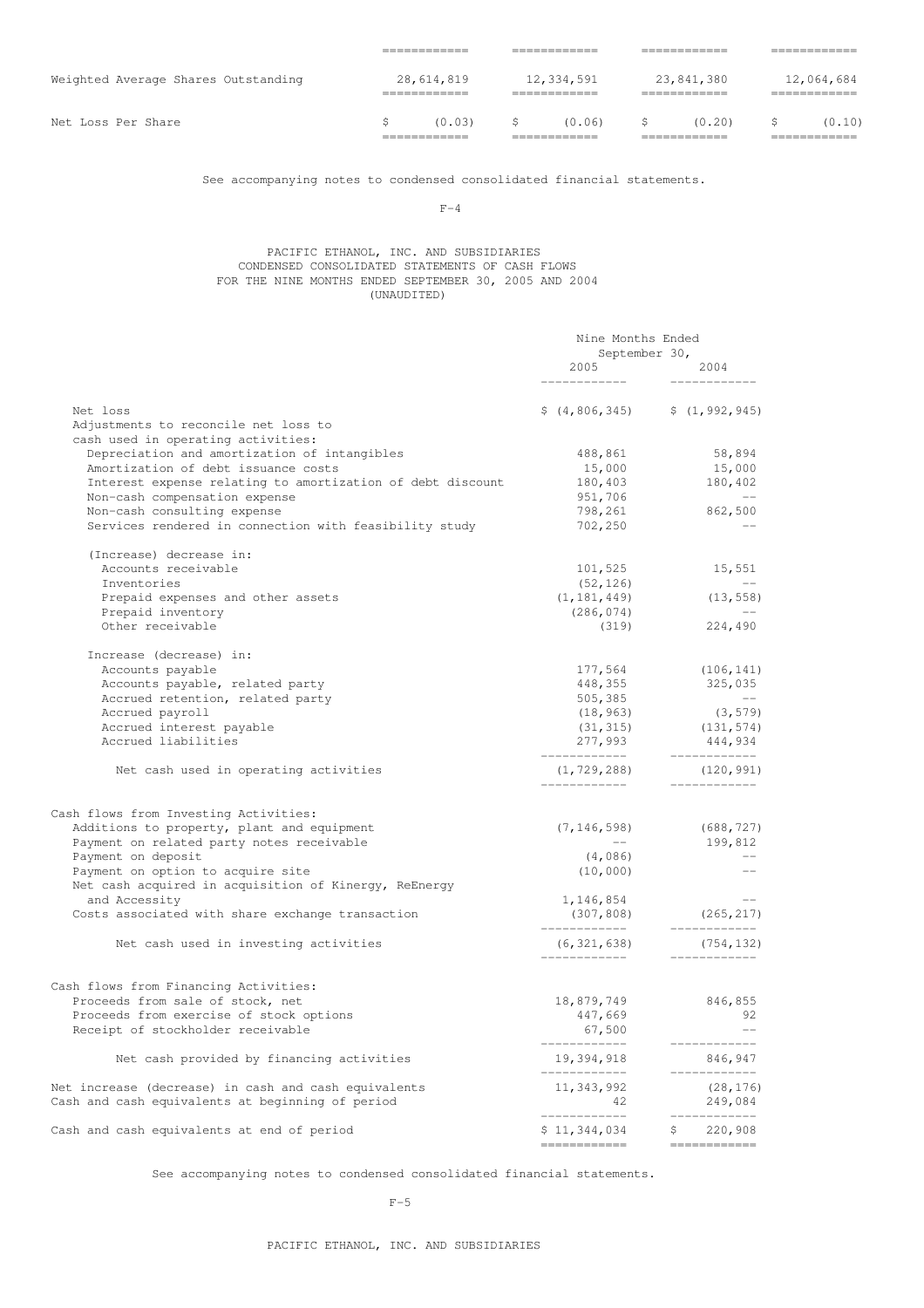| | | | | |
|---|---|---|---|---|
| Weighted Average Shares Outstanding | 28,614,819 | 12,334,591 | 23,841,380 | 12,064,684 |
| Net Loss Per Share | $ (0.03) | $ (0.06) | $ (0.20) | $ (0.10) |

See accompanying notes to condensed consolidated financial statements.

PACIFIC ETHANOL, INC. AND SUBSIDIARIES
CONDENSED CONSOLIDATED STATEMENTS OF CASH FLOWS
FOR THE NINE MONTHS ENDED SEPTEMBER 30, 2005 AND 2004
(UNAUDITED)

| | Nine Months Ended September 30, 2005 | 2004 |
|---|---|---|
| Net loss | $ (4,806,345) | $ (1,992,945) |
| Adjustments to reconcile net loss to cash used in operating activities: | | |
| Depreciation and amortization of intangibles | 488,861 | 58,894 |
| Amortization of debt issuance costs | 15,000 | 15,000 |
| Interest expense relating to amortization of debt discount | 180,403 | 180,402 |
| Non-cash compensation expense | 951,706 | -- |
| Non-cash consulting expense | 798,261 | 862,500 |
| Services rendered in connection with feasibility study | 702,250 | -- |
| (Increase) decrease in: | | |
| Accounts receivable | 101,525 | 15,551 |
| Inventories | (52,126) | -- |
| Prepaid expenses and other assets | (1,181,449) | (13,558) |
| Prepaid inventory | (286,074) | -- |
| Other receivable | (319) | 224,490 |
| Increase (decrease) in: | | |
| Accounts payable | 177,564 | (106,141) |
| Accounts payable, related party | 448,355 | 325,035 |
| Accrued retention, related party | 505,385 | -- |
| Accrued payroll | (18,963) | (3,579) |
| Accrued interest payable | (31,315) | (131,574) |
| Accrued liabilities | 277,993 | 444,934 |
| Net cash used in operating activities | (1,729,288) | (120,991) |
| Cash flows from Investing Activities: | | |
| Additions to property, plant and equipment | (7,146,598) | (688,727) |
| Payment on related party notes receivable | -- | 199,812 |
| Payment on deposit | (4,086) | -- |
| Payment on option to acquire site | (10,000) | -- |
| Net cash acquired in acquisition of Kinergy, ReEnergy and Accessity | 1,146,854 | -- |
| Costs associated with share exchange transaction | (307,808) | (265,217) |
| Net cash used in investing activities | (6,321,638) | (754,132) |
| Cash flows from Financing Activities: | | |
| Proceeds from sale of stock, net | 18,879,749 | 846,855 |
| Proceeds from exercise of stock options | 447,669 | 92 |
| Receipt of stockholder receivable | 67,500 | -- |
| Net cash provided by financing activities | 19,394,918 | 846,947 |
| Net increase (decrease) in cash and cash equivalents | 11,343,992 | (28,176) |
| Cash and cash equivalents at beginning of period | 42 | 249,084 |
| Cash and cash equivalents at end of period | $ 11,344,034 | $ 220,908 |

See accompanying notes to condensed consolidated financial statements.

PACIFIC ETHANOL, INC. AND SUBSIDIARIES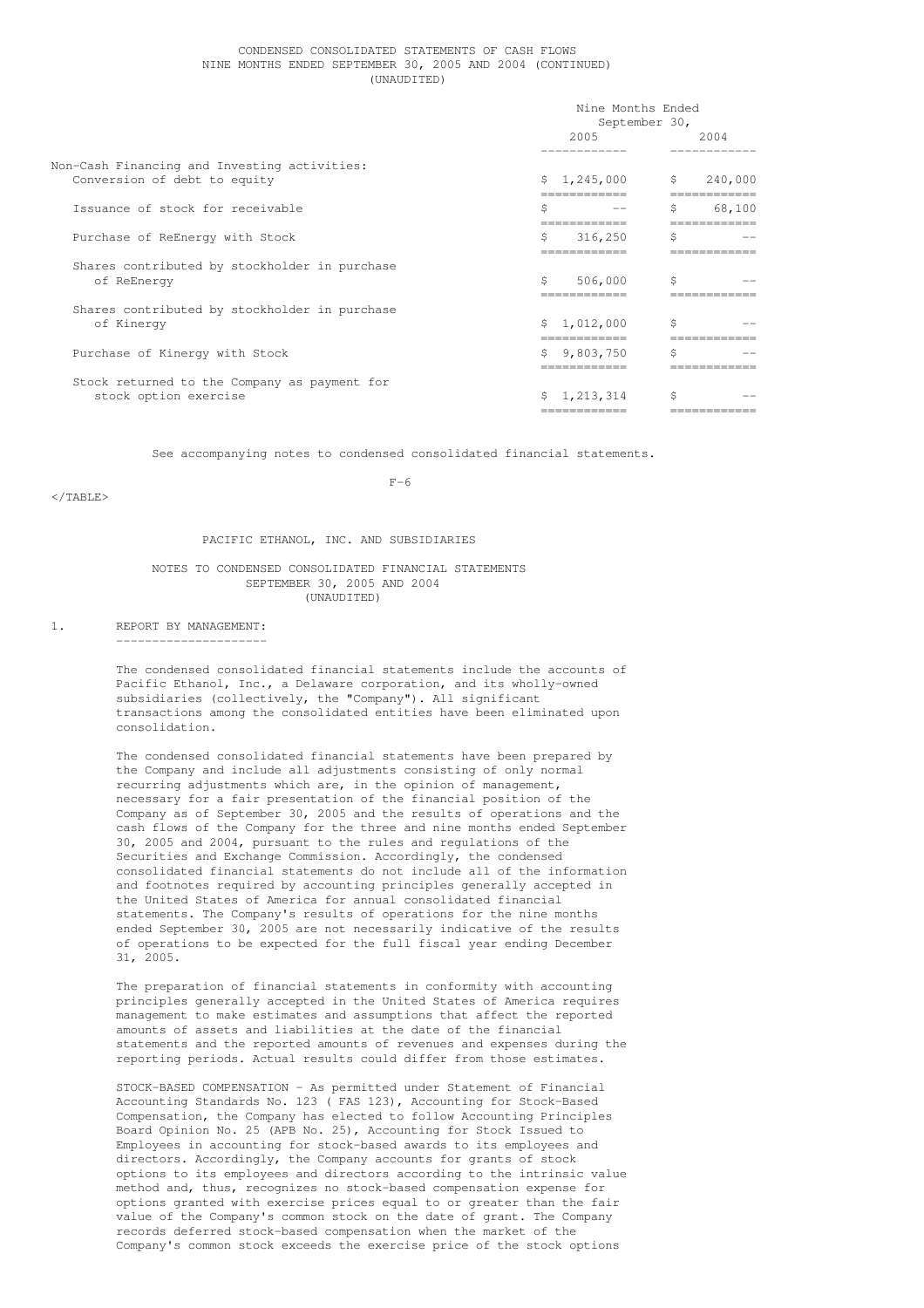CONDENSED CONSOLIDATED STATEMENTS OF CASH FLOWS
NINE MONTHS ENDED SEPTEMBER 30, 2005 AND 2004 (CONTINUED)
(UNAUDITED)

| | Nine Months Ended September 30, | |
|---|---|---|
| | 2005 | 2004 |
| Non-Cash Financing and Investing activities: | | |
| Conversion of debt to equity | $ 1,245,000 | $ 240,000 |
| Issuance of stock for receivable | $ -- | $ 68,100 |
| Purchase of ReEnergy with Stock | $ 316,250 | $ -- |
| Shares contributed by stockholder in purchase of ReEnergy | $ 506,000 | $ -- |
| Shares contributed by stockholder in purchase of Kinergy | $ 1,012,000 | $ -- |
| Purchase of Kinergy with Stock | $ 9,803,750 | $ -- |
| Stock returned to the Company as payment for stock option exercise | $ 1,213,314 | $ -- |

See accompanying notes to condensed consolidated financial statements.

PACIFIC ETHANOL, INC. AND SUBSIDIARIES

NOTES TO CONDENSED CONSOLIDATED FINANCIAL STATEMENTS
SEPTEMBER 30, 2005 AND 2004
(UNAUDITED)

1. REPORT BY MANAGEMENT:

The condensed consolidated financial statements include the accounts of Pacific Ethanol, Inc., a Delaware corporation, and its wholly-owned subsidiaries (collectively, the "Company"). All significant transactions among the consolidated entities have been eliminated upon consolidation.

The condensed consolidated financial statements have been prepared by the Company and include all adjustments consisting of only normal recurring adjustments which are, in the opinion of management, necessary for a fair presentation of the financial position of the Company as of September 30, 2005 and the results of operations and the cash flows of the Company for the three and nine months ended September 30, 2005 and 2004, pursuant to the rules and regulations of the Securities and Exchange Commission. Accordingly, the condensed consolidated financial statements do not include all of the information and footnotes required by accounting principles generally accepted in the United States of America for annual consolidated financial statements. The Company's results of operations for the nine months ended September 30, 2005 are not necessarily indicative of the results of operations to be expected for the full fiscal year ending December 31, 2005.

The preparation of financial statements in conformity with accounting principles generally accepted in the United States of America requires management to make estimates and assumptions that affect the reported amounts of assets and liabilities at the date of the financial statements and the reported amounts of revenues and expenses during the reporting periods. Actual results could differ from those estimates.

STOCK-BASED COMPENSATION - As permitted under Statement of Financial Accounting Standards No. 123 ( FAS 123), Accounting for Stock-Based Compensation, the Company has elected to follow Accounting Principles Board Opinion No. 25 (APB No. 25), Accounting for Stock Issued to Employees in accounting for stock-based awards to its employees and directors. Accordingly, the Company accounts for grants of stock options to its employees and directors according to the intrinsic value method and, thus, recognizes no stock-based compensation expense for options granted with exercise prices equal to or greater than the fair value of the Company's common stock on the date of grant. The Company records deferred stock-based compensation when the market of the Company's common stock exceeds the exercise price of the stock options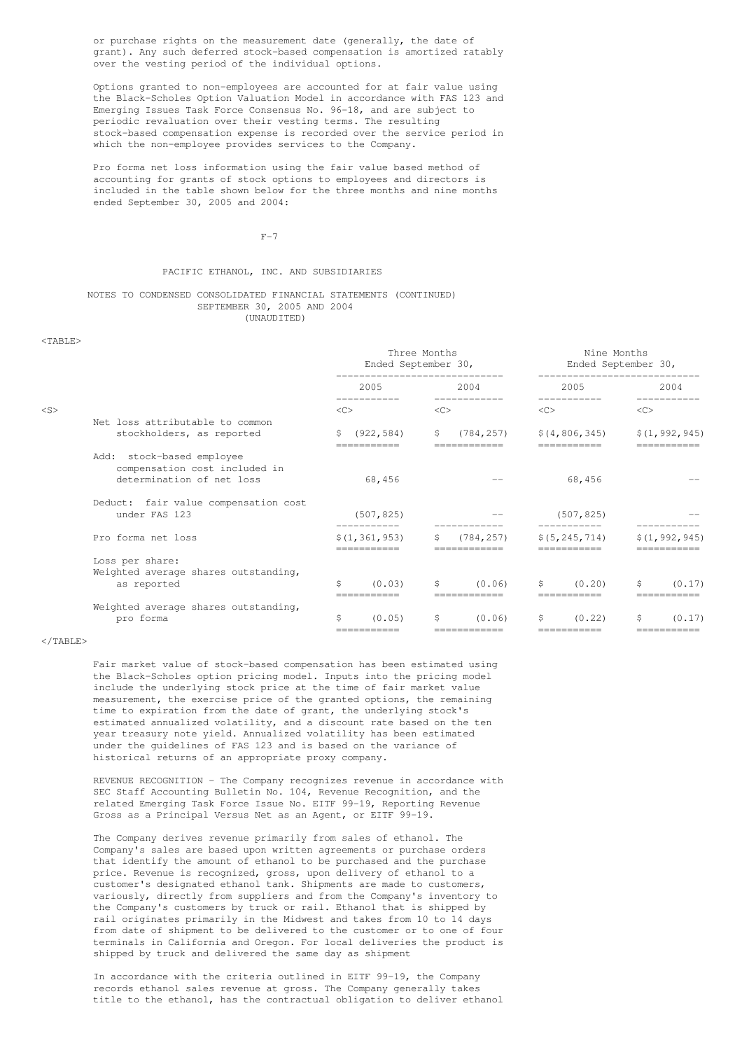or purchase rights on the measurement date (generally, the date of grant). Any such deferred stock-based compensation is amortized ratably over the vesting period of the individual options.

Options granted to non-employees are accounted for at fair value using the Black-Scholes Option Valuation Model in accordance with FAS 123 and Emerging Issues Task Force Consensus No. 96-18, and are subject to periodic revaluation over their vesting terms. The resulting stock-based compensation expense is recorded over the service period in which the non-employee provides services to the Company.

Pro forma net loss information using the fair value based method of accounting for grants of stock options to employees and directors is included in the table shown below for the three months and nine months ended September 30, 2005 and 2004:

PACIFIC ETHANOL, INC. AND SUBSIDIARIES

NOTES TO CONDENSED CONSOLIDATED FINANCIAL STATEMENTS (CONTINUED)
SEPTEMBER 30, 2005 AND 2004
(UNAUDITED)

| | Three Months Ended September 30, | | Nine Months Ended September 30, | |
|---|---|---|---|---|
| | 2005 | 2004 | 2005 | 2004 |
| Net loss attributable to common stockholders, as reported | $ (922,584) | $ (784,257) | $(4,806,345) | $(1,992,945) |
| Add: stock-based employee compensation cost included in determination of net loss | 68,456 | -- | 68,456 | -- |
| Deduct: fair value compensation cost under FAS 123 | (507,825) | -- | (507,825) | -- |
| Pro forma net loss | $(1,361,953) | $ (784,257) | $(5,245,714) | $(1,992,945) |
| Loss per share: | | | | |
| Weighted average shares outstanding, as reported | $ (0.03) | $ (0.06) | $ (0.20) | $ (0.17) |
| Weighted average shares outstanding, pro forma | $ (0.05) | $ (0.06) | $ (0.22) | $ (0.17) |

Fair market value of stock-based compensation has been estimated using the Black-Scholes option pricing model. Inputs into the pricing model include the underlying stock price at the time of fair market value measurement, the exercise price of the granted options, the remaining time to expiration from the date of grant, the underlying stock's estimated annualized volatility, and a discount rate based on the ten year treasury note yield. Annualized volatility has been estimated under the guidelines of FAS 123 and is based on the variance of historical returns of an appropriate proxy company.

REVENUE RECOGNITION - The Company recognizes revenue in accordance with SEC Staff Accounting Bulletin No. 104, Revenue Recognition, and the related Emerging Task Force Issue No. EITF 99-19, Reporting Revenue Gross as a Principal Versus Net as an Agent, or EITF 99-19.

The Company derives revenue primarily from sales of ethanol. The Company's sales are based upon written agreements or purchase orders that identify the amount of ethanol to be purchased and the purchase price. Revenue is recognized, gross, upon delivery of ethanol to a customer's designated ethanol tank. Shipments are made to customers, variously, directly from suppliers and from the Company's inventory to the Company's customers by truck or rail. Ethanol that is shipped by rail originates primarily in the Midwest and takes from 10 to 14 days from date of shipment to be delivered to the customer or to one of four terminals in California and Oregon. For local deliveries the product is shipped by truck and delivered the same day as shipment

In accordance with the criteria outlined in EITF 99-19, the Company records ethanol sales revenue at gross. The Company generally takes title to the ethanol, has the contractual obligation to deliver ethanol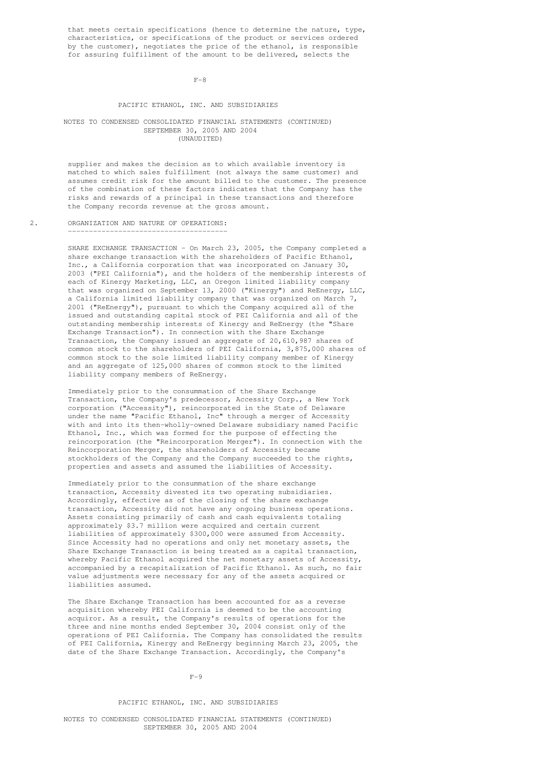that meets certain specifications (hence to determine the nature, type, characteristics, or specifications of the product or services ordered by the customer), negotiates the price of the ethanol, is responsible for assuring fulfillment of the amount to be delivered, selects the supplier and makes the decision as to which available inventory is matched to which sales fulfillment (not always the same customer) and assumes credit risk for the amount billed to the customer. The presence of the combination of these factors indicates that the Company has the risks and rewards of a principal in these transactions and therefore the Company records revenue at the gross amount.

## 2. ORGANIZATION AND NATURE OF OPERATIONS:

SHARE EXCHANGE TRANSACTION - On March 23, 2005, the Company completed a share exchange transaction with the shareholders of Pacific Ethanol, Inc., a California corporation that was incorporated on January 30, 2003 ("PEI California"), and the holders of the membership interests of each of Kinergy Marketing, LLC, an Oregon limited liability company that was organized on September 13, 2000 ("Kinergy") and ReEnergy, LLC, a California limited liability company that was organized on March 7, 2001 ("ReEnergy"), pursuant to which the Company acquired all of the issued and outstanding capital stock of PEI California and all of the outstanding membership interests of Kinergy and ReEnergy (the "Share Exchange Transaction"). In connection with the Share Exchange Transaction, the Company issued an aggregate of 20,610,987 shares of common stock to the shareholders of PEI California, 3,875,000 shares of common stock to the sole limited liability company member of Kinergy and an aggregate of 125,000 shares of common stock to the limited liability company members of ReEnergy.

Immediately prior to the consummation of the Share Exchange Transaction, the Company's predecessor, Accessity Corp., a New York corporation ("Accessity"), reincorporated in the State of Delaware under the name "Pacific Ethanol, Inc" through a merger of Accessity with and into its then-wholly-owned Delaware subsidiary named Pacific Ethanol, Inc., which was formed for the purpose of effecting the reincorporation (the "Reincorporation Merger"). In connection with the Reincorporation Merger, the shareholders of Accessity became stockholders of the Company and the Company succeeded to the rights, properties and assets and assumed the liabilities of Accessity.

Immediately prior to the consummation of the share exchange transaction, Accessity divested its two operating subsidiaries. Accordingly, effective as of the closing of the share exchange transaction, Accessity did not have any ongoing business operations. Assets consisting primarily of cash and cash equivalents totaling approximately $3.7 million were acquired and certain current liabilities of approximately $300,000 were assumed from Accessity. Since Accessity had no operations and only net monetary assets, the Share Exchange Transaction is being treated as a capital transaction, whereby Pacific Ethanol acquired the net monetary assets of Accessity, accompanied by a recapitalization of Pacific Ethanol. As such, no fair value adjustments were necessary for any of the assets acquired or liabilities assumed.

The Share Exchange Transaction has been accounted for as a reverse acquisition whereby PEI California is deemed to be the accounting acquiror. As a result, the Company's results of operations for the three and nine months ended September 30, 2004 consist only of the operations of PEI California. The Company has consolidated the results of PEI California, Kinergy and ReEnergy beginning March 23, 2005, the date of the Share Exchange Transaction. Accordingly, the Company's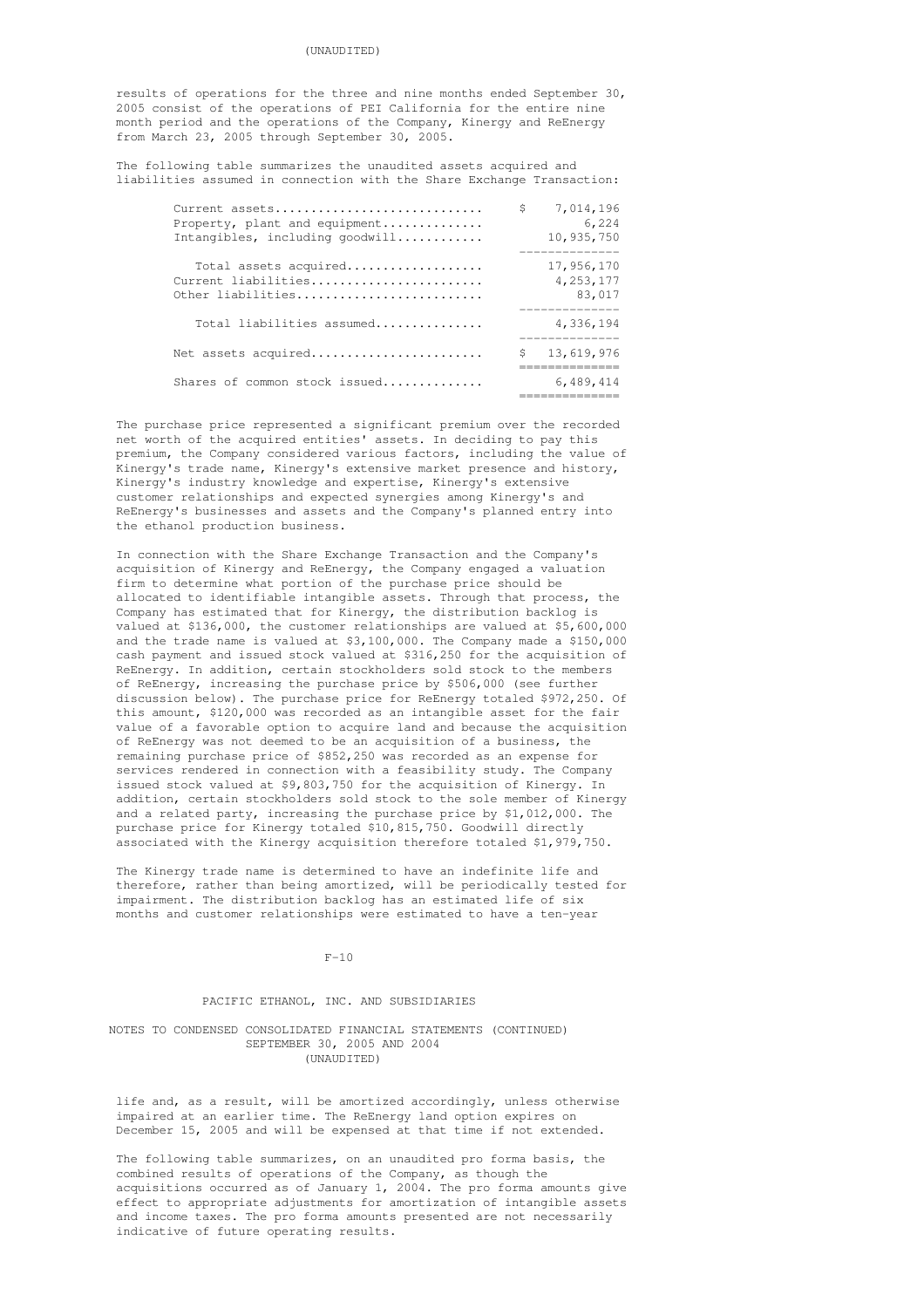results of operations for the three and nine months ended September 30, 2005 consist of the operations of PEI California for the entire nine month period and the operations of the Company, Kinergy and ReEnergy from March 23, 2005 through September 30, 2005.

The following table summarizes the unaudited assets acquired and liabilities assumed in connection with the Share Exchange Transaction:

| | |
|---|---|
| Current assets | $ 7,014,196 |
| Property, plant and equipment | 6,224 |
| Intangibles, including goodwill | 10,935,750 |
| Total assets acquired | 17,956,170 |
| Current liabilities | 4,253,177 |
| Other liabilities | 83,017 |
| Total liabilities assumed | 4,336,194 |
| Net assets acquired | $ 13,619,976 |
| Shares of common stock issued | 6,489,414 |

The purchase price represented a significant premium over the recorded net worth of the acquired entities' assets. In deciding to pay this premium, the Company considered various factors, including the value of Kinergy's trade name, Kinergy's extensive market presence and history, Kinergy's industry knowledge and expertise, Kinergy's extensive customer relationships and expected synergies among Kinergy's and ReEnergy's businesses and assets and the Company's planned entry into the ethanol production business.

In connection with the Share Exchange Transaction and the Company's acquisition of Kinergy and ReEnergy, the Company engaged a valuation firm to determine what portion of the purchase price should be allocated to identifiable intangible assets. Through that process, the Company has estimated that for Kinergy, the distribution backlog is valued at $136,000, the customer relationships are valued at $5,600,000 and the trade name is valued at $3,100,000. The Company made a $150,000 cash payment and issued stock valued at $316,250 for the acquisition of ReEnergy. In addition, certain stockholders sold stock to the members of ReEnergy, increasing the purchase price by $506,000 (see further discussion below). The purchase price for ReEnergy totaled $972,250. Of this amount, $120,000 was recorded as an intangible asset for the fair value of a favorable option to acquire land and because the acquisition of ReEnergy was not deemed to be an acquisition of a business, the remaining purchase price of $852,250 was recorded as an expense for services rendered in connection with a feasibility study. The Company issued stock valued at $9,803,750 for the acquisition of Kinergy. In addition, certain stockholders sold stock to the sole member of Kinergy and a related party, increasing the purchase price by $1,012,000. The purchase price for Kinergy totaled $10,815,750. Goodwill directly associated with the Kinergy acquisition therefore totaled $1,979,750.

The Kinergy trade name is determined to have an indefinite life and therefore, rather than being amortized, will be periodically tested for impairment. The distribution backlog has an estimated life of six months and customer relationships were estimated to have a ten-year life and, as a result, will be amortized accordingly, unless otherwise impaired at an earlier time. The ReEnergy land option expires on December 15, 2005 and will be expensed at that time if not extended.

The following table summarizes, on an unaudited pro forma basis, the combined results of operations of the Company, as though the acquisitions occurred as of January 1, 2004. The pro forma amounts give effect to appropriate adjustments for amortization of intangible assets and income taxes. The pro forma amounts presented are not necessarily indicative of future operating results.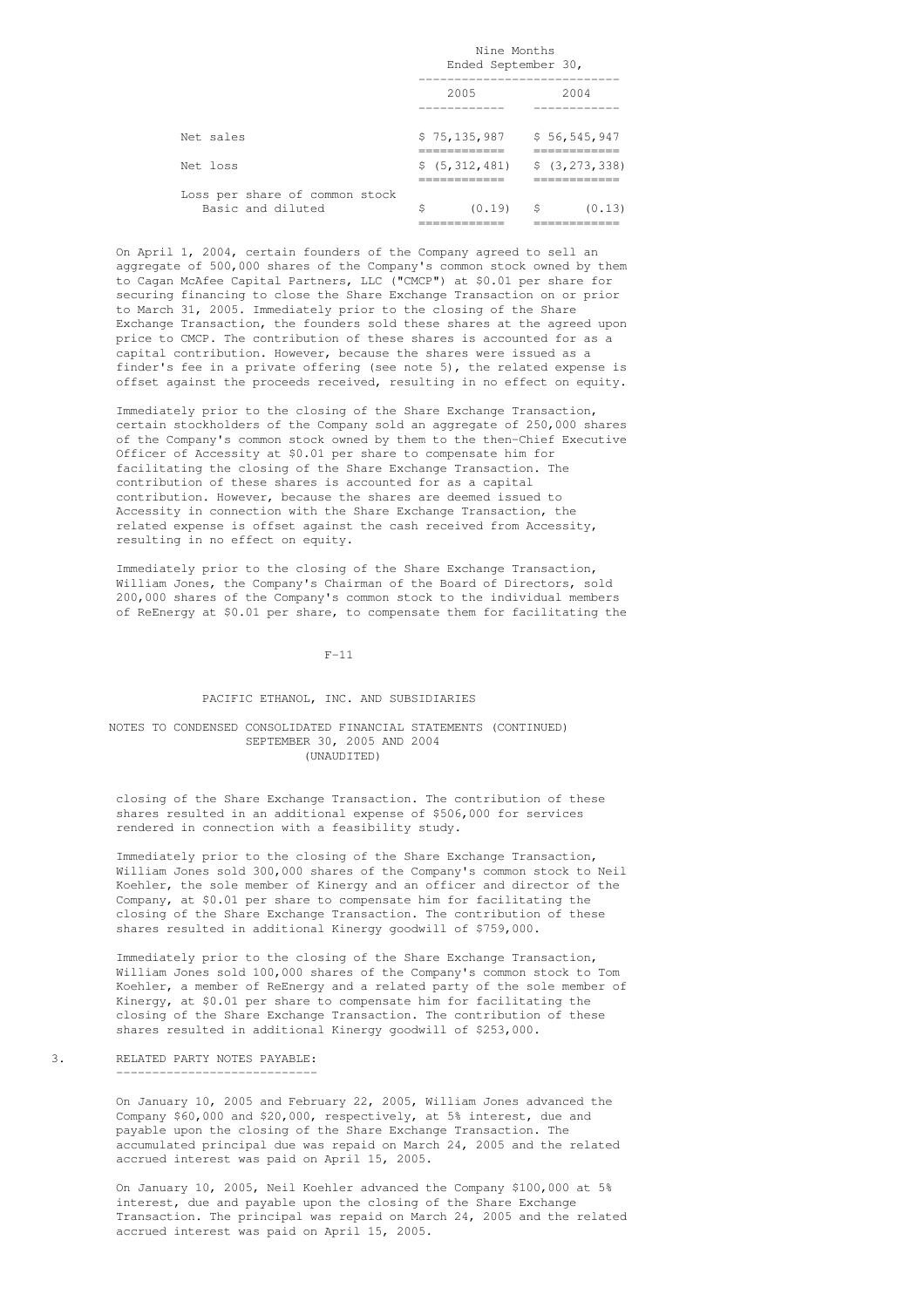| | Nine Months Ended September 30, | |
|---|---|---|
| | 2005 | 2004 |
| Net sales | $ 75,135,987 | $ 56,545,947 |
| Net loss | $ (5,312,481) | $ (3,273,338) |
| Loss per share of common stock Basic and diluted | $ (0.19) | $ (0.13) |

On April 1, 2004, certain founders of the Company agreed to sell an aggregate of 500,000 shares of the Company's common stock owned by them to Cagan McAfee Capital Partners, LLC ("CMCP") at $0.01 per share for securing financing to close the Share Exchange Transaction on or prior to March 31, 2005. Immediately prior to the closing of the Share Exchange Transaction, the founders sold these shares at the agreed upon price to CMCP. The contribution of these shares is accounted for as a capital contribution. However, because the shares were issued as a finder's fee in a private offering (see note 5), the related expense is offset against the proceeds received, resulting in no effect on equity.

Immediately prior to the closing of the Share Exchange Transaction, certain stockholders of the Company sold an aggregate of 250,000 shares of the Company's common stock owned by them to the then-Chief Executive Officer of Accessity at $0.01 per share to compensate him for facilitating the closing of the Share Exchange Transaction. The contribution of these shares is accounted for as a capital contribution. However, because the shares are deemed issued to Accessity in connection with the Share Exchange Transaction, the related expense is offset against the cash received from Accessity, resulting in no effect on equity.

Immediately prior to the closing of the Share Exchange Transaction, William Jones, the Company's Chairman of the Board of Directors, sold 200,000 shares of the Company's common stock to the individual members of ReEnergy at $0.01 per share, to compensate them for facilitating the closing of the Share Exchange Transaction. The contribution of these shares resulted in an additional expense of $506,000 for services rendered in connection with a feasibility study.

Immediately prior to the closing of the Share Exchange Transaction, William Jones sold 300,000 shares of the Company's common stock to Neil Koehler, the sole member of Kinergy and an officer and director of the Company, at $0.01 per share to compensate him for facilitating the closing of the Share Exchange Transaction. The contribution of these shares resulted in additional Kinergy goodwill of $759,000.

Immediately prior to the closing of the Share Exchange Transaction, William Jones sold 100,000 shares of the Company's common stock to Tom Koehler, a member of ReEnergy and a related party of the sole member of Kinergy, at $0.01 per share to compensate him for facilitating the closing of the Share Exchange Transaction. The contribution of these shares resulted in additional Kinergy goodwill of $253,000.

## 3. RELATED PARTY NOTES PAYABLE:

On January 10, 2005 and February 22, 2005, William Jones advanced the Company $60,000 and $20,000, respectively, at 5% interest, due and payable upon the closing of the Share Exchange Transaction. The accumulated principal due was repaid on March 24, 2005 and the related accrued interest was paid on April 15, 2005.

On January 10, 2005, Neil Koehler advanced the Company $100,000 at 5% interest, due and payable upon the closing of the Share Exchange Transaction. The principal was repaid on March 24, 2005 and the related accrued interest was paid on April 15, 2005.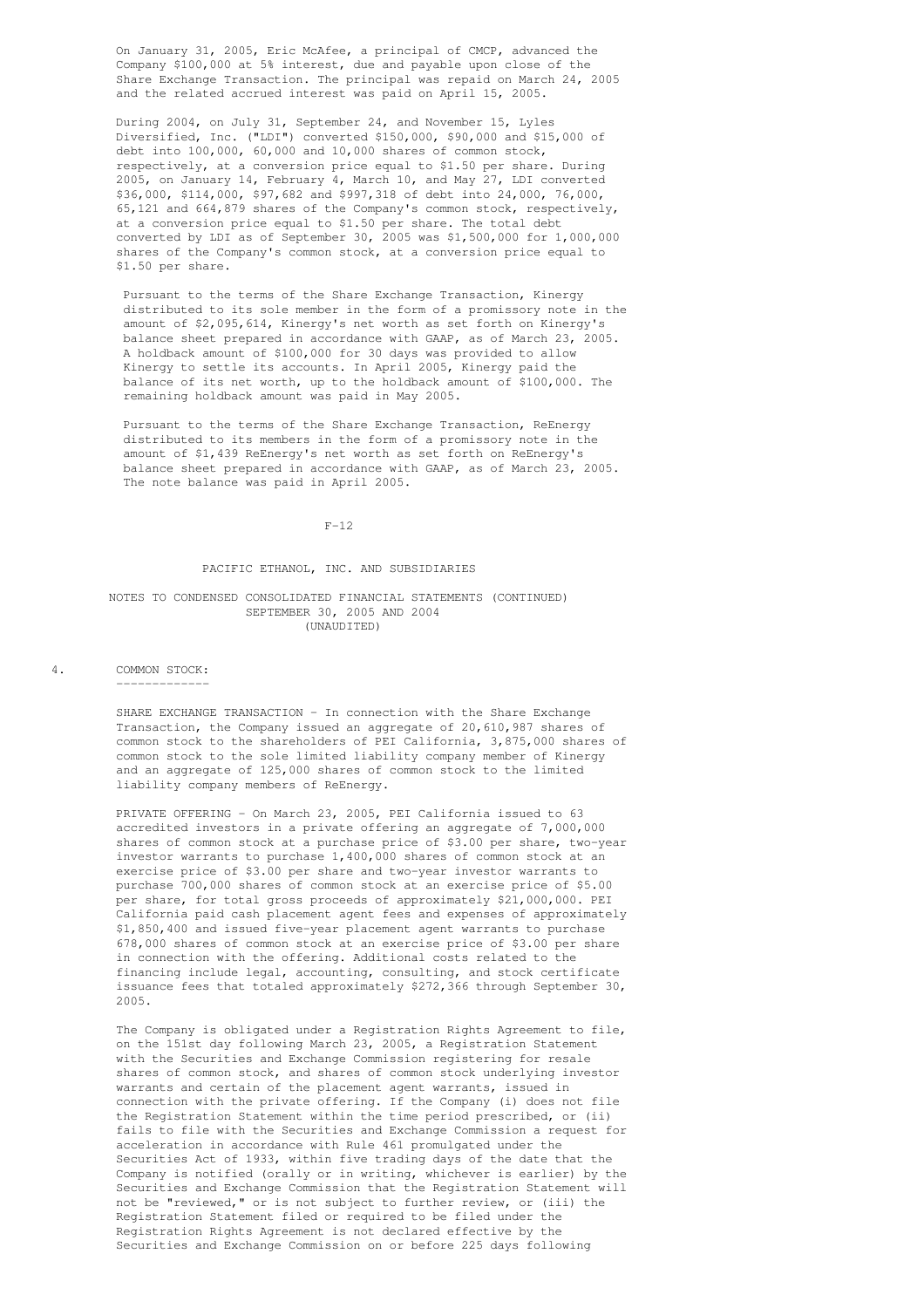On January 31, 2005, Eric McAfee, a principal of CMCP, advanced the Company $100,000 at 5% interest, due and payable upon close of the Share Exchange Transaction. The principal was repaid on March 24, 2005 and the related accrued interest was paid on April 15, 2005.

During 2004, on July 31, September 24, and November 15, Lyles Diversified, Inc. ("LDI") converted $150,000, $90,000 and $15,000 of debt into 100,000, 60,000 and 10,000 shares of common stock, respectively, at a conversion price equal to $1.50 per share. During 2005, on January 14, February 4, March 10, and May 27, LDI converted $36,000, $114,000, $97,682 and $997,318 of debt into 24,000, 76,000, 65,121 and 664,879 shares of the Company's common stock, respectively, at a conversion price equal to $1.50 per share. The total debt converted by LDI as of September 30, 2005 was $1,500,000 for 1,000,000 shares of the Company's common stock, at a conversion price equal to $1.50 per share.

Pursuant to the terms of the Share Exchange Transaction, Kinergy distributed to its sole member in the form of a promissory note in the amount of $2,095,614, Kinergy's net worth as set forth on Kinergy's balance sheet prepared in accordance with GAAP, as of March 23, 2005. A holdback amount of $100,000 for 30 days was provided to allow Kinergy to settle its accounts. In April 2005, Kinergy paid the balance of its net worth, up to the holdback amount of $100,000. The remaining holdback amount was paid in May 2005.

Pursuant to the terms of the Share Exchange Transaction, ReEnergy distributed to its members in the form of a promissory note in the amount of $1,439 ReEnergy's net worth as set forth on ReEnergy's balance sheet prepared in accordance with GAAP, as of March 23, 2005. The note balance was paid in April 2005.

PACIFIC ETHANOL, INC. AND SUBSIDIARIES

NOTES TO CONDENSED CONSOLIDATED FINANCIAL STATEMENTS (CONTINUED)
SEPTEMBER 30, 2005 AND 2004
(UNAUDITED)

## 4. COMMON STOCK:

SHARE EXCHANGE TRANSACTION - In connection with the Share Exchange Transaction, the Company issued an aggregate of 20,610,987 shares of common stock to the shareholders of PEI California, 3,875,000 shares of common stock to the sole limited liability company member of Kinergy and an aggregate of 125,000 shares of common stock to the limited liability company members of ReEnergy.

PRIVATE OFFERING - On March 23, 2005, PEI California issued to 63 accredited investors in a private offering an aggregate of 7,000,000 shares of common stock at a purchase price of $3.00 per share, two-year investor warrants to purchase 1,400,000 shares of common stock at an exercise price of $3.00 per share and two-year investor warrants to purchase 700,000 shares of common stock at an exercise price of $5.00 per share, for total gross proceeds of approximately $21,000,000. PEI California paid cash placement agent fees and expenses of approximately $1,850,400 and issued five-year placement agent warrants to purchase 678,000 shares of common stock at an exercise price of $3.00 per share in connection with the offering. Additional costs related to the financing include legal, accounting, consulting, and stock certificate issuance fees that totaled approximately $272,366 through September 30, 2005.

The Company is obligated under a Registration Rights Agreement to file, on the 151st day following March 23, 2005, a Registration Statement with the Securities and Exchange Commission registering for resale shares of common stock, and shares of common stock underlying investor warrants and certain of the placement agent warrants, issued in connection with the private offering. If the Company (i) does not file the Registration Statement within the time period prescribed, or (ii) fails to file with the Securities and Exchange Commission a request for acceleration in accordance with Rule 461 promulgated under the Securities Act of 1933, within five trading days of the date that the Company is notified (orally or in writing, whichever is earlier) by the Securities and Exchange Commission that the Registration Statement will not be "reviewed," or is not subject to further review, or (iii) the Registration Statement filed or required to be filed under the Registration Rights Agreement is not declared effective by the Securities and Exchange Commission on or before 225 days following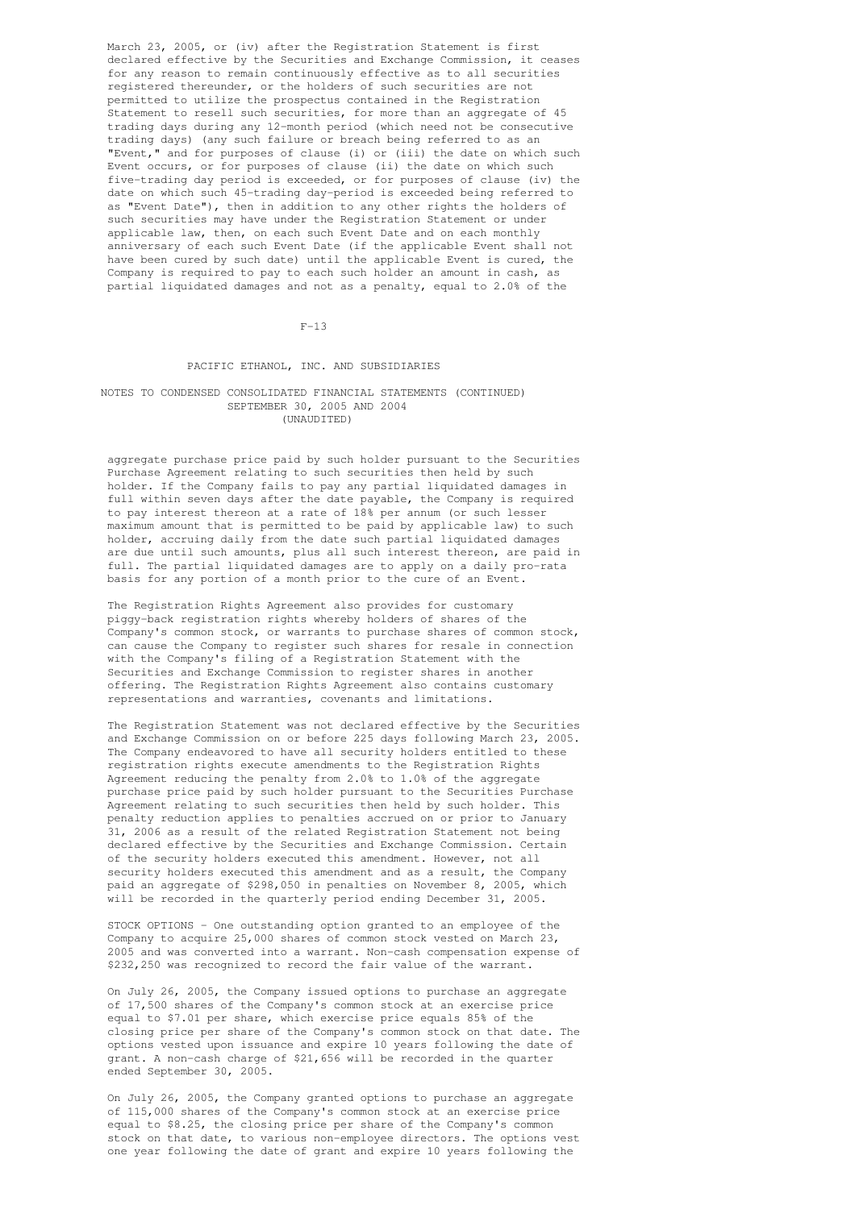March 23, 2005, or (iv) after the Registration Statement is first declared effective by the Securities and Exchange Commission, it ceases for any reason to remain continuously effective as to all securities registered thereunder, or the holders of such securities are not permitted to utilize the prospectus contained in the Registration Statement to resell such securities, for more than an aggregate of 45 trading days during any 12-month period (which need not be consecutive trading days) (any such failure or breach being referred to as an "Event," and for purposes of clause (i) or (iii) the date on which such Event occurs, or for purposes of clause (ii) the date on which such five-trading day period is exceeded, or for purposes of clause (iv) the date on which such 45-trading day-period is exceeded being referred to as "Event Date"), then in addition to any other rights the holders of such securities may have under the Registration Statement or under applicable law, then, on each such Event Date and on each monthly anniversary of each such Event Date (if the applicable Event shall not have been cured by such date) until the applicable Event is cured, the Company is required to pay to each such holder an amount in cash, as partial liquidated damages and not as a penalty, equal to 2.0% of the aggregate purchase price paid by such holder pursuant to the Securities Purchase Agreement relating to such securities then held by such holder. If the Company fails to pay any partial liquidated damages in full within seven days after the date payable, the Company is required to pay interest thereon at a rate of 18% per annum (or such lesser maximum amount that is permitted to be paid by applicable law) to such holder, accruing daily from the date such partial liquidated damages are due until such amounts, plus all such interest thereon, are paid in full. The partial liquidated damages are to apply on a daily pro-rata basis for any portion of a month prior to the cure of an Event.

The Registration Rights Agreement also provides for customary piggy-back registration rights whereby holders of shares of the Company's common stock, or warrants to purchase shares of common stock, can cause the Company to register such shares for resale in connection with the Company's filing of a Registration Statement with the Securities and Exchange Commission to register shares in another offering. The Registration Rights Agreement also contains customary representations and warranties, covenants and limitations.

The Registration Statement was not declared effective by the Securities and Exchange Commission on or before 225 days following March 23, 2005. The Company endeavored to have all security holders entitled to these registration rights execute amendments to the Registration Rights Agreement reducing the penalty from 2.0% to 1.0% of the aggregate purchase price paid by such holder pursuant to the Securities Purchase Agreement relating to such securities then held by such holder. This penalty reduction applies to penalties accrued on or prior to January 31, 2006 as a result of the related Registration Statement not being declared effective by the Securities and Exchange Commission. Certain of the security holders executed this amendment. However, not all security holders executed this amendment and as a result, the Company paid an aggregate of $298,050 in penalties on November 8, 2005, which will be recorded in the quarterly period ending December 31, 2005.

STOCK OPTIONS - One outstanding option granted to an employee of the Company to acquire 25,000 shares of common stock vested on March 23, 2005 and was converted into a warrant. Non-cash compensation expense of $232,250 was recognized to record the fair value of the warrant.

On July 26, 2005, the Company issued options to purchase an aggregate of 17,500 shares of the Company's common stock at an exercise price equal to $7.01 per share, which exercise price equals 85% of the closing price per share of the Company's common stock on that date. The options vested upon issuance and expire 10 years following the date of grant. A non-cash charge of $21,656 will be recorded in the quarter ended September 30, 2005.

On July 26, 2005, the Company granted options to purchase an aggregate of 115,000 shares of the Company's common stock at an exercise price equal to $8.25, the closing price per share of the Company's common stock on that date, to various non-employee directors. The options vest one year following the date of grant and expire 10 years following the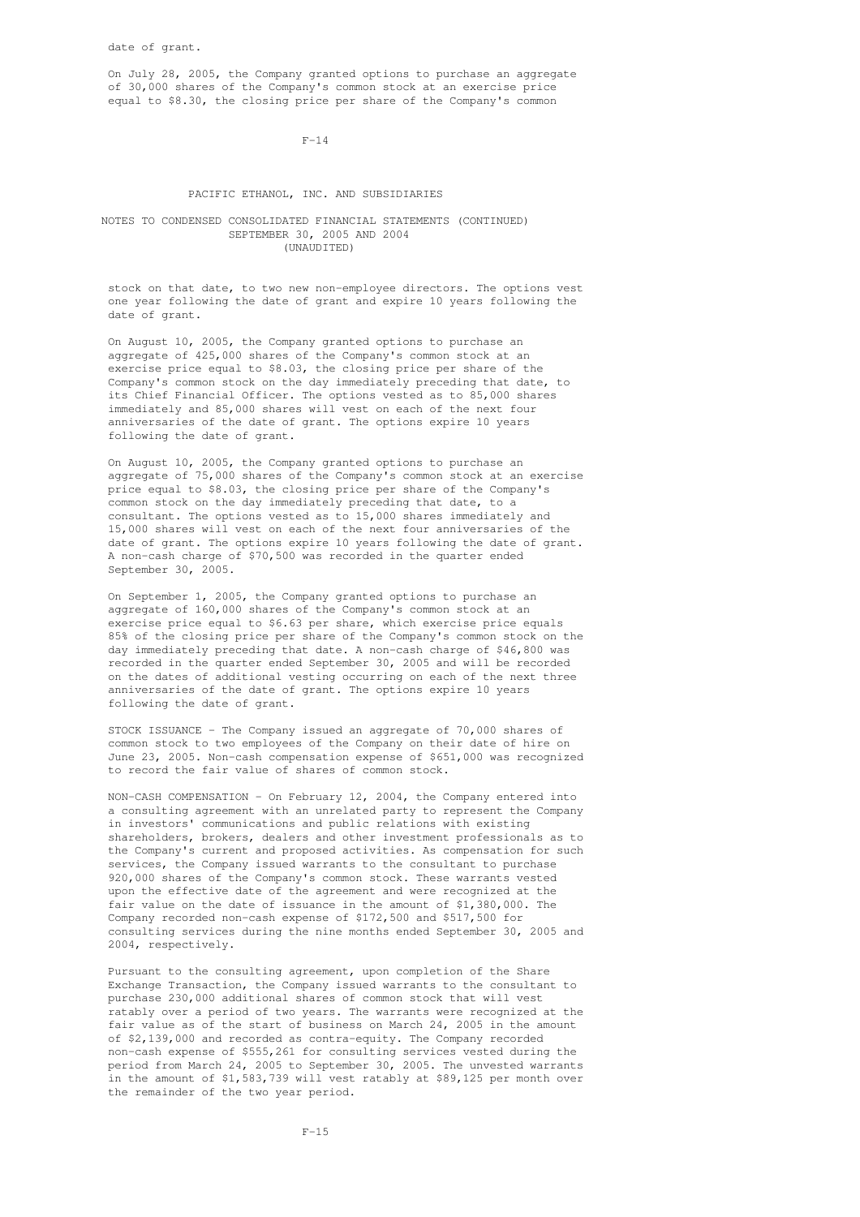date of grant.

On July 28, 2005, the Company granted options to purchase an aggregate of 30,000 shares of the Company's common stock at an exercise price equal to $8.30, the closing price per share of the Company's common stock on that date, to two new non-employee directors. The options vest one year following the date of grant and expire 10 years following the date of grant.

On August 10, 2005, the Company granted options to purchase an aggregate of 425,000 shares of the Company's common stock at an exercise price equal to $8.03, the closing price per share of the Company's common stock on the day immediately preceding that date, to its Chief Financial Officer. The options vested as to 85,000 shares immediately and 85,000 shares will vest on each of the next four anniversaries of the date of grant. The options expire 10 years following the date of grant.

On August 10, 2005, the Company granted options to purchase an aggregate of 75,000 shares of the Company's common stock at an exercise price equal to $8.03, the closing price per share of the Company's common stock on the day immediately preceding that date, to a consultant. The options vested as to 15,000 shares immediately and 15,000 shares will vest on each of the next four anniversaries of the date of grant. The options expire 10 years following the date of grant. A non-cash charge of $70,500 was recorded in the quarter ended September 30, 2005.

On September 1, 2005, the Company granted options to purchase an aggregate of 160,000 shares of the Company's common stock at an exercise price equal to $6.63 per share, which exercise price equals 85% of the closing price per share of the Company's common stock on the day immediately preceding that date. A non-cash charge of $46,800 was recorded in the quarter ended September 30, 2005 and will be recorded on the dates of additional vesting occurring on each of the next three anniversaries of the date of grant. The options expire 10 years following the date of grant.

STOCK ISSUANCE - The Company issued an aggregate of 70,000 shares of common stock to two employees of the Company on their date of hire on June 23, 2005. Non-cash compensation expense of $651,000 was recognized to record the fair value of shares of common stock.

NON-CASH COMPENSATION - On February 12, 2004, the Company entered into a consulting agreement with an unrelated party to represent the Company in investors' communications and public relations with existing shareholders, brokers, dealers and other investment professionals as to the Company's current and proposed activities. As compensation for such services, the Company issued warrants to the consultant to purchase 920,000 shares of the Company's common stock. These warrants vested upon the effective date of the agreement and were recognized at the fair value on the date of issuance in the amount of $1,380,000. The Company recorded non-cash expense of $172,500 and $517,500 for consulting services during the nine months ended September 30, 2005 and 2004, respectively.

Pursuant to the consulting agreement, upon completion of the Share Exchange Transaction, the Company issued warrants to the consultant to purchase 230,000 additional shares of common stock that will vest ratably over a period of two years. The warrants were recognized at the fair value as of the start of business on March 24, 2005 in the amount of $2,139,000 and recorded as contra-equity. The Company recorded non-cash expense of $555,261 for consulting services vested during the period from March 24, 2005 to September 30, 2005. The unvested warrants in the amount of $1,583,739 will vest ratably at $89,125 per month over the remainder of the two year period.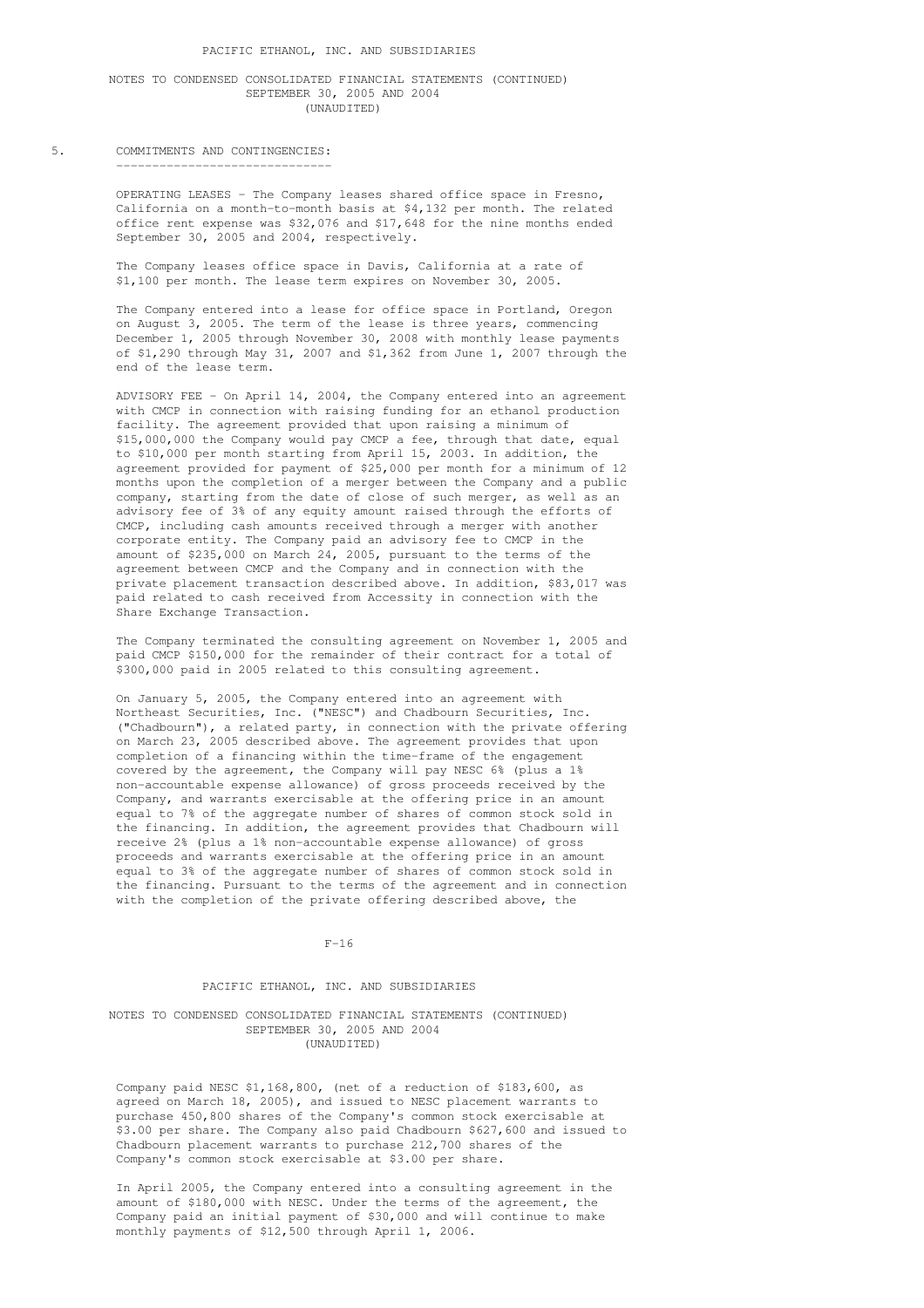## 5. COMMITMENTS AND CONTINGENCIES:

OPERATING LEASES - The Company leases shared office space in Fresno, California on a month-to-month basis at $4,132 per month. The related office rent expense was $32,076 and $17,648 for the nine months ended September 30, 2005 and 2004, respectively.

The Company leases office space in Davis, California at a rate of $1,100 per month. The lease term expires on November 30, 2005.

The Company entered into a lease for office space in Portland, Oregon on August 3, 2005. The term of the lease is three years, commencing December 1, 2005 through November 30, 2008 with monthly lease payments of $1,290 through May 31, 2007 and $1,362 from June 1, 2007 through the end of the lease term.

ADVISORY FEE - On April 14, 2004, the Company entered into an agreement with CMCP in connection with raising funding for an ethanol production facility. The agreement provided that upon raising a minimum of $15,000,000 the Company would pay CMCP a fee, through that date, equal to $10,000 per month starting from April 15, 2003. In addition, the agreement provided for payment of $25,000 per month for a minimum of 12 months upon the completion of a merger between the Company and a public company, starting from the date of close of such merger, as well as an advisory fee of 3% of any equity amount raised through the efforts of CMCP, including cash amounts received through a merger with another corporate entity. The Company paid an advisory fee to CMCP in the amount of $235,000 on March 24, 2005, pursuant to the terms of the agreement between CMCP and the Company and in connection with the private placement transaction described above. In addition, $83,017 was paid related to cash received from Accessity in connection with the Share Exchange Transaction.

The Company terminated the consulting agreement on November 1, 2005 and paid CMCP $150,000 for the remainder of their contract for a total of $300,000 paid in 2005 related to this consulting agreement.

On January 5, 2005, the Company entered into an agreement with Northeast Securities, Inc. ("NESC") and Chadbourn Securities, Inc. ("Chadbourn"), a related party, in connection with the private offering on March 23, 2005 described above. The agreement provides that upon completion of a financing within the time-frame of the engagement covered by the agreement, the Company will pay NESC 6% (plus a 1% non-accountable expense allowance) of gross proceeds received by the Company, and warrants exercisable at the offering price in an amount equal to 7% of the aggregate number of shares of common stock sold in the financing. In addition, the agreement provides that Chadbourn will receive 2% (plus a 1% non-accountable expense allowance) of gross proceeds and warrants exercisable at the offering price in an amount equal to 3% of the aggregate number of shares of common stock sold in the financing. Pursuant to the terms of the agreement and in connection with the completion of the private offering described above, the Company paid NESC $1,168,800, (net of a reduction of $183,600, as agreed on March 18, 2005), and issued to NESC placement warrants to purchase 450,800 shares of the Company's common stock exercisable at $3.00 per share. The Company also paid Chadbourn $627,600 and issued to Chadbourn placement warrants to purchase 212,700 shares of the Company's common stock exercisable at $3.00 per share.

In April 2005, the Company entered into a consulting agreement in the amount of $180,000 with NESC. Under the terms of the agreement, the Company paid an initial payment of $30,000 and will continue to make monthly payments of $12,500 through April 1, 2006.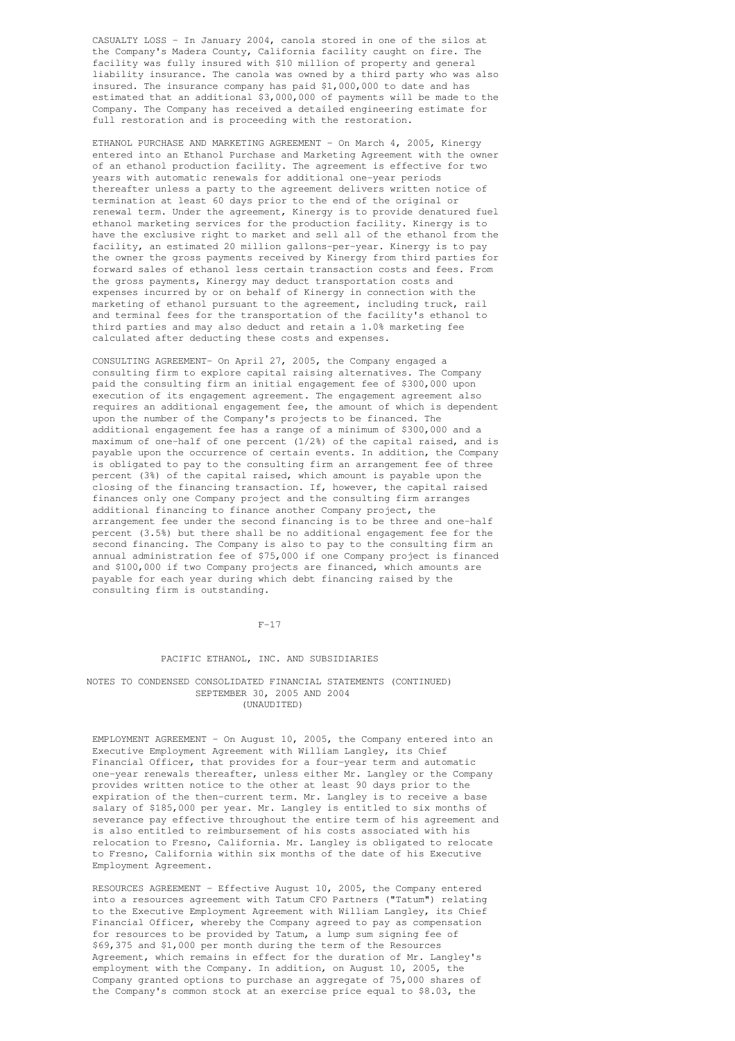CASUALTY LOSS - In January 2004, canola stored in one of the silos at the Company's Madera County, California facility caught on fire. The facility was fully insured with $10 million of property and general liability insurance. The canola was owned by a third party who was also insured. The insurance company has paid $1,000,000 to date and has estimated that an additional $3,000,000 of payments will be made to the Company. The Company has received a detailed engineering estimate for full restoration and is proceeding with the restoration.

ETHANOL PURCHASE AND MARKETING AGREEMENT - On March 4, 2005, Kinergy entered into an Ethanol Purchase and Marketing Agreement with the owner of an ethanol production facility. The agreement is effective for two years with automatic renewals for additional one-year periods thereafter unless a party to the agreement delivers written notice of termination at least 60 days prior to the end of the original or renewal term. Under the agreement, Kinergy is to provide denatured fuel ethanol marketing services for the production facility. Kinergy is to have the exclusive right to market and sell all of the ethanol from the facility, an estimated 20 million gallons-per-year. Kinergy is to pay the owner the gross payments received by Kinergy from third parties for forward sales of ethanol less certain transaction costs and fees. From the gross payments, Kinergy may deduct transportation costs and expenses incurred by or on behalf of Kinergy in connection with the marketing of ethanol pursuant to the agreement, including truck, rail and terminal fees for the transportation of the facility's ethanol to third parties and may also deduct and retain a 1.0% marketing fee calculated after deducting these costs and expenses.

CONSULTING AGREEMENT- On April 27, 2005, the Company engaged a consulting firm to explore capital raising alternatives. The Company paid the consulting firm an initial engagement fee of $300,000 upon execution of its engagement agreement. The engagement agreement also requires an additional engagement fee, the amount of which is dependent upon the number of the Company's projects to be financed. The additional engagement fee has a range of a minimum of $300,000 and a maximum of one-half of one percent (1/2%) of the capital raised, and is payable upon the occurrence of certain events. In addition, the Company is obligated to pay to the consulting firm an arrangement fee of three percent (3%) of the capital raised, which amount is payable upon the closing of the financing transaction. If, however, the capital raised finances only one Company project and the consulting firm arranges additional financing to finance another Company project, the arrangement fee under the second financing is to be three and one-half percent (3.5%) but there shall be no additional engagement fee for the second financing. The Company is also to pay to the consulting firm an annual administration fee of $75,000 if one Company project is financed and $100,000 if two Company projects are financed, which amounts are payable for each year during which debt financing raised by the consulting firm is outstanding.

EMPLOYMENT AGREEMENT - On August 10, 2005, the Company entered into an Executive Employment Agreement with William Langley, its Chief Financial Officer, that provides for a four-year term and automatic one-year renewals thereafter, unless either Mr. Langley or the Company provides written notice to the other at least 90 days prior to the expiration of the then-current term. Mr. Langley is to receive a base salary of $185,000 per year. Mr. Langley is entitled to six months of severance pay effective throughout the entire term of his agreement and is also entitled to reimbursement of his costs associated with his relocation to Fresno, California. Mr. Langley is obligated to relocate to Fresno, California within six months of the date of his Executive Employment Agreement.

RESOURCES AGREEMENT - Effective August 10, 2005, the Company entered into a resources agreement with Tatum CFO Partners ("Tatum") relating to the Executive Employment Agreement with William Langley, its Chief Financial Officer, whereby the Company agreed to pay as compensation for resources to be provided by Tatum, a lump sum signing fee of $69,375 and $1,000 per month during the term of the Resources Agreement, which remains in effect for the duration of Mr. Langley's employment with the Company. In addition, on August 10, 2005, the Company granted options to purchase an aggregate of 75,000 shares of the Company's common stock at an exercise price equal to $8.03, the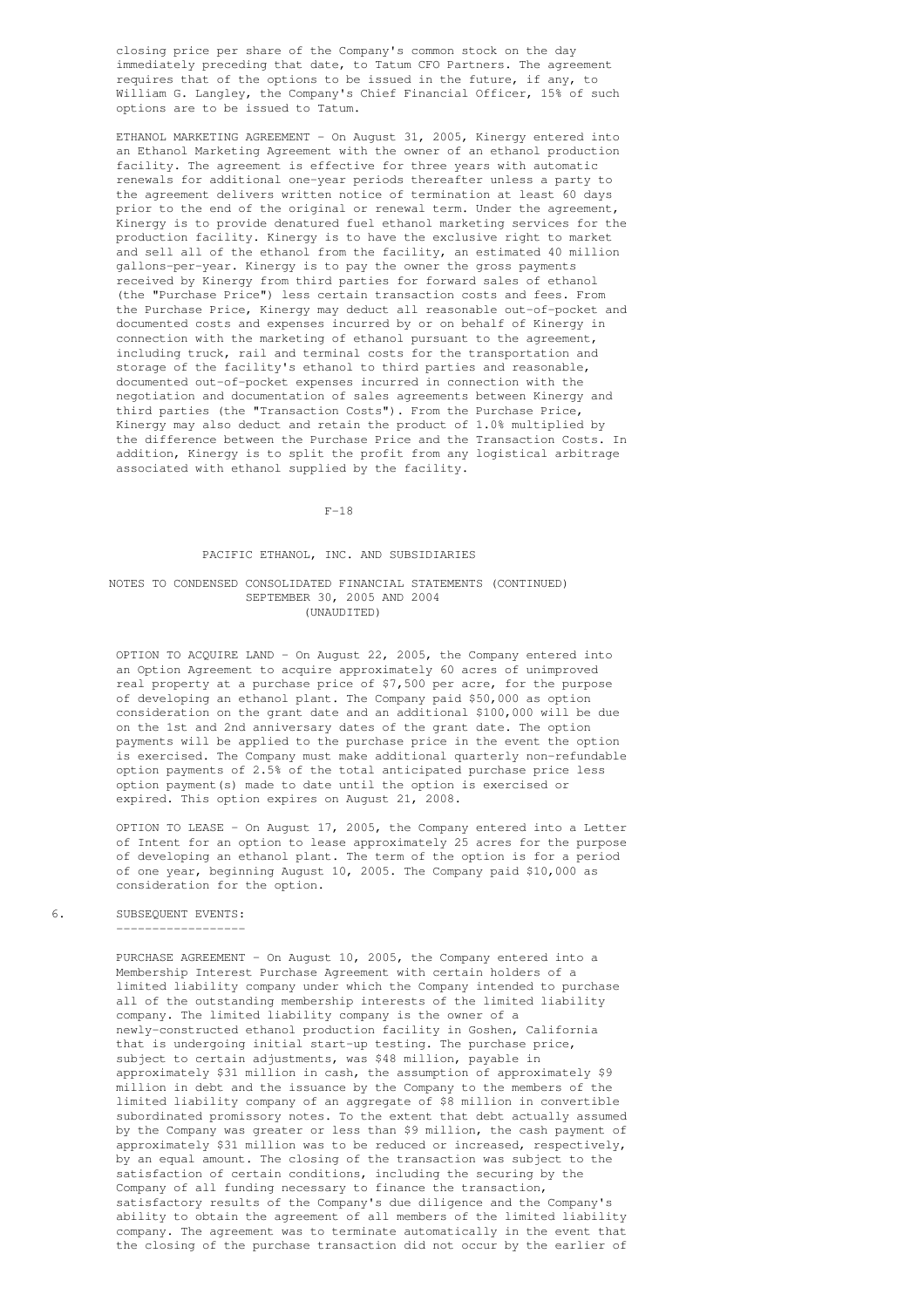closing price per share of the Company's common stock on the day immediately preceding that date, to Tatum CFO Partners. The agreement requires that of the options to be issued in the future, if any, to William G. Langley, the Company's Chief Financial Officer, 15% of such options are to be issued to Tatum.

ETHANOL MARKETING AGREEMENT - On August 31, 2005, Kinergy entered into an Ethanol Marketing Agreement with the owner of an ethanol production facility. The agreement is effective for three years with automatic renewals for additional one-year periods thereafter unless a party to the agreement delivers written notice of termination at least 60 days prior to the end of the original or renewal term. Under the agreement, Kinergy is to provide denatured fuel ethanol marketing services for the production facility. Kinergy is to have the exclusive right to market and sell all of the ethanol from the facility, an estimated 40 million gallons-per-year. Kinergy is to pay the owner the gross payments received by Kinergy from third parties for forward sales of ethanol (the "Purchase Price") less certain transaction costs and fees. From the Purchase Price, Kinergy may deduct all reasonable out-of-pocket and documented costs and expenses incurred by or on behalf of Kinergy in connection with the marketing of ethanol pursuant to the agreement, including truck, rail and terminal costs for the transportation and storage of the facility's ethanol to third parties and reasonable, documented out-of-pocket expenses incurred in connection with the negotiation and documentation of sales agreements between Kinergy and third parties (the "Transaction Costs"). From the Purchase Price, Kinergy may also deduct and retain the product of 1.0% multiplied by the difference between the Purchase Price and the Transaction Costs. In addition, Kinergy is to split the profit from any logistical arbitrage associated with ethanol supplied by the facility.

PACIFIC ETHANOL, INC. AND SUBSIDIARIES

NOTES TO CONDENSED CONSOLIDATED FINANCIAL STATEMENTS (CONTINUED)
SEPTEMBER 30, 2005 AND 2004
(UNAUDITED)

OPTION TO ACQUIRE LAND - On August 22, 2005, the Company entered into an Option Agreement to acquire approximately 60 acres of unimproved real property at a purchase price of $7,500 per acre, for the purpose of developing an ethanol plant. The Company paid $50,000 as option consideration on the grant date and an additional $100,000 will be due on the 1st and 2nd anniversary dates of the grant date. The option payments will be applied to the purchase price in the event the option is exercised. The Company must make additional quarterly non-refundable option payments of 2.5% of the total anticipated purchase price less option payment(s) made to date until the option is exercised or expired. This option expires on August 21, 2008.

OPTION TO LEASE - On August 17, 2005, the Company entered into a Letter of Intent for an option to lease approximately 25 acres for the purpose of developing an ethanol plant. The term of the option is for a period of one year, beginning August 10, 2005. The Company paid $10,000 as consideration for the option.

## 6. SUBSEQUENT EVENTS:

PURCHASE AGREEMENT - On August 10, 2005, the Company entered into a Membership Interest Purchase Agreement with certain holders of a limited liability company under which the Company intended to purchase all of the outstanding membership interests of the limited liability company. The limited liability company is the owner of a newly-constructed ethanol production facility in Goshen, California that is undergoing initial start-up testing. The purchase price, subject to certain adjustments, was $48 million, payable in approximately $31 million in cash, the assumption of approximately $9 million in debt and the issuance by the Company to the members of the limited liability company of an aggregate of $8 million in convertible subordinated promissory notes. To the extent that debt actually assumed by the Company was greater or less than $9 million, the cash payment of approximately $31 million was to be reduced or increased, respectively, by an equal amount. The closing of the transaction was subject to the satisfaction of certain conditions, including the securing by the Company of all funding necessary to finance the transaction, satisfactory results of the Company's due diligence and the Company's ability to obtain the agreement of all members of the limited liability company. The agreement was to terminate automatically in the event that the closing of the purchase transaction did not occur by the earlier of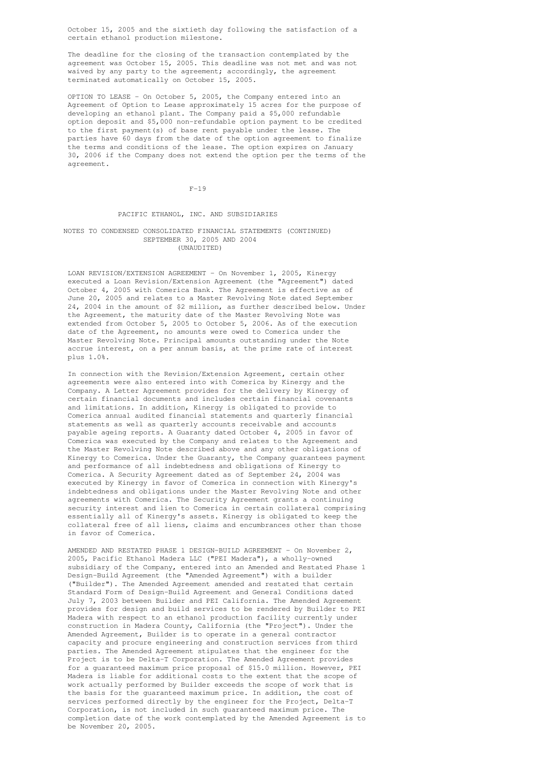October 15, 2005 and the sixtieth day following the satisfaction of a certain ethanol production milestone.

The deadline for the closing of the transaction contemplated by the agreement was October 15, 2005. This deadline was not met and was not waived by any party to the agreement; accordingly, the agreement terminated automatically on October 15, 2005.

OPTION TO LEASE - On October 5, 2005, the Company entered into an Agreement of Option to Lease approximately 15 acres for the purpose of developing an ethanol plant. The Company paid a $5,000 refundable option deposit and $5,000 non-refundable option payment to be credited to the first payment(s) of base rent payable under the lease. The parties have 60 days from the date of the option agreement to finalize the terms and conditions of the lease. The option expires on January 30, 2006 if the Company does not extend the option per the terms of the agreement.

PACIFIC ETHANOL, INC. AND SUBSIDIARIES

NOTES TO CONDENSED CONSOLIDATED FINANCIAL STATEMENTS (CONTINUED)
SEPTEMBER 30, 2005 AND 2004
(UNAUDITED)

LOAN REVISION/EXTENSION AGREEMENT - On November 1, 2005, Kinergy executed a Loan Revision/Extension Agreement (the "Agreement") dated October 4, 2005 with Comerica Bank. The Agreement is effective as of June 20, 2005 and relates to a Master Revolving Note dated September 24, 2004 in the amount of $2 million, as further described below. Under the Agreement, the maturity date of the Master Revolving Note was extended from October 5, 2005 to October 5, 2006. As of the execution date of the Agreement, no amounts were owed to Comerica under the Master Revolving Note. Principal amounts outstanding under the Note accrue interest, on a per annum basis, at the prime rate of interest plus 1.0%.

In connection with the Revision/Extension Agreement, certain other agreements were also entered into with Comerica by Kinergy and the Company. A Letter Agreement provides for the delivery by Kinergy of certain financial documents and includes certain financial covenants and limitations. In addition, Kinergy is obligated to provide to Comerica annual audited financial statements and quarterly financial statements as well as quarterly accounts receivable and accounts payable ageing reports. A Guaranty dated October 4, 2005 in favor of Comerica was executed by the Company and relates to the Agreement and the Master Revolving Note described above and any other obligations of Kinergy to Comerica. Under the Guaranty, the Company guarantees payment and performance of all indebtedness and obligations of Kinergy to Comerica. A Security Agreement dated as of September 24, 2004 was executed by Kinergy in favor of Comerica in connection with Kinergy's indebtedness and obligations under the Master Revolving Note and other agreements with Comerica. The Security Agreement grants a continuing security interest and lien to Comerica in certain collateral comprising essentially all of Kinergy's assets. Kinergy is obligated to keep the collateral free of all liens, claims and encumbrances other than those in favor of Comerica.

AMENDED AND RESTATED PHASE 1 DESIGN-BUILD AGREEMENT - On November 2, 2005, Pacific Ethanol Madera LLC ("PEI Madera"), a wholly-owned subsidiary of the Company, entered into an Amended and Restated Phase 1 Design-Build Agreement (the "Amended Agreement") with a builder ("Builder"). The Amended Agreement amended and restated that certain Standard Form of Design-Build Agreement and General Conditions dated July 7, 2003 between Builder and PEI California. The Amended Agreement provides for design and build services to be rendered by Builder to PEI Madera with respect to an ethanol production facility currently under construction in Madera County, California (the "Project"). Under the Amended Agreement, Builder is to operate in a general contractor capacity and procure engineering and construction services from third parties. The Amended Agreement stipulates that the engineer for the Project is to be Delta-T Corporation. The Amended Agreement provides for a guaranteed maximum price proposal of $15.0 million. However, PEI Madera is liable for additional costs to the extent that the scope of work actually performed by Builder exceeds the scope of work that is the basis for the guaranteed maximum price. In addition, the cost of services performed directly by the engineer for the Project, Delta-T Corporation, is not included in such guaranteed maximum price. The completion date of the work contemplated by the Amended Agreement is to be November 20, 2005.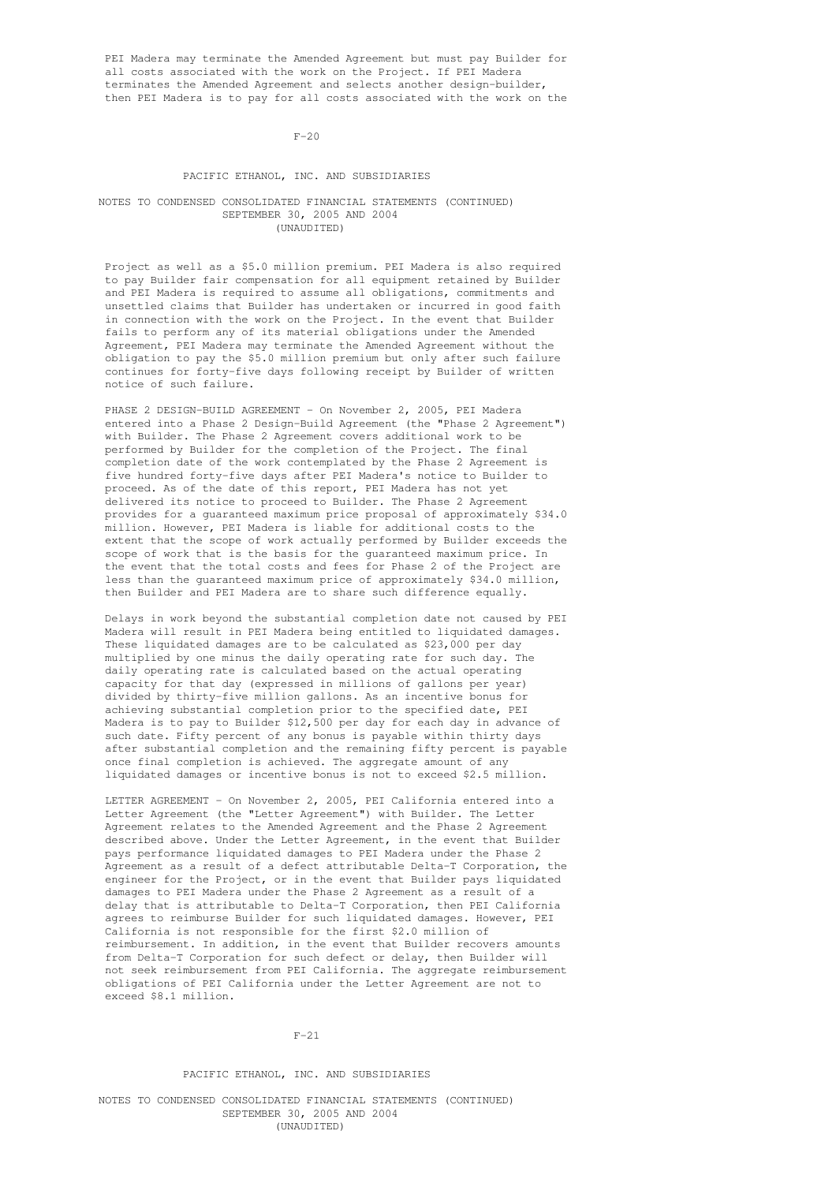PEI Madera may terminate the Amended Agreement but must pay Builder for all costs associated with the work on the Project. If PEI Madera terminates the Amended Agreement and selects another design-builder, then PEI Madera is to pay for all costs associated with the work on the Project as well as a $5.0 million premium. PEI Madera is also required to pay Builder fair compensation for all equipment retained by Builder and PEI Madera is required to assume all obligations, commitments and unsettled claims that Builder has undertaken or incurred in good faith in connection with the work on the Project. In the event that Builder fails to perform any of its material obligations under the Amended Agreement, PEI Madera may terminate the Amended Agreement without the obligation to pay the $5.0 million premium but only after such failure continues for forty-five days following receipt by Builder of written notice of such failure.

PHASE 2 DESIGN-BUILD AGREEMENT - On November 2, 2005, PEI Madera entered into a Phase 2 Design-Build Agreement (the "Phase 2 Agreement") with Builder. The Phase 2 Agreement covers additional work to be performed by Builder for the completion of the Project. The final completion date of the work contemplated by the Phase 2 Agreement is five hundred forty-five days after PEI Madera's notice to Builder to proceed. As of the date of this report, PEI Madera has not yet delivered its notice to proceed to Builder. The Phase 2 Agreement provides for a guaranteed maximum price proposal of approximately $34.0 million. However, PEI Madera is liable for additional costs to the extent that the scope of work actually performed by Builder exceeds the scope of work that is the basis for the guaranteed maximum price. In the event that the total costs and fees for Phase 2 of the Project are less than the guaranteed maximum price of approximately $34.0 million, then Builder and PEI Madera are to share such difference equally.

Delays in work beyond the substantial completion date not caused by PEI Madera will result in PEI Madera being entitled to liquidated damages. These liquidated damages are to be calculated as $23,000 per day multiplied by one minus the daily operating rate for such day. The daily operating rate is calculated based on the actual operating capacity for that day (expressed in millions of gallons per year) divided by thirty-five million gallons. As an incentive bonus for achieving substantial completion prior to the specified date, PEI Madera is to pay to Builder $12,500 per day for each day in advance of such date. Fifty percent of any bonus is payable within thirty days after substantial completion and the remaining fifty percent is payable once final completion is achieved. The aggregate amount of any liquidated damages or incentive bonus is not to exceed $2.5 million.

LETTER AGREEMENT - On November 2, 2005, PEI California entered into a Letter Agreement (the "Letter Agreement") with Builder. The Letter Agreement relates to the Amended Agreement and the Phase 2 Agreement described above. Under the Letter Agreement, in the event that Builder pays performance liquidated damages to PEI Madera under the Phase 2 Agreement as a result of a defect attributable Delta-T Corporation, the engineer for the Project, or in the event that Builder pays liquidated damages to PEI Madera under the Phase 2 Agreement as a result of a delay that is attributable to Delta-T Corporation, then PEI California agrees to reimburse Builder for such liquidated damages. However, PEI California is not responsible for the first $2.0 million of reimbursement. In addition, in the event that Builder recovers amounts from Delta-T Corporation for such defect or delay, then Builder will not seek reimbursement from PEI California. The aggregate reimbursement obligations of PEI California under the Letter Agreement are not to exceed $8.1 million.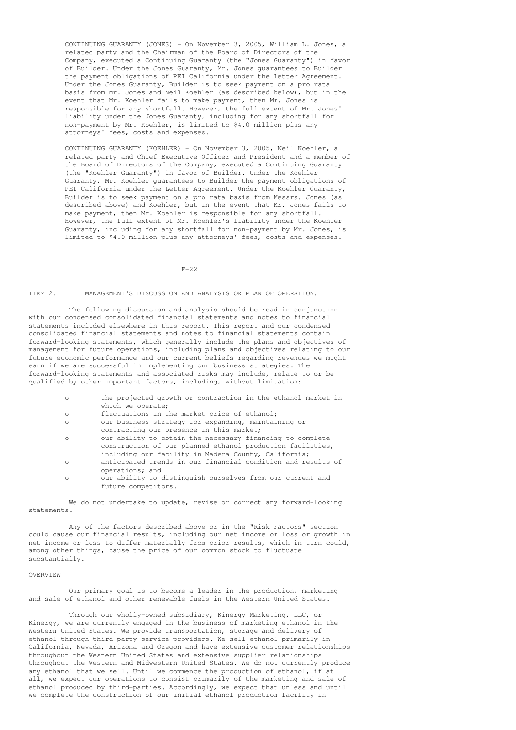CONTINUING GUARANTY (JONES) - On November 3, 2005, William L. Jones, a related party and the Chairman of the Board of Directors of the Company, executed a Continuing Guaranty (the "Jones Guaranty") in favor of Builder. Under the Jones Guaranty, Mr. Jones guarantees to Builder the payment obligations of PEI California under the Letter Agreement. Under the Jones Guaranty, Builder is to seek payment on a pro rata basis from Mr. Jones and Neil Koehler (as described below), but in the event that Mr. Koehler fails to make payment, then Mr. Jones is responsible for any shortfall. However, the full extent of Mr. Jones' liability under the Jones Guaranty, including for any shortfall for non-payment by Mr. Koehler, is limited to $4.0 million plus any attorneys' fees, costs and expenses.

CONTINUING GUARANTY (KOEHLER) - On November 3, 2005, Neil Koehler, a related party and Chief Executive Officer and President and a member of the Board of Directors of the Company, executed a Continuing Guaranty (the "Koehler Guaranty") in favor of Builder. Under the Koehler Guaranty, Mr. Koehler guarantees to Builder the payment obligations of PEI California under the Letter Agreement. Under the Koehler Guaranty, Builder is to seek payment on a pro rata basis from Messrs. Jones (as described above) and Koehler, but in the event that Mr. Jones fails to make payment, then Mr. Koehler is responsible for any shortfall. However, the full extent of Mr. Koehler's liability under the Koehler Guaranty, including for any shortfall for non-payment by Mr. Jones, is limited to $4.0 million plus any attorneys' fees, costs and expenses.

## ITEM 2. MANAGEMENT'S DISCUSSION AND ANALYSIS OR PLAN OF OPERATION.

The following discussion and analysis should be read in conjunction with our condensed consolidated financial statements and notes to financial statements included elsewhere in this report. This report and our condensed consolidated financial statements and notes to financial statements contain forward-looking statements, which generally include the plans and objectives of management for future operations, including plans and objectives relating to our future economic performance and our current beliefs regarding revenues we might earn if we are successful in implementing our business strategies. The forward-looking statements and associated risks may include, relate to or be qualified by other important factors, including, without limitation:

- the projected growth or contraction in the ethanol market in which we operate;
- fluctuations in the market price of ethanol;
- our business strategy for expanding, maintaining or contracting our presence in this market;
- our ability to obtain the necessary financing to complete construction of our planned ethanol production facilities, including our facility in Madera County, California;
- anticipated trends in our financial condition and results of operations; and
- our ability to distinguish ourselves from our current and future competitors.

We do not undertake to update, revise or correct any forward-looking statements.

Any of the factors described above or in the "Risk Factors" section could cause our financial results, including our net income or loss or growth in net income or loss to differ materially from prior results, which in turn could, among other things, cause the price of our common stock to fluctuate substantially.

### OVERVIEW

Our primary goal is to become a leader in the production, marketing and sale of ethanol and other renewable fuels in the Western United States.

Through our wholly-owned subsidiary, Kinergy Marketing, LLC, or Kinergy, we are currently engaged in the business of marketing ethanol in the Western United States. We provide transportation, storage and delivery of ethanol through third-party service providers. We sell ethanol primarily in California, Nevada, Arizona and Oregon and have extensive customer relationships throughout the Western United States and extensive supplier relationships throughout the Western and Midwestern United States. We do not currently produce any ethanol that we sell. Until we commence the production of ethanol, if at all, we expect our operations to consist primarily of the marketing and sale of ethanol produced by third-parties. Accordingly, we expect that unless and until we complete the construction of our initial ethanol production facility in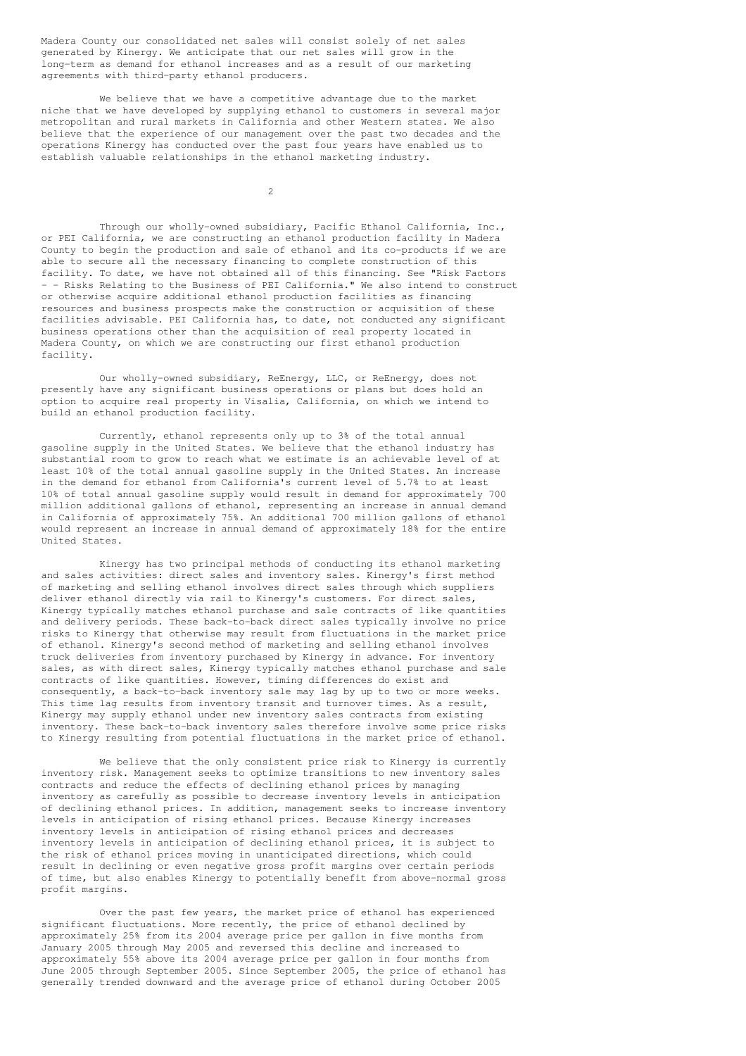Madera County our consolidated net sales will consist solely of net sales generated by Kinergy. We anticipate that our net sales will grow in the long-term as demand for ethanol increases and as a result of our marketing agreements with third-party ethanol producers.

We believe that we have a competitive advantage due to the market niche that we have developed by supplying ethanol to customers in several major metropolitan and rural markets in California and other Western states. We also believe that the experience of our management over the past two decades and the operations Kinergy has conducted over the past four years have enabled us to establish valuable relationships in the ethanol marketing industry.

Through our wholly-owned subsidiary, Pacific Ethanol California, Inc., or PEI California, we are constructing an ethanol production facility in Madera County to begin the production and sale of ethanol and its co-products if we are able to secure all the necessary financing to complete construction of this facility. To date, we have not obtained all of this financing. See "Risk Factors - - Risks Relating to the Business of PEI California." We also intend to construct or otherwise acquire additional ethanol production facilities as financing resources and business prospects make the construction or acquisition of these facilities advisable. PEI California has, to date, not conducted any significant business operations other than the acquisition of real property located in Madera County, on which we are constructing our first ethanol production facility.

Our wholly-owned subsidiary, ReEnergy, LLC, or ReEnergy, does not presently have any significant business operations or plans but does hold an option to acquire real property in Visalia, California, on which we intend to build an ethanol production facility.

Currently, ethanol represents only up to 3% of the total annual gasoline supply in the United States. We believe that the ethanol industry has substantial room to grow to reach what we estimate is an achievable level of at least 10% of the total annual gasoline supply in the United States. An increase in the demand for ethanol from California's current level of 5.7% to at least 10% of total annual gasoline supply would result in demand for approximately 700 million additional gallons of ethanol, representing an increase in annual demand in California of approximately 75%. An additional 700 million gallons of ethanol would represent an increase in annual demand of approximately 18% for the entire United States.

Kinergy has two principal methods of conducting its ethanol marketing and sales activities: direct sales and inventory sales. Kinergy's first method of marketing and selling ethanol involves direct sales through which suppliers deliver ethanol directly via rail to Kinergy's customers. For direct sales, Kinergy typically matches ethanol purchase and sale contracts of like quantities and delivery periods. These back-to-back direct sales typically involve no price risks to Kinergy that otherwise may result from fluctuations in the market price of ethanol. Kinergy's second method of marketing and selling ethanol involves truck deliveries from inventory purchased by Kinergy in advance. For inventory sales, as with direct sales, Kinergy typically matches ethanol purchase and sale contracts of like quantities. However, timing differences do exist and consequently, a back-to-back inventory sale may lag by up to two or more weeks. This time lag results from inventory transit and turnover times. As a result, Kinergy may supply ethanol under new inventory sales contracts from existing inventory. These back-to-back inventory sales therefore involve some price risks to Kinergy resulting from potential fluctuations in the market price of ethanol.

We believe that the only consistent price risk to Kinergy is currently inventory risk. Management seeks to optimize transitions to new inventory sales contracts and reduce the effects of declining ethanol prices by managing inventory as carefully as possible to decrease inventory levels in anticipation of declining ethanol prices. In addition, management seeks to increase inventory levels in anticipation of rising ethanol prices. Because Kinergy increases inventory levels in anticipation of rising ethanol prices and decreases inventory levels in anticipation of declining ethanol prices, it is subject to the risk of ethanol prices moving in unanticipated directions, which could result in declining or even negative gross profit margins over certain periods of time, but also enables Kinergy to potentially benefit from above-normal gross profit margins.

Over the past few years, the market price of ethanol has experienced significant fluctuations. More recently, the price of ethanol declined by approximately 25% from its 2004 average price per gallon in five months from January 2005 through May 2005 and reversed this decline and increased to approximately 55% above its 2004 average price per gallon in four months from June 2005 through September 2005. Since September 2005, the price of ethanol has generally trended downward and the average price of ethanol during October 2005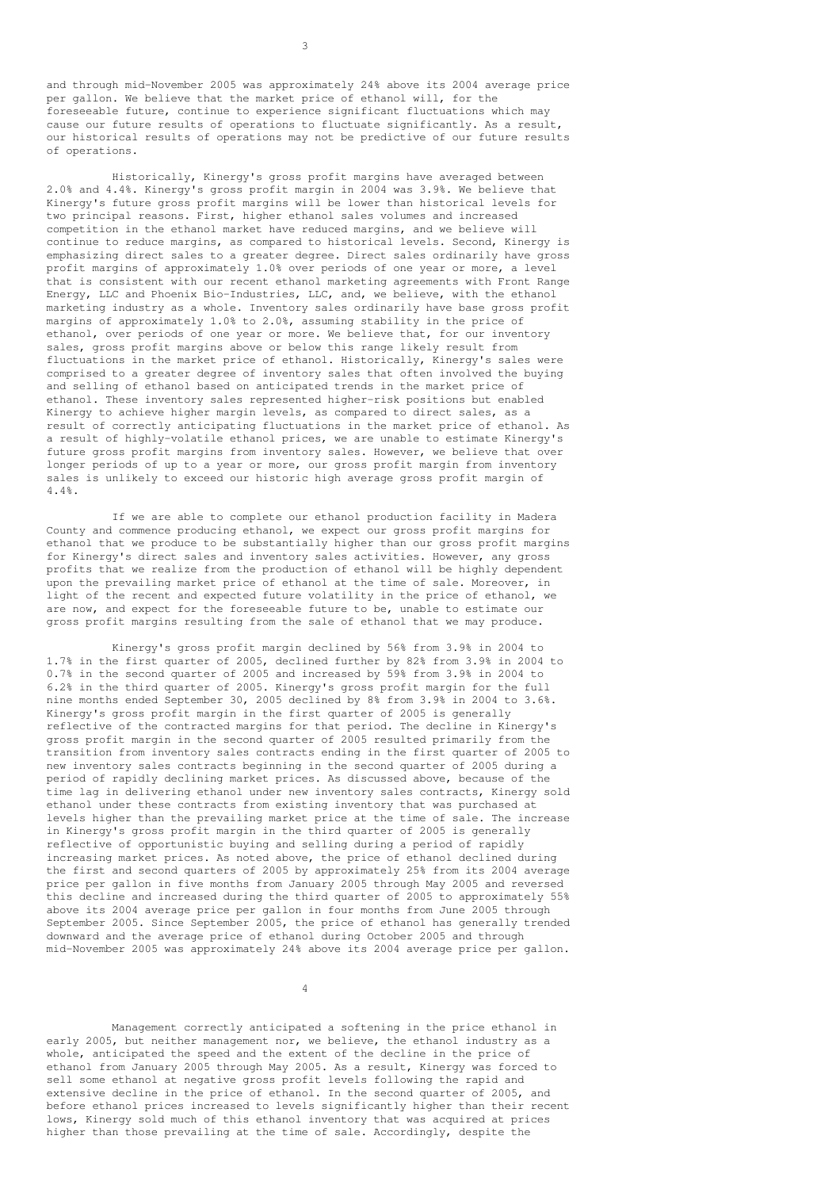and through mid-November 2005 was approximately 24% above its 2004 average price per gallon. We believe that the market price of ethanol will, for the foreseeable future, continue to experience significant fluctuations which may cause our future results of operations to fluctuate significantly. As a result, our historical results of operations may not be predictive of our future results of operations.

Historically, Kinergy's gross profit margins have averaged between 2.0% and 4.4%. Kinergy's gross profit margin in 2004 was 3.9%. We believe that Kinergy's future gross profit margins will be lower than historical levels for two principal reasons. First, higher ethanol sales volumes and increased competition in the ethanol market have reduced margins, and we believe will continue to reduce margins, as compared to historical levels. Second, Kinergy is emphasizing direct sales to a greater degree. Direct sales ordinarily have gross profit margins of approximately 1.0% over periods of one year or more, a level that is consistent with our recent ethanol marketing agreements with Front Range Energy, LLC and Phoenix Bio-Industries, LLC, and, we believe, with the ethanol marketing industry as a whole. Inventory sales ordinarily have base gross profit margins of approximately 1.0% to 2.0%, assuming stability in the price of ethanol, over periods of one year or more. We believe that, for our inventory sales, gross profit margins above or below this range likely result from fluctuations in the market price of ethanol. Historically, Kinergy's sales were comprised to a greater degree of inventory sales that often involved the buying and selling of ethanol based on anticipated trends in the market price of ethanol. These inventory sales represented higher-risk positions but enabled Kinergy to achieve higher margin levels, as compared to direct sales, as a result of correctly anticipating fluctuations in the market price of ethanol. As a result of highly-volatile ethanol prices, we are unable to estimate Kinergy's future gross profit margins from inventory sales. However, we believe that over longer periods of up to a year or more, our gross profit margin from inventory sales is unlikely to exceed our historic high average gross profit margin of 4.4%.

If we are able to complete our ethanol production facility in Madera County and commence producing ethanol, we expect our gross profit margins for ethanol that we produce to be substantially higher than our gross profit margins for Kinergy's direct sales and inventory sales activities. However, any gross profits that we realize from the production of ethanol will be highly dependent upon the prevailing market price of ethanol at the time of sale. Moreover, in light of the recent and expected future volatility in the price of ethanol, we are now, and expect for the foreseeable future to be, unable to estimate our gross profit margins resulting from the sale of ethanol that we may produce.

Kinergy's gross profit margin declined by 56% from 3.9% in 2004 to 1.7% in the first quarter of 2005, declined further by 82% from 3.9% in 2004 to 0.7% in the second quarter of 2005 and increased by 59% from 3.9% in 2004 to 6.2% in the third quarter of 2005. Kinergy's gross profit margin for the full nine months ended September 30, 2005 declined by 8% from 3.9% in 2004 to 3.6%. Kinergy's gross profit margin in the first quarter of 2005 is generally reflective of the contracted margins for that period. The decline in Kinergy's gross profit margin in the second quarter of 2005 resulted primarily from the transition from inventory sales contracts ending in the first quarter of 2005 to new inventory sales contracts beginning in the second quarter of 2005 during a period of rapidly declining market prices. As discussed above, because of the time lag in delivering ethanol under new inventory sales contracts, Kinergy sold ethanol under these contracts from existing inventory that was purchased at levels higher than the prevailing market price at the time of sale. The increase in Kinergy's gross profit margin in the third quarter of 2005 is generally reflective of opportunistic buying and selling during a period of rapidly increasing market prices. As noted above, the price of ethanol declined during the first and second quarters of 2005 by approximately 25% from its 2004 average price per gallon in five months from January 2005 through May 2005 and reversed this decline and increased during the third quarter of 2005 to approximately 55% above its 2004 average price per gallon in four months from June 2005 through September 2005. Since September 2005, the price of ethanol has generally trended downward and the average price of ethanol during October 2005 and through mid-November 2005 was approximately 24% above its 2004 average price per gallon.

Management correctly anticipated a softening in the price ethanol in early 2005, but neither management nor, we believe, the ethanol industry as a whole, anticipated the speed and the extent of the decline in the price of ethanol from January 2005 through May 2005. As a result, Kinergy was forced to sell some ethanol at negative gross profit levels following the rapid and extensive decline in the price of ethanol. In the second quarter of 2005, and before ethanol prices increased to levels significantly higher than their recent lows, Kinergy sold much of this ethanol inventory that was acquired at prices higher than those prevailing at the time of sale. Accordingly, despite the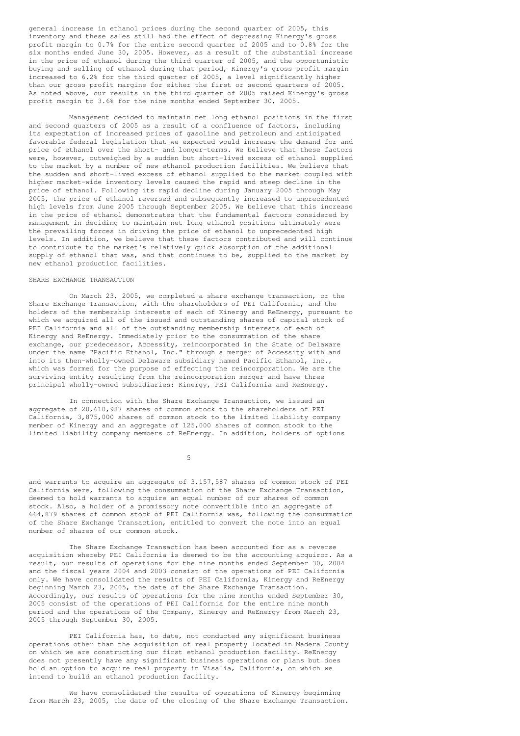general increase in ethanol prices during the second quarter of 2005, this inventory and these sales still had the effect of depressing Kinergy's gross profit margin to 0.7% for the entire second quarter of 2005 and to 0.8% for the six months ended June 30, 2005. However, as a result of the substantial increase in the price of ethanol during the third quarter of 2005, and the opportunistic buying and selling of ethanol during that period, Kinergy's gross profit margin increased to 6.2% for the third quarter of 2005, a level significantly higher than our gross profit margins for either the first or second quarters of 2005. As noted above, our results in the third quarter of 2005 raised Kinergy's gross profit margin to 3.6% for the nine months ended September 30, 2005.

Management decided to maintain net long ethanol positions in the first and second quarters of 2005 as a result of a confluence of factors, including its expectation of increased prices of gasoline and petroleum and anticipated favorable federal legislation that we expected would increase the demand for and price of ethanol over the short- and longer-terms. We believe that these factors were, however, outweighed by a sudden but short-lived excess of ethanol supplied to the market by a number of new ethanol production facilities. We believe that the sudden and short-lived excess of ethanol supplied to the market coupled with higher market-wide inventory levels caused the rapid and steep decline in the price of ethanol. Following its rapid decline during January 2005 through May 2005, the price of ethanol reversed and subsequently increased to unprecedented high levels from June 2005 through September 2005. We believe that this increase in the price of ethanol demonstrates that the fundamental factors considered by management in deciding to maintain net long ethanol positions ultimately were the prevailing forces in driving the price of ethanol to unprecedented high levels. In addition, we believe that these factors contributed and will continue to contribute to the market's relatively quick absorption of the additional supply of ethanol that was, and that continues to be, supplied to the market by new ethanol production facilities.

## SHARE EXCHANGE TRANSACTION

On March 23, 2005, we completed a share exchange transaction, or the Share Exchange Transaction, with the shareholders of PEI California, and the holders of the membership interests of each of Kinergy and ReEnergy, pursuant to which we acquired all of the issued and outstanding shares of capital stock of PEI California and all of the outstanding membership interests of each of Kinergy and ReEnergy. Immediately prior to the consummation of the share exchange, our predecessor, Accessity, reincorporated in the State of Delaware under the name "Pacific Ethanol, Inc." through a merger of Accessity with and into its then-wholly-owned Delaware subsidiary named Pacific Ethanol, Inc., which was formed for the purpose of effecting the reincorporation. We are the surviving entity resulting from the reincorporation merger and have three principal wholly-owned subsidiaries: Kinergy, PEI California and ReEnergy.

In connection with the Share Exchange Transaction, we issued an aggregate of 20,610,987 shares of common stock to the shareholders of PEI California, 3,875,000 shares of common stock to the limited liability company member of Kinergy and an aggregate of 125,000 shares of common stock to the limited liability company members of ReEnergy. In addition, holders of options and warrants to acquire an aggregate of 3,157,587 shares of common stock of PEI California were, following the consummation of the Share Exchange Transaction, deemed to hold warrants to acquire an equal number of our shares of common stock. Also, a holder of a promissory note convertible into an aggregate of 664,879 shares of common stock of PEI California was, following the consummation of the Share Exchange Transaction, entitled to convert the note into an equal number of shares of our common stock.

The Share Exchange Transaction has been accounted for as a reverse acquisition whereby PEI California is deemed to be the accounting acquiror. As a result, our results of operations for the nine months ended September 30, 2004 and the fiscal years 2004 and 2003 consist of the operations of PEI California only. We have consolidated the results of PEI California, Kinergy and ReEnergy beginning March 23, 2005, the date of the Share Exchange Transaction. Accordingly, our results of operations for the nine months ended September 30, 2005 consist of the operations of PEI California for the entire nine month period and the operations of the Company, Kinergy and ReEnergy from March 23, 2005 through September 30, 2005.

PEI California has, to date, not conducted any significant business operations other than the acquisition of real property located in Madera County on which we are constructing our first ethanol production facility. ReEnergy does not presently have any significant business operations or plans but does hold an option to acquire real property in Visalia, California, on which we intend to build an ethanol production facility.

We have consolidated the results of operations of Kinergy beginning from March 23, 2005, the date of the closing of the Share Exchange Transaction.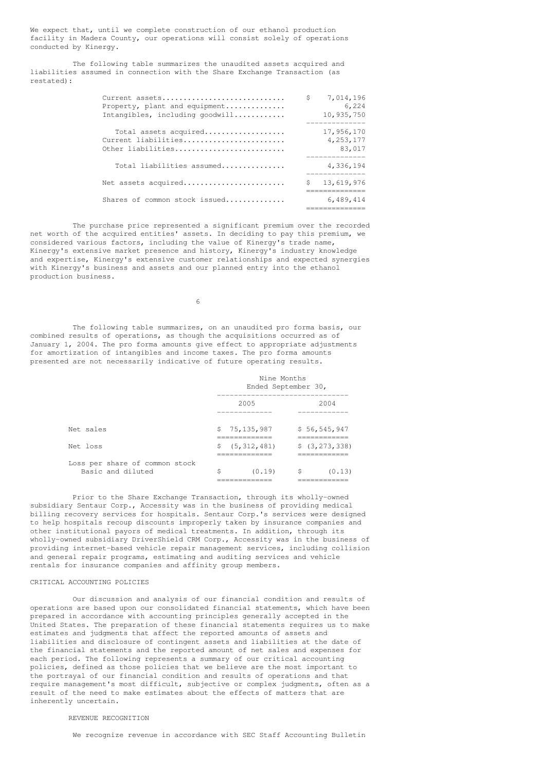We expect that, until we complete construction of our ethanol production facility in Madera County, our operations will consist solely of operations conducted by Kinergy.

The following table summarizes the unaudited assets acquired and liabilities assumed in connection with the Share Exchange Transaction (as restated):

| | |
|---|---|
| Current assets | $ 7,014,196 |
| Property, plant and equipment | 6,224 |
| Intangibles, including goodwill | 10,935,750 |
| Total assets acquired | 17,956,170 |
| Current liabilities | 4,253,177 |
| Other liabilities | 83,017 |
| Total liabilities assumed | 4,336,194 |
| Net assets acquired | $ 13,619,976 |
| Shares of common stock issued | 6,489,414 |

The purchase price represented a significant premium over the recorded net worth of the acquired entities' assets. In deciding to pay this premium, we considered various factors, including the value of Kinergy's trade name, Kinergy's extensive market presence and history, Kinergy's industry knowledge and expertise, Kinergy's extensive customer relationships and expected synergies with Kinergy's business and assets and our planned entry into the ethanol production business.

The following table summarizes, on an unaudited pro forma basis, our combined results of operations, as though the acquisitions occurred as of January 1, 2004. The pro forma amounts give effect to appropriate adjustments for amortization of intangibles and income taxes. The pro forma amounts presented are not necessarily indicative of future operating results.

| | Nine Months Ended September 30, | |
|---|---|---|
| | 2005 | 2004 |
| Net sales | $ 75,135,987 | $ 56,545,947 |
| Net loss | $ (5,312,481) | $ (3,273,338) |
| Loss per share of common stock Basic and diluted | $ (0.19) | $ (0.13) |

Prior to the Share Exchange Transaction, through its wholly-owned subsidiary Sentaur Corp., Accessity was in the business of providing medical billing recovery services for hospitals. Sentaur Corp.'s services were designed to help hospitals recoup discounts improperly taken by insurance companies and other institutional payors of medical treatments. In addition, through its wholly-owned subsidiary DriverShield CRM Corp., Accessity was in the business of providing internet-based vehicle repair management services, including collision and general repair programs, estimating and auditing services and vehicle rentals for insurance companies and affinity group members.

## CRITICAL ACCOUNTING POLICIES

Our discussion and analysis of our financial condition and results of operations are based upon our consolidated financial statements, which have been prepared in accordance with accounting principles generally accepted in the United States. The preparation of these financial statements requires us to make estimates and judgments that affect the reported amounts of assets and liabilities and disclosure of contingent assets and liabilities at the date of the financial statements and the reported amount of net sales and expenses for each period. The following represents a summary of our critical accounting policies, defined as those policies that we believe are the most important to the portrayal of our financial condition and results of operations and that require management's most difficult, subjective or complex judgments, often as a result of the need to make estimates about the effects of matters that are inherently uncertain.

### REVENUE RECOGNITION

We recognize revenue in accordance with SEC Staff Accounting Bulletin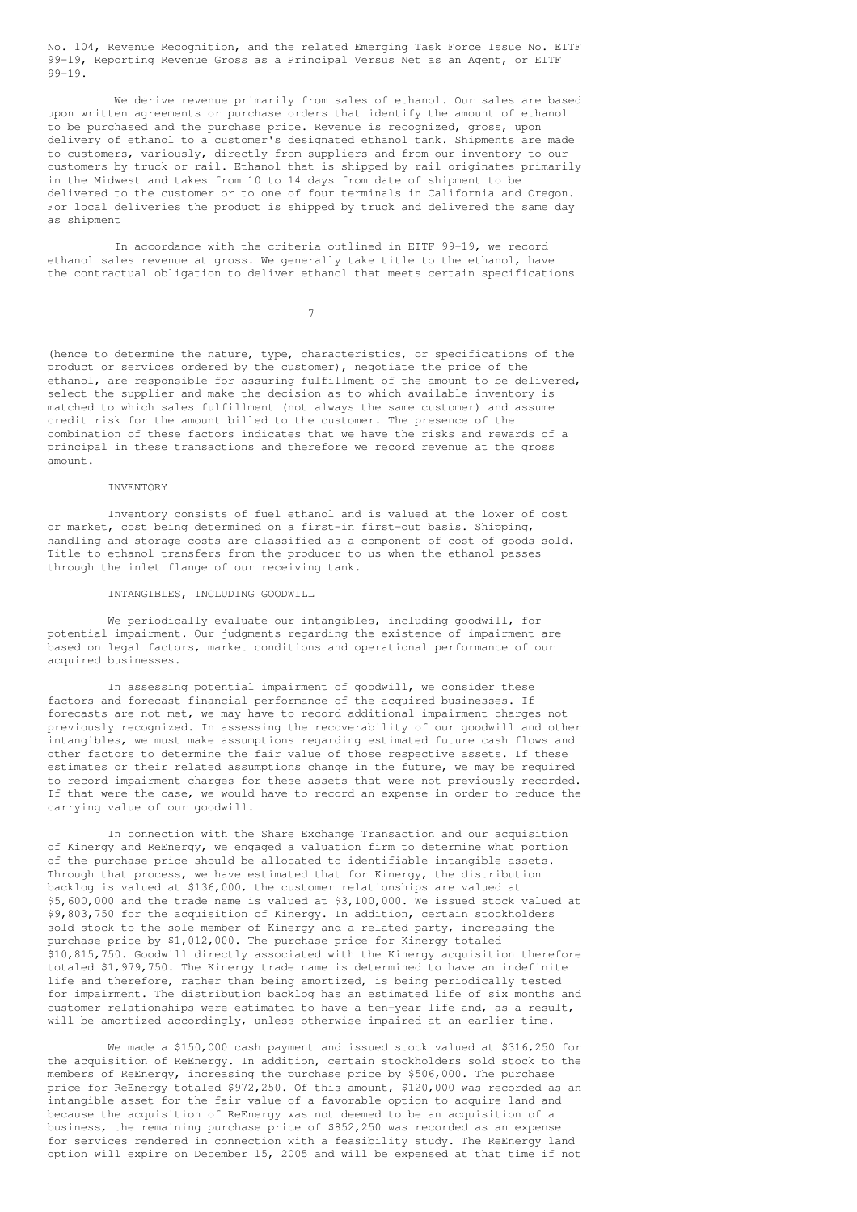No. 104, Revenue Recognition, and the related Emerging Task Force Issue No. EITF 99-19, Reporting Revenue Gross as a Principal Versus Net as an Agent, or EITF 99-19.

We derive revenue primarily from sales of ethanol. Our sales are based upon written agreements or purchase orders that identify the amount of ethanol to be purchased and the purchase price. Revenue is recognized, gross, upon delivery of ethanol to a customer's designated ethanol tank. Shipments are made to customers, variously, directly from suppliers and from our inventory to our customers by truck or rail. Ethanol that is shipped by rail originates primarily in the Midwest and takes from 10 to 14 days from date of shipment to be delivered to the customer or to one of four terminals in California and Oregon. For local deliveries the product is shipped by truck and delivered the same day as shipment

In accordance with the criteria outlined in EITF 99-19, we record ethanol sales revenue at gross. We generally take title to the ethanol, have the contractual obligation to deliver ethanol that meets certain specifications (hence to determine the nature, type, characteristics, or specifications of the product or services ordered by the customer), negotiate the price of the ethanol, are responsible for assuring fulfillment of the amount to be delivered, select the supplier and make the decision as to which available inventory is matched to which sales fulfillment (not always the same customer) and assume credit risk for the amount billed to the customer. The presence of the combination of these factors indicates that we have the risks and rewards of a principal in these transactions and therefore we record revenue at the gross amount.

INVENTORY

Inventory consists of fuel ethanol and is valued at the lower of cost or market, cost being determined on a first-in first-out basis. Shipping, handling and storage costs are classified as a component of cost of goods sold. Title to ethanol transfers from the producer to us when the ethanol passes through the inlet flange of our receiving tank.

INTANGIBLES, INCLUDING GOODWILL

We periodically evaluate our intangibles, including goodwill, for potential impairment. Our judgments regarding the existence of impairment are based on legal factors, market conditions and operational performance of our acquired businesses.

In assessing potential impairment of goodwill, we consider these factors and forecast financial performance of the acquired businesses. If forecasts are not met, we may have to record additional impairment charges not previously recognized. In assessing the recoverability of our goodwill and other intangibles, we must make assumptions regarding estimated future cash flows and other factors to determine the fair value of those respective assets. If these estimates or their related assumptions change in the future, we may be required to record impairment charges for these assets that were not previously recorded. If that were the case, we would have to record an expense in order to reduce the carrying value of our goodwill.

In connection with the Share Exchange Transaction and our acquisition of Kinergy and ReEnergy, we engaged a valuation firm to determine what portion of the purchase price should be allocated to identifiable intangible assets. Through that process, we have estimated that for Kinergy, the distribution backlog is valued at $136,000, the customer relationships are valued at $5,600,000 and the trade name is valued at $3,100,000. We issued stock valued at $9,803,750 for the acquisition of Kinergy. In addition, certain stockholders sold stock to the sole member of Kinergy and a related party, increasing the purchase price by $1,012,000. The purchase price for Kinergy totaled $10,815,750. Goodwill directly associated with the Kinergy acquisition therefore totaled $1,979,750. The Kinergy trade name is determined to have an indefinite life and therefore, rather than being amortized, is being periodically tested for impairment. The distribution backlog has an estimated life of six months and customer relationships were estimated to have a ten-year life and, as a result, will be amortized accordingly, unless otherwise impaired at an earlier time.

We made a $150,000 cash payment and issued stock valued at $316,250 for the acquisition of ReEnergy. In addition, certain stockholders sold stock to the members of ReEnergy, increasing the purchase price by $506,000. The purchase price for ReEnergy totaled $972,250. Of this amount, $120,000 was recorded as an intangible asset for the fair value of a favorable option to acquire land and because the acquisition of ReEnergy was not deemed to be an acquisition of a business, the remaining purchase price of $852,250 was recorded as an expense for services rendered in connection with a feasibility study. The ReEnergy land option will expire on December 15, 2005 and will be expensed at that time if not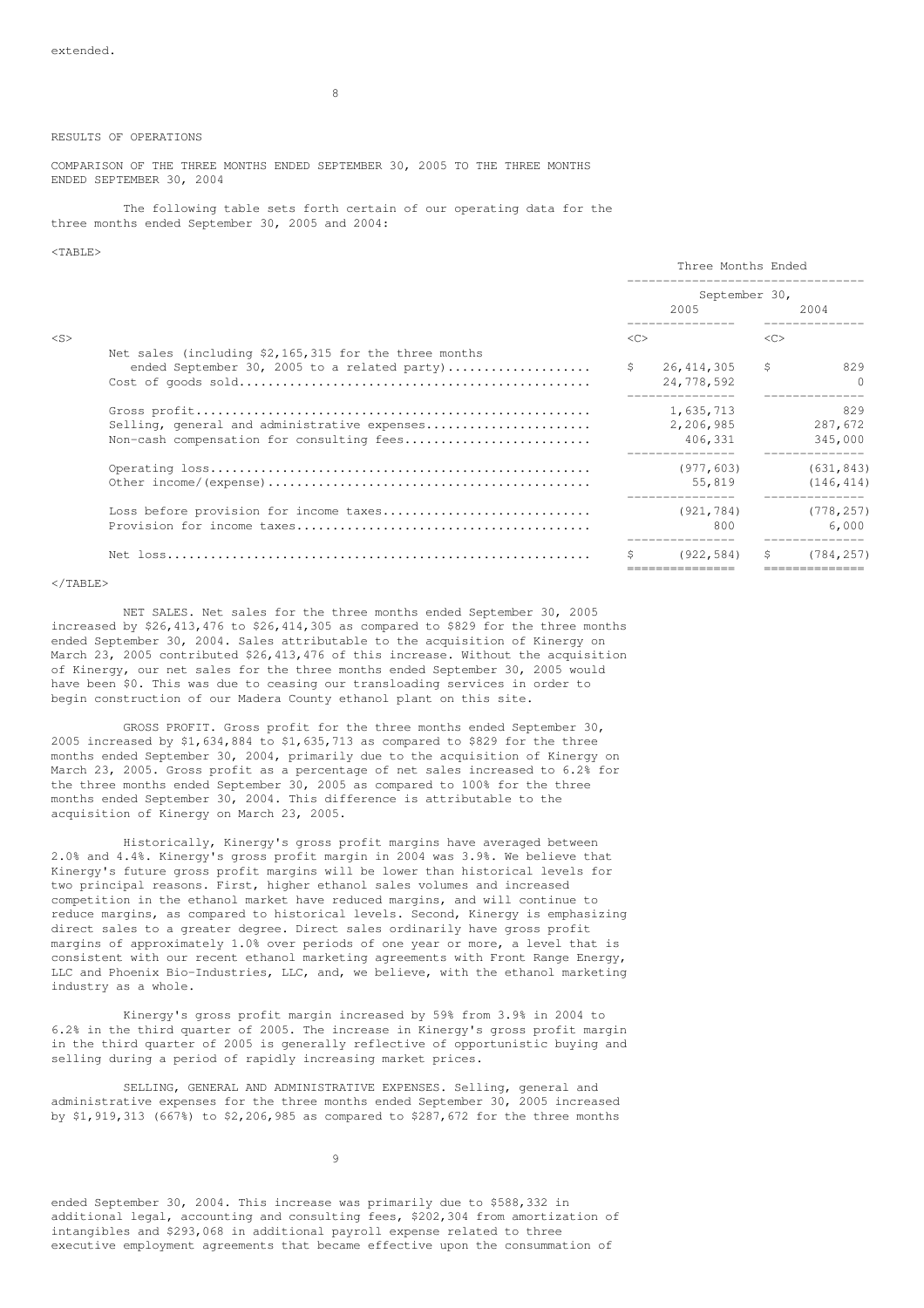extended.

RESULTS OF OPERATIONS

COMPARISON OF THE THREE MONTHS ENDED SEPTEMBER 30, 2005 TO THE THREE MONTHS ENDED SEPTEMBER 30, 2004

The following table sets forth certain of our operating data for the three months ended September 30, 2005 and 2004:

| | Three Months Ended September 30, 2005 | Three Months Ended September 30, 2004 |
|---|---|---|
| Net sales (including $2,165,315 for the three months ended September 30, 2005 to a related party) | $ 26,414,305 | $ 829 |
| Cost of goods sold | 24,778,592 | 0 |
| Gross profit | 1,635,713 | 829 |
| Selling, general and administrative expenses | 2,206,985 | 287,672 |
| Non-cash compensation for consulting fees | 406,331 | 345,000 |
| Operating loss | (977,603) | (631,843) |
| Other income/(expense) | 55,819 | (146,414) |
| Loss before provision for income taxes | (921,784) | (778,257) |
| Provision for income taxes | 800 | 6,000 |
| Net loss | $ (922,584) | $ (784,257) |

NET SALES. Net sales for the three months ended September 30, 2005 increased by $26,413,476 to $26,414,305 as compared to $829 for the three months ended September 30, 2004. Sales attributable to the acquisition of Kinergy on March 23, 2005 contributed $26,413,476 of this increase. Without the acquisition of Kinergy, our net sales for the three months ended September 30, 2005 would have been $0. This was due to ceasing our transloading services in order to begin construction of our Madera County ethanol plant on this site.

GROSS PROFIT. Gross profit for the three months ended September 30, 2005 increased by $1,634,884 to $1,635,713 as compared to $829 for the three months ended September 30, 2004, primarily due to the acquisition of Kinergy on March 23, 2005. Gross profit as a percentage of net sales increased to 6.2% for the three months ended September 30, 2005 as compared to 100% for the three months ended September 30, 2004. This difference is attributable to the acquisition of Kinergy on March 23, 2005.

Historically, Kinergy's gross profit margins have averaged between 2.0% and 4.4%. Kinergy's gross profit margin in 2004 was 3.9%. We believe that Kinergy's future gross profit margins will be lower than historical levels for two principal reasons. First, higher ethanol sales volumes and increased competition in the ethanol market have reduced margins, and will continue to reduce margins, as compared to historical levels. Second, Kinergy is emphasizing direct sales to a greater degree. Direct sales ordinarily have gross profit margins of approximately 1.0% over periods of one year or more, a level that is consistent with our recent ethanol marketing agreements with Front Range Energy, LLC and Phoenix Bio-Industries, LLC, and, we believe, with the ethanol marketing industry as a whole.

Kinergy's gross profit margin increased by 59% from 3.9% in 2004 to 6.2% in the third quarter of 2005. The increase in Kinergy's gross profit margin in the third quarter of 2005 is generally reflective of opportunistic buying and selling during a period of rapidly increasing market prices.

SELLING, GENERAL AND ADMINISTRATIVE EXPENSES. Selling, general and administrative expenses for the three months ended September 30, 2005 increased by $1,919,313 (667%) to $2,206,985 as compared to $287,672 for the three months ended September 30, 2004. This increase was primarily due to $588,332 in additional legal, accounting and consulting fees, $202,304 from amortization of intangibles and $293,068 in additional payroll expense related to three executive employment agreements that became effective upon the consummation of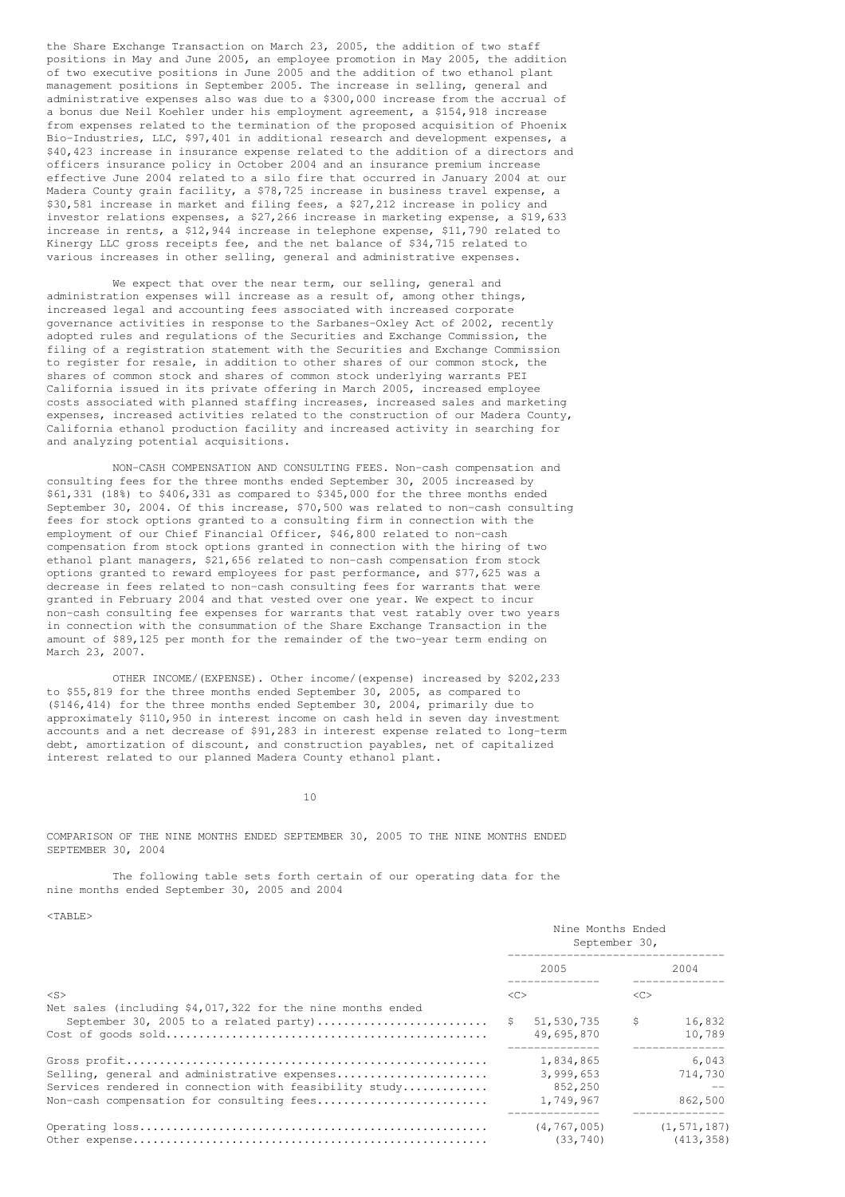the Share Exchange Transaction on March 23, 2005, the addition of two staff positions in May and June 2005, an employee promotion in May 2005, the addition of two executive positions in June 2005 and the addition of two ethanol plant management positions in September 2005. The increase in selling, general and administrative expenses also was due to a $300,000 increase from the accrual of a bonus due Neil Koehler under his employment agreement, a $154,918 increase from expenses related to the termination of the proposed acquisition of Phoenix Bio-Industries, LLC, $97,401 in additional research and development expenses, a $40,423 increase in insurance expense related to the addition of a directors and officers insurance policy in October 2004 and an insurance premium increase effective June 2004 related to a silo fire that occurred in January 2004 at our Madera County grain facility, a $78,725 increase in business travel expense, a $30,581 increase in market and filing fees, a $27,212 increase in policy and investor relations expenses, a $27,266 increase in marketing expense, a $19,633 increase in rents, a $12,944 increase in telephone expense, $11,790 related to Kinergy LLC gross receipts fee, and the net balance of $34,715 related to various increases in other selling, general and administrative expenses.

We expect that over the near term, our selling, general and administration expenses will increase as a result of, among other things, increased legal and accounting fees associated with increased corporate governance activities in response to the Sarbanes-Oxley Act of 2002, recently adopted rules and regulations of the Securities and Exchange Commission, the filing of a registration statement with the Securities and Exchange Commission to register for resale, in addition to other shares of our common stock, the shares of common stock and shares of common stock underlying warrants PEI California issued in its private offering in March 2005, increased employee costs associated with planned staffing increases, increased sales and marketing expenses, increased activities related to the construction of our Madera County, California ethanol production facility and increased activity in searching for and analyzing potential acquisitions.

NON-CASH COMPENSATION AND CONSULTING FEES. Non-cash compensation and consulting fees for the three months ended September 30, 2005 increased by $61,331 (18%) to $406,331 as compared to $345,000 for the three months ended September 30, 2004. Of this increase, $70,500 was related to non-cash consulting fees for stock options granted to a consulting firm in connection with the employment of our Chief Financial Officer, $46,800 related to non-cash compensation from stock options granted in connection with the hiring of two ethanol plant managers, $21,656 related to non-cash compensation from stock options granted to reward employees for past performance, and $77,625 was a decrease in fees related to non-cash consulting fees for warrants that were granted in February 2004 and that vested over one year. We expect to incur non-cash consulting fee expenses for warrants that vest ratably over two years in connection with the consummation of the Share Exchange Transaction in the amount of $89,125 per month for the remainder of the two-year term ending on March 23, 2007.

OTHER INCOME/(EXPENSE). Other income/(expense) increased by $202,233 to $55,819 for the three months ended September 30, 2005, as compared to ($146,414) for the three months ended September 30, 2004, primarily due to approximately $110,950 in interest income on cash held in seven day investment accounts and a net decrease of $91,283 in interest expense related to long-term debt, amortization of discount, and construction payables, net of capitalized interest related to our planned Madera County ethanol plant.

COMPARISON OF THE NINE MONTHS ENDED SEPTEMBER 30, 2005 TO THE NINE MONTHS ENDED SEPTEMBER 30, 2004

The following table sets forth certain of our operating data for the nine months ended September 30, 2005 and 2004

| | Nine Months Ended September 30, | |
|---|---|---|
| | 2005 | 2004 |
| Net sales (including $4,017,322 for the nine months ended September 30, 2005 to a related party) | $ 51,530,735 | $ 16,832 |
| Cost of goods sold | 49,695,870 | 10,789 |
| Gross profit | 1,834,865 | 6,043 |
| Selling, general and administrative expenses | 3,999,653 | 714,730 |
| Services rendered in connection with feasibility study | 852,250 | -- |
| Non-cash compensation for consulting fees | 1,749,967 | 862,500 |
| Operating loss | (4,767,005) | (1,571,187) |
| Other expense | (33,740) | (413,358) |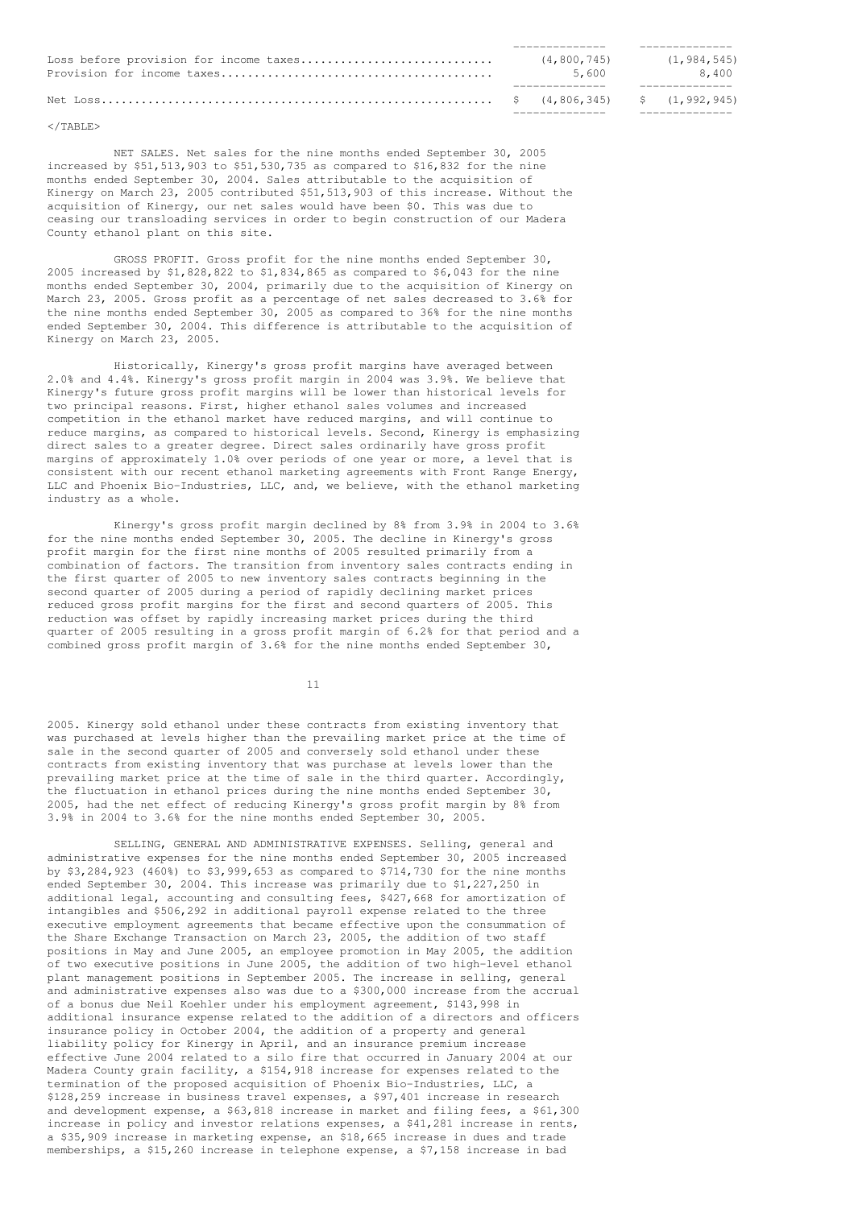| | | |
|---|---|---|
| Loss before provision for income taxes | (4,800,745) | (1,984,545) |
| Provision for income taxes | 5,600 | 8,400 |
| Net Loss | $ (4,806,345) | $ (1,992,945) |

NET SALES. Net sales for the nine months ended September 30, 2005 increased by $51,513,903 to $51,530,735 as compared to $16,832 for the nine months ended September 30, 2004. Sales attributable to the acquisition of Kinergy on March 23, 2005 contributed $51,513,903 of this increase. Without the acquisition of Kinergy, our net sales would have been $0. This was due to ceasing our transloading services in order to begin construction of our Madera County ethanol plant on this site.

GROSS PROFIT. Gross profit for the nine months ended September 30, 2005 increased by $1,828,822 to $1,834,865 as compared to $6,043 for the nine months ended September 30, 2004, primarily due to the acquisition of Kinergy on March 23, 2005. Gross profit as a percentage of net sales decreased to 3.6% for the nine months ended September 30, 2005 as compared to 36% for the nine months ended September 30, 2004. This difference is attributable to the acquisition of Kinergy on March 23, 2005.

Historically, Kinergy's gross profit margins have averaged between 2.0% and 4.4%. Kinergy's gross profit margin in 2004 was 3.9%. We believe that Kinergy's future gross profit margins will be lower than historical levels for two principal reasons. First, higher ethanol sales volumes and increased competition in the ethanol market have reduced margins, and will continue to reduce margins, as compared to historical levels. Second, Kinergy is emphasizing direct sales to a greater degree. Direct sales ordinarily have gross profit margins of approximately 1.0% over periods of one year or more, a level that is consistent with our recent ethanol marketing agreements with Front Range Energy, LLC and Phoenix Bio-Industries, LLC, and, we believe, with the ethanol marketing industry as a whole.

Kinergy's gross profit margin declined by 8% from 3.9% in 2004 to 3.6% for the nine months ended September 30, 2005. The decline in Kinergy's gross profit margin for the first nine months of 2005 resulted primarily from a combination of factors. The transition from inventory sales contracts ending in the first quarter of 2005 to new inventory sales contracts beginning in the second quarter of 2005 during a period of rapidly declining market prices reduced gross profit margins for the first and second quarters of 2005. This reduction was offset by rapidly increasing market prices during the third quarter of 2005 resulting in a gross profit margin of 6.2% for that period and a combined gross profit margin of 3.6% for the nine months ended September 30, 2005. Kinergy sold ethanol under these contracts from existing inventory that was purchased at levels higher than the prevailing market price at the time of sale in the second quarter of 2005 and conversely sold ethanol under these contracts from existing inventory that was purchase at levels lower than the prevailing market price at the time of sale in the third quarter. Accordingly, the fluctuation in ethanol prices during the nine months ended September 30, 2005, had the net effect of reducing Kinergy's gross profit margin by 8% from 3.9% in 2004 to 3.6% for the nine months ended September 30, 2005.

SELLING, GENERAL AND ADMINISTRATIVE EXPENSES. Selling, general and administrative expenses for the nine months ended September 30, 2005 increased by $3,284,923 (460%) to $3,999,653 as compared to $714,730 for the nine months ended September 30, 2004. This increase was primarily due to $1,227,250 in additional legal, accounting and consulting fees, $427,668 for amortization of intangibles and $506,292 in additional payroll expense related to the three executive employment agreements that became effective upon the consummation of the Share Exchange Transaction on March 23, 2005, the addition of two staff positions in May and June 2005, an employee promotion in May 2005, the addition of two executive positions in June 2005, the addition of two high-level ethanol plant management positions in September 2005. The increase in selling, general and administrative expenses also was due to a $300,000 increase from the accrual of a bonus due Neil Koehler under his employment agreement, $143,998 in additional insurance expense related to the addition of a directors and officers insurance policy in October 2004, the addition of a property and general liability policy for Kinergy in April, and an insurance premium increase effective June 2004 related to a silo fire that occurred in January 2004 at our Madera County grain facility, a $154,918 increase for expenses related to the termination of the proposed acquisition of Phoenix Bio-Industries, LLC, a $128,259 increase in business travel expenses, a $97,401 increase in research and development expense, a $63,818 increase in market and filing fees, a $61,300 increase in policy and investor relations expenses, a $41,281 increase in rents, a $35,909 increase in marketing expense, an $18,665 increase in dues and trade memberships, a $15,260 increase in telephone expense, a $7,158 increase in bad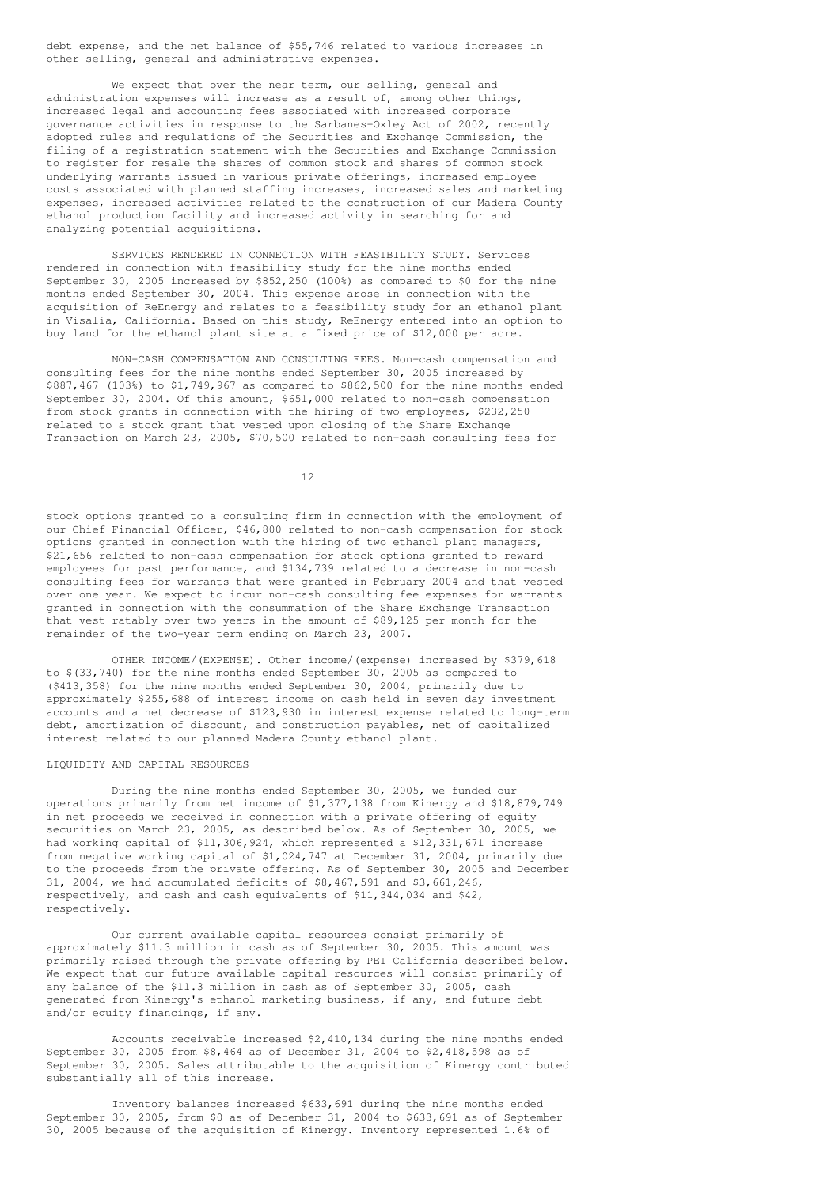debt expense, and the net balance of $55,746 related to various increases in other selling, general and administrative expenses.

We expect that over the near term, our selling, general and administration expenses will increase as a result of, among other things, increased legal and accounting fees associated with increased corporate governance activities in response to the Sarbanes-Oxley Act of 2002, recently adopted rules and regulations of the Securities and Exchange Commission, the filing of a registration statement with the Securities and Exchange Commission to register for resale the shares of common stock and shares of common stock underlying warrants issued in various private offerings, increased employee costs associated with planned staffing increases, increased sales and marketing expenses, increased activities related to the construction of our Madera County ethanol production facility and increased activity in searching for and analyzing potential acquisitions.

SERVICES RENDERED IN CONNECTION WITH FEASIBILITY STUDY. Services rendered in connection with feasibility study for the nine months ended September 30, 2005 increased by $852,250 (100%) as compared to $0 for the nine months ended September 30, 2004. This expense arose in connection with the acquisition of ReEnergy and relates to a feasibility study for an ethanol plant in Visalia, California. Based on this study, ReEnergy entered into an option to buy land for the ethanol plant site at a fixed price of $12,000 per acre.

NON-CASH COMPENSATION AND CONSULTING FEES. Non-cash compensation and consulting fees for the nine months ended September 30, 2005 increased by $887,467 (103%) to $1,749,967 as compared to $862,500 for the nine months ended September 30, 2004. Of this amount, $651,000 related to non-cash compensation from stock grants in connection with the hiring of two employees, $232,250 related to a stock grant that vested upon closing of the Share Exchange Transaction on March 23, 2005, $70,500 related to non-cash consulting fees for stock options granted to a consulting firm in connection with the employment of our Chief Financial Officer, $46,800 related to non-cash compensation for stock options granted in connection with the hiring of two ethanol plant managers, $21,656 related to non-cash compensation for stock options granted to reward employees for past performance, and $134,739 related to a decrease in non-cash consulting fees for warrants that were granted in February 2004 and that vested over one year. We expect to incur non-cash consulting fee expenses for warrants granted in connection with the consummation of the Share Exchange Transaction that vest ratably over two years in the amount of $89,125 per month for the remainder of the two-year term ending on March 23, 2007.

OTHER INCOME/(EXPENSE). Other income/(expense) increased by $379,618 to $(33,740) for the nine months ended September 30, 2005 as compared to ($413,358) for the nine months ended September 30, 2004, primarily due to approximately $255,688 of interest income on cash held in seven day investment accounts and a net decrease of $123,930 in interest expense related to long-term debt, amortization of discount, and construction payables, net of capitalized interest related to our planned Madera County ethanol plant.

## LIQUIDITY AND CAPITAL RESOURCES

During the nine months ended September 30, 2005, we funded our operations primarily from net income of $1,377,138 from Kinergy and $18,879,749 in net proceeds we received in connection with a private offering of equity securities on March 23, 2005, as described below. As of September 30, 2005, we had working capital of $11,306,924, which represented a $12,331,671 increase from negative working capital of $1,024,747 at December 31, 2004, primarily due to the proceeds from the private offering. As of September 30, 2005 and December 31, 2004, we had accumulated deficits of $8,467,591 and $3,661,246, respectively, and cash and cash equivalents of $11,344,034 and $42, respectively.

Our current available capital resources consist primarily of approximately $11.3 million in cash as of September 30, 2005. This amount was primarily raised through the private offering by PEI California described below. We expect that our future available capital resources will consist primarily of any balance of the $11.3 million in cash as of September 30, 2005, cash generated from Kinergy's ethanol marketing business, if any, and future debt and/or equity financings, if any.

Accounts receivable increased $2,410,134 during the nine months ended September 30, 2005 from $8,464 as of December 31, 2004 to $2,418,598 as of September 30, 2005. Sales attributable to the acquisition of Kinergy contributed substantially all of this increase.

Inventory balances increased $633,691 during the nine months ended September 30, 2005, from $0 as of December 31, 2004 to $633,691 as of September 30, 2005 because of the acquisition of Kinergy. Inventory represented 1.6% of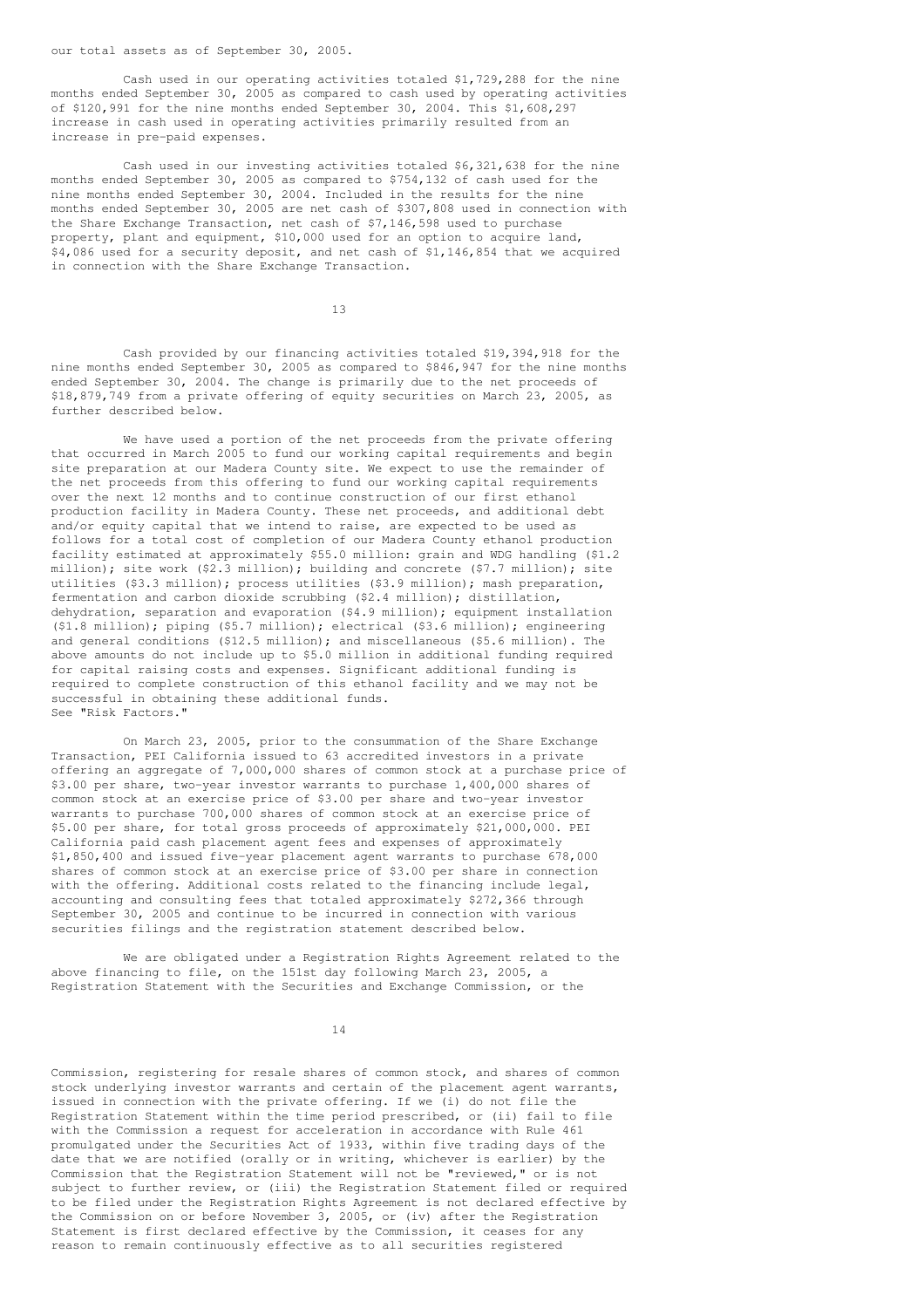our total assets as of September 30, 2005.

Cash used in our operating activities totaled $1,729,288 for the nine months ended September 30, 2005 as compared to cash used by operating activities of $120,991 for the nine months ended September 30, 2004. This $1,608,297 increase in cash used in operating activities primarily resulted from an increase in pre-paid expenses.

Cash used in our investing activities totaled $6,321,638 for the nine months ended September 30, 2005 as compared to $754,132 of cash used for the nine months ended September 30, 2004. Included in the results for the nine months ended September 30, 2005 are net cash of $307,808 used in connection with the Share Exchange Transaction, net cash of $7,146,598 used to purchase property, plant and equipment, $10,000 used for an option to acquire land, $4,086 used for a security deposit, and net cash of $1,146,854 that we acquired in connection with the Share Exchange Transaction.

Cash provided by our financing activities totaled $19,394,918 for the nine months ended September 30, 2005 as compared to $846,947 for the nine months ended September 30, 2004. The change is primarily due to the net proceeds of $18,879,749 from a private offering of equity securities on March 23, 2005, as further described below.

We have used a portion of the net proceeds from the private offering that occurred in March 2005 to fund our working capital requirements and begin site preparation at our Madera County site. We expect to use the remainder of the net proceeds from this offering to fund our working capital requirements over the next 12 months and to continue construction of our first ethanol production facility in Madera County. These net proceeds, and additional debt and/or equity capital that we intend to raise, are expected to be used as follows for a total cost of completion of our Madera County ethanol production facility estimated at approximately $55.0 million: grain and WDG handling ($1.2 million); site work ($2.3 million); building and concrete ($7.7 million); site utilities ($3.3 million); process utilities ($3.9 million); mash preparation, fermentation and carbon dioxide scrubbing ($2.4 million); distillation, dehydration, separation and evaporation ($4.9 million); equipment installation ($1.8 million); piping ($5.7 million); electrical ($3.6 million); engineering and general conditions ($12.5 million); and miscellaneous ($5.6 million). The above amounts do not include up to $5.0 million in additional funding required for capital raising costs and expenses. Significant additional funding is required to complete construction of this ethanol facility and we may not be successful in obtaining these additional funds. See "Risk Factors."

On March 23, 2005, prior to the consummation of the Share Exchange Transaction, PEI California issued to 63 accredited investors in a private offering an aggregate of 7,000,000 shares of common stock at a purchase price of $3.00 per share, two-year investor warrants to purchase 1,400,000 shares of common stock at an exercise price of $3.00 per share and two-year investor warrants to purchase 700,000 shares of common stock at an exercise price of $5.00 per share, for total gross proceeds of approximately $21,000,000. PEI California paid cash placement agent fees and expenses of approximately $1,850,400 and issued five-year placement agent warrants to purchase 678,000 shares of common stock at an exercise price of $3.00 per share in connection with the offering. Additional costs related to the financing include legal, accounting and consulting fees that totaled approximately $272,366 through September 30, 2005 and continue to be incurred in connection with various securities filings and the registration statement described below.

We are obligated under a Registration Rights Agreement related to the above financing to file, on the 151st day following March 23, 2005, a Registration Statement with the Securities and Exchange Commission, or the Commission, registering for resale shares of common stock, and shares of common stock underlying investor warrants and certain of the placement agent warrants, issued in connection with the private offering. If we (i) do not file the Registration Statement within the time period prescribed, or (ii) fail to file with the Commission a request for acceleration in accordance with Rule 461 promulgated under the Securities Act of 1933, within five trading days of the date that we are notified (orally or in writing, whichever is earlier) by the Commission that the Registration Statement will not be "reviewed," or is not subject to further review, or (iii) the Registration Statement filed or required to be filed under the Registration Rights Agreement is not declared effective by the Commission on or before November 3, 2005, or (iv) after the Registration Statement is first declared effective by the Commission, it ceases for any reason to remain continuously effective as to all securities registered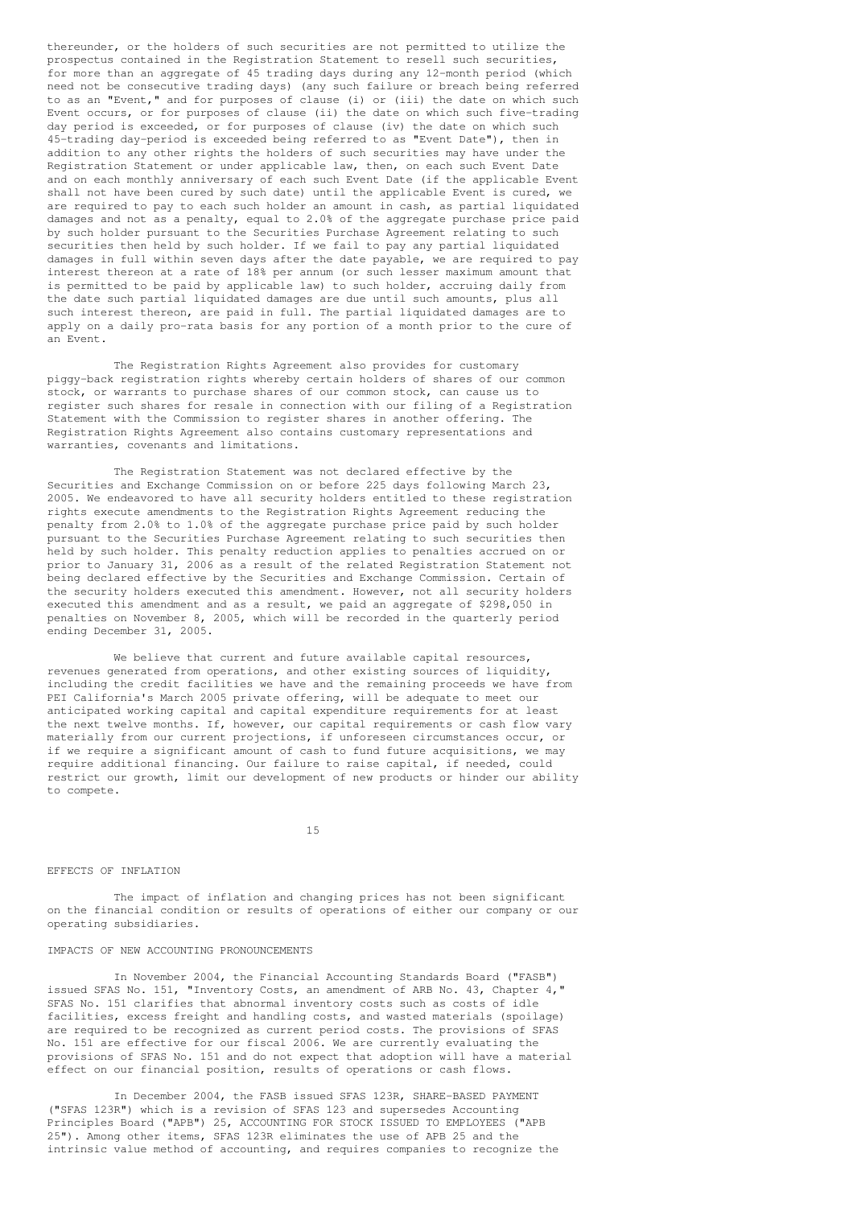thereunder, or the holders of such securities are not permitted to utilize the prospectus contained in the Registration Statement to resell such securities, for more than an aggregate of 45 trading days during any 12-month period (which need not be consecutive trading days) (any such failure or breach being referred to as an "Event," and for purposes of clause (i) or (iii) the date on which such Event occurs, or for purposes of clause (ii) the date on which such five-trading day period is exceeded, or for purposes of clause (iv) the date on which such 45-trading day-period is exceeded being referred to as "Event Date"), then in addition to any other rights the holders of such securities may have under the Registration Statement or under applicable law, then, on each such Event Date and on each monthly anniversary of each such Event Date (if the applicable Event shall not have been cured by such date) until the applicable Event is cured, we are required to pay to each such holder an amount in cash, as partial liquidated damages and not as a penalty, equal to 2.0% of the aggregate purchase price paid by such holder pursuant to the Securities Purchase Agreement relating to such securities then held by such holder. If we fail to pay any partial liquidated damages in full within seven days after the date payable, we are required to pay interest thereon at a rate of 18% per annum (or such lesser maximum amount that is permitted to be paid by applicable law) to such holder, accruing daily from the date such partial liquidated damages are due until such amounts, plus all such interest thereon, are paid in full. The partial liquidated damages are to apply on a daily pro-rata basis for any portion of a month prior to the cure of an Event.

The Registration Rights Agreement also provides for customary piggy-back registration rights whereby certain holders of shares of our common stock, or warrants to purchase shares of our common stock, can cause us to register such shares for resale in connection with our filing of a Registration Statement with the Commission to register shares in another offering. The Registration Rights Agreement also contains customary representations and warranties, covenants and limitations.

The Registration Statement was not declared effective by the Securities and Exchange Commission on or before 225 days following March 23, 2005. We endeavored to have all security holders entitled to these registration rights execute amendments to the Registration Rights Agreement reducing the penalty from 2.0% to 1.0% of the aggregate purchase price paid by such holder pursuant to the Securities Purchase Agreement relating to such securities then held by such holder. This penalty reduction applies to penalties accrued on or prior to January 31, 2006 as a result of the related Registration Statement not being declared effective by the Securities and Exchange Commission. Certain of the security holders executed this amendment. However, not all security holders executed this amendment and as a result, we paid an aggregate of $298,050 in penalties on November 8, 2005, which will be recorded in the quarterly period ending December 31, 2005.

We believe that current and future available capital resources, revenues generated from operations, and other existing sources of liquidity, including the credit facilities we have and the remaining proceeds we have from PEI California's March 2005 private offering, will be adequate to meet our anticipated working capital and capital expenditure requirements for at least the next twelve months. If, however, our capital requirements or cash flow vary materially from our current projections, if unforeseen circumstances occur, or if we require a significant amount of cash to fund future acquisitions, we may require additional financing. Our failure to raise capital, if needed, could restrict our growth, limit our development of new products or hinder our ability to compete.

## EFFECTS OF INFLATION

The impact of inflation and changing prices has not been significant on the financial condition or results of operations of either our company or our operating subsidiaries.

## IMPACTS OF NEW ACCOUNTING PRONOUNCEMENTS

In November 2004, the Financial Accounting Standards Board ("FASB") issued SFAS No. 151, "Inventory Costs, an amendment of ARB No. 43, Chapter 4," SFAS No. 151 clarifies that abnormal inventory costs such as costs of idle facilities, excess freight and handling costs, and wasted materials (spoilage) are required to be recognized as current period costs. The provisions of SFAS No. 151 are effective for our fiscal 2006. We are currently evaluating the provisions of SFAS No. 151 and do not expect that adoption will have a material effect on our financial position, results of operations or cash flows.

In December 2004, the FASB issued SFAS 123R, SHARE-BASED PAYMENT ("SFAS 123R") which is a revision of SFAS 123 and supersedes Accounting Principles Board ("APB") 25, ACCOUNTING FOR STOCK ISSUED TO EMPLOYEES ("APB 25"). Among other items, SFAS 123R eliminates the use of APB 25 and the intrinsic value method of accounting, and requires companies to recognize the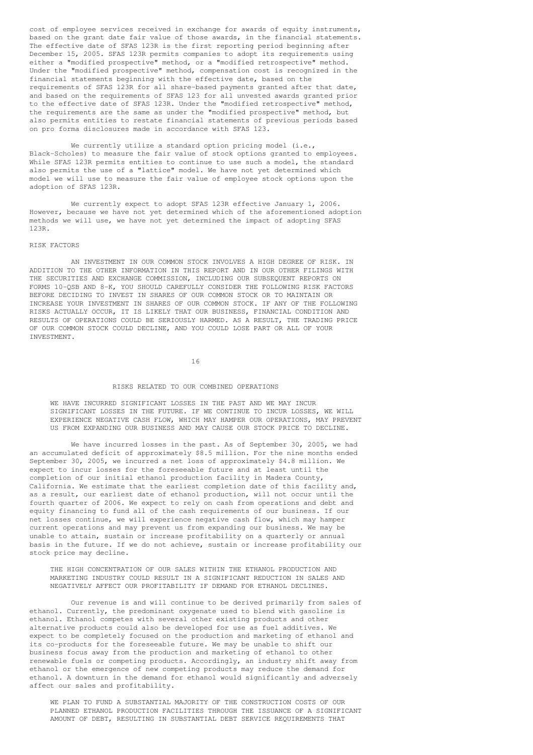cost of employee services received in exchange for awards of equity instruments, based on the grant date fair value of those awards, in the financial statements. The effective date of SFAS 123R is the first reporting period beginning after December 15, 2005. SFAS 123R permits companies to adopt its requirements using either a "modified prospective" method, or a "modified retrospective" method. Under the "modified prospective" method, compensation cost is recognized in the financial statements beginning with the effective date, based on the requirements of SFAS 123R for all share-based payments granted after that date, and based on the requirements of SFAS 123 for all unvested awards granted prior to the effective date of SFAS 123R. Under the "modified retrospective" method, the requirements are the same as under the "modified prospective" method, but also permits entities to restate financial statements of previous periods based on pro forma disclosures made in accordance with SFAS 123.

We currently utilize a standard option pricing model (i.e., Black-Scholes) to measure the fair value of stock options granted to employees. While SFAS 123R permits entities to continue to use such a model, the standard also permits the use of a "lattice" model. We have not yet determined which model we will use to measure the fair value of employee stock options upon the adoption of SFAS 123R.

We currently expect to adopt SFAS 123R effective January 1, 2006. However, because we have not yet determined which of the aforementioned adoption methods we will use, we have not yet determined the impact of adopting SFAS 123R.

## RISK FACTORS

AN INVESTMENT IN OUR COMMON STOCK INVOLVES A HIGH DEGREE OF RISK. IN ADDITION TO THE OTHER INFORMATION IN THIS REPORT AND IN OUR OTHER FILINGS WITH THE SECURITIES AND EXCHANGE COMMISSION, INCLUDING OUR SUBSEQUENT REPORTS ON FORMS 10-QSB AND 8-K, YOU SHOULD CAREFULLY CONSIDER THE FOLLOWING RISK FACTORS BEFORE DECIDING TO INVEST IN SHARES OF OUR COMMON STOCK OR TO MAINTAIN OR INCREASE YOUR INVESTMENT IN SHARES OF OUR COMMON STOCK. IF ANY OF THE FOLLOWING RISKS ACTUALLY OCCUR, IT IS LIKELY THAT OUR BUSINESS, FINANCIAL CONDITION AND RESULTS OF OPERATIONS COULD BE SERIOUSLY HARMED. AS A RESULT, THE TRADING PRICE OF OUR COMMON STOCK COULD DECLINE, AND YOU COULD LOSE PART OR ALL OF YOUR INVESTMENT.

### RISKS RELATED TO OUR COMBINED OPERATIONS

**WE HAVE INCURRED SIGNIFICANT LOSSES IN THE PAST AND WE MAY INCUR SIGNIFICANT LOSSES IN THE FUTURE. IF WE CONTINUE TO INCUR LOSSES, WE WILL EXPERIENCE NEGATIVE CASH FLOW, WHICH MAY HAMPER OUR OPERATIONS, MAY PREVENT US FROM EXPANDING OUR BUSINESS AND MAY CAUSE OUR STOCK PRICE TO DECLINE.**

We have incurred losses in the past. As of September 30, 2005, we had an accumulated deficit of approximately $8.5 million. For the nine months ended September 30, 2005, we incurred a net loss of approximately $4.8 million. We expect to incur losses for the foreseeable future and at least until the completion of our initial ethanol production facility in Madera County, California. We estimate that the earliest completion date of this facility and, as a result, our earliest date of ethanol production, will not occur until the fourth quarter of 2006. We expect to rely on cash from operations and debt and equity financing to fund all of the cash requirements of our business. If our net losses continue, we will experience negative cash flow, which may hamper current operations and may prevent us from expanding our business. We may be unable to attain, sustain or increase profitability on a quarterly or annual basis in the future. If we do not achieve, sustain or increase profitability our stock price may decline.

**THE HIGH CONCENTRATION OF OUR SALES WITHIN THE ETHANOL PRODUCTION AND MARKETING INDUSTRY COULD RESULT IN A SIGNIFICANT REDUCTION IN SALES AND NEGATIVELY AFFECT OUR PROFITABILITY IF DEMAND FOR ETHANOL DECLINES.**

Our revenue is and will continue to be derived primarily from sales of ethanol. Currently, the predominant oxygenate used to blend with gasoline is ethanol. Ethanol competes with several other existing products and other alternative products could also be developed for use as fuel additives. We expect to be completely focused on the production and marketing of ethanol and its co-products for the foreseeable future. We may be unable to shift our business focus away from the production and marketing of ethanol to other renewable fuels or competing products. Accordingly, an industry shift away from ethanol or the emergence of new competing products may reduce the demand for ethanol. A downturn in the demand for ethanol would significantly and adversely affect our sales and profitability.

**WE PLAN TO FUND A SUBSTANTIAL MAJORITY OF THE CONSTRUCTION COSTS OF OUR PLANNED ETHANOL PRODUCTION FACILITIES THROUGH THE ISSUANCE OF A SIGNIFICANT AMOUNT OF DEBT, RESULTING IN SUBSTANTIAL DEBT SERVICE REQUIREMENTS THAT**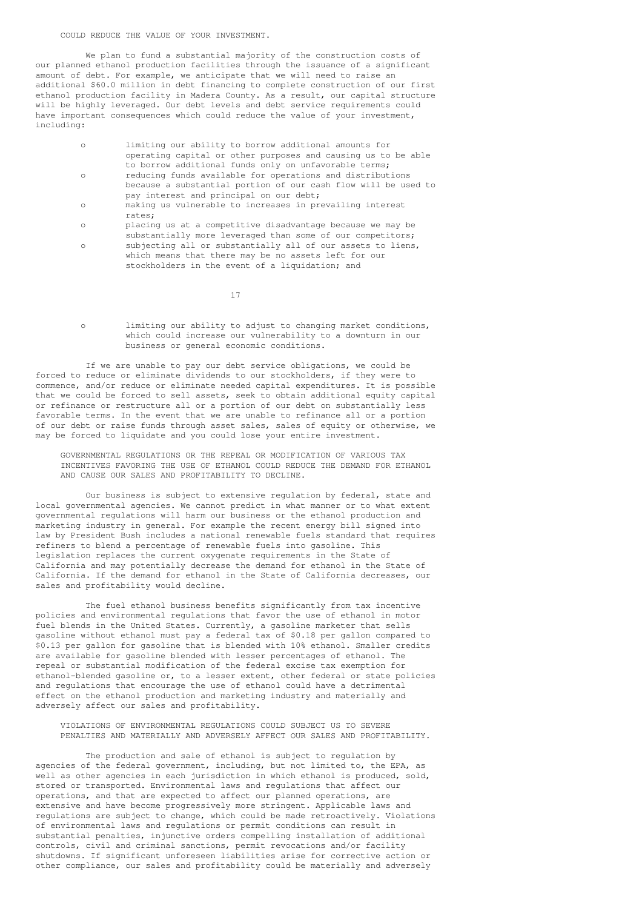COULD REDUCE THE VALUE OF YOUR INVESTMENT.

We plan to fund a substantial majority of the construction costs of our planned ethanol production facilities through the issuance of a significant amount of debt. For example, we anticipate that we will need to raise an additional $60.0 million in debt financing to complete construction of our first ethanol production facility in Madera County. As a result, our capital structure will be highly leveraged. Our debt levels and debt service requirements could have important consequences which could reduce the value of your investment, including:

- limiting our ability to borrow additional amounts for operating capital or other purposes and causing us to be able to borrow additional funds only on unfavorable terms;
- reducing funds available for operations and distributions because a substantial portion of our cash flow will be used to pay interest and principal on our debt;
- making us vulnerable to increases in prevailing interest rates;
- placing us at a competitive disadvantage because we may be substantially more leveraged than some of our competitors;
- subjecting all or substantially all of our assets to liens, which means that there may be no assets left for our stockholders in the event of a liquidation; and
- limiting our ability to adjust to changing market conditions, which could increase our vulnerability to a downturn in our business or general economic conditions.

If we are unable to pay our debt service obligations, we could be forced to reduce or eliminate dividends to our stockholders, if they were to commence, and/or reduce or eliminate needed capital expenditures. It is possible that we could be forced to sell assets, seek to obtain additional equity capital or refinance or restructure all or a portion of our debt on substantially less favorable terms. In the event that we are unable to refinance all or a portion of our debt or raise funds through asset sales, sales of equity or otherwise, we may be forced to liquidate and you could lose your entire investment.

GOVERNMENTAL REGULATIONS OR THE REPEAL OR MODIFICATION OF VARIOUS TAX INCENTIVES FAVORING THE USE OF ETHANOL COULD REDUCE THE DEMAND FOR ETHANOL AND CAUSE OUR SALES AND PROFITABILITY TO DECLINE.

Our business is subject to extensive regulation by federal, state and local governmental agencies. We cannot predict in what manner or to what extent governmental regulations will harm our business or the ethanol production and marketing industry in general. For example the recent energy bill signed into law by President Bush includes a national renewable fuels standard that requires refiners to blend a percentage of renewable fuels into gasoline. This legislation replaces the current oxygenate requirements in the State of California and may potentially decrease the demand for ethanol in the State of California. If the demand for ethanol in the State of California decreases, our sales and profitability would decline.

The fuel ethanol business benefits significantly from tax incentive policies and environmental regulations that favor the use of ethanol in motor fuel blends in the United States. Currently, a gasoline marketer that sells gasoline without ethanol must pay a federal tax of $0.18 per gallon compared to $0.13 per gallon for gasoline that is blended with 10% ethanol. Smaller credits are available for gasoline blended with lesser percentages of ethanol. The repeal or substantial modification of the federal excise tax exemption for ethanol-blended gasoline or, to a lesser extent, other federal or state policies and regulations that encourage the use of ethanol could have a detrimental effect on the ethanol production and marketing industry and materially and adversely affect our sales and profitability.

VIOLATIONS OF ENVIRONMENTAL REGULATIONS COULD SUBJECT US TO SEVERE PENALTIES AND MATERIALLY AND ADVERSELY AFFECT OUR SALES AND PROFITABILITY.

The production and sale of ethanol is subject to regulation by agencies of the federal government, including, but not limited to, the EPA, as well as other agencies in each jurisdiction in which ethanol is produced, sold, stored or transported. Environmental laws and regulations that affect our operations, and that are expected to affect our planned operations, are extensive and have become progressively more stringent. Applicable laws and regulations are subject to change, which could be made retroactively. Violations of environmental laws and regulations or permit conditions can result in substantial penalties, injunctive orders compelling installation of additional controls, civil and criminal sanctions, permit revocations and/or facility shutdowns. If significant unforeseen liabilities arise for corrective action or other compliance, our sales and profitability could be materially and adversely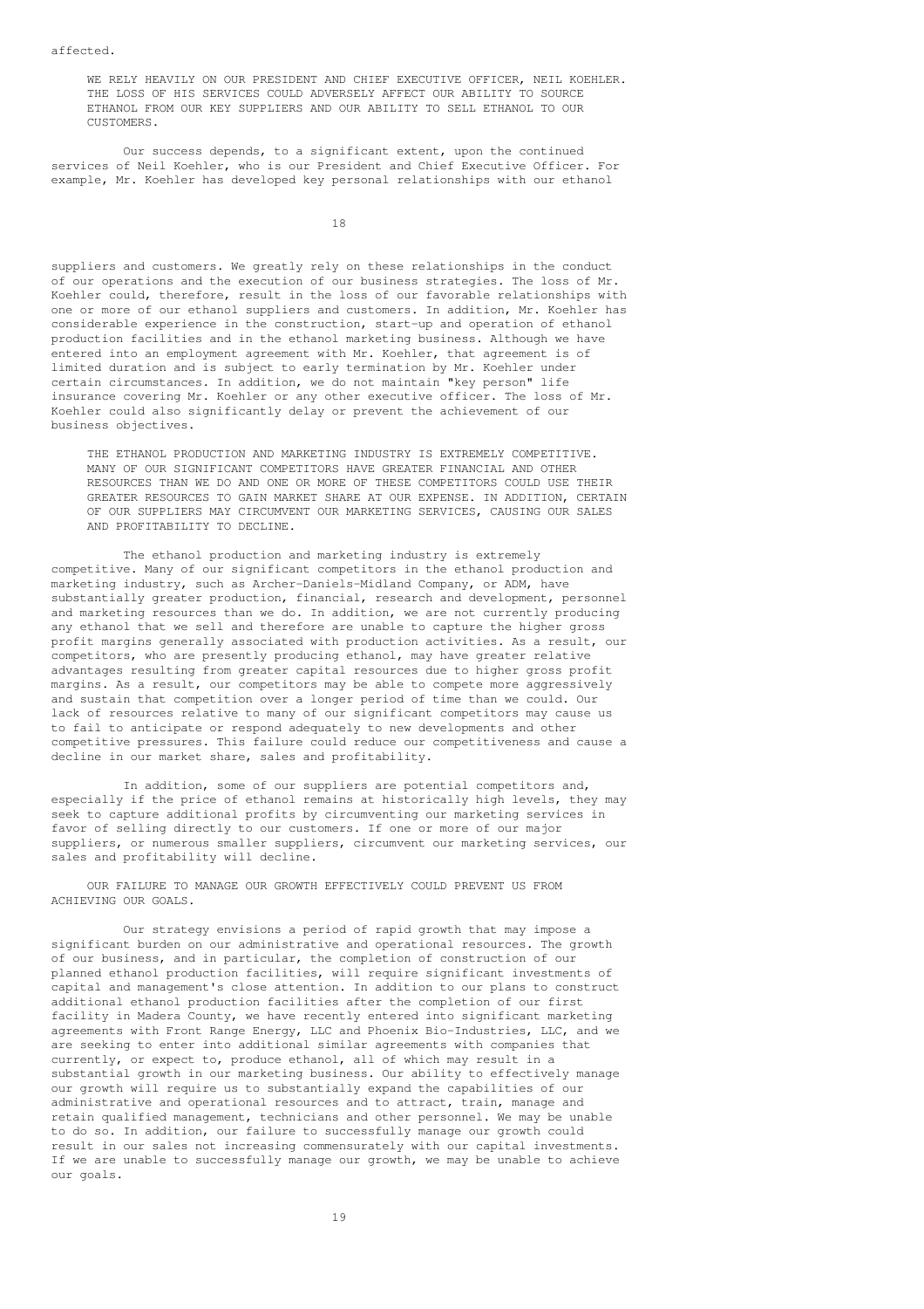affected.

**WE RELY HEAVILY ON OUR PRESIDENT AND CHIEF EXECUTIVE OFFICER, NEIL KOEHLER. THE LOSS OF HIS SERVICES COULD ADVERSELY AFFECT OUR ABILITY TO SOURCE ETHANOL FROM OUR KEY SUPPLIERS AND OUR ABILITY TO SELL ETHANOL TO OUR CUSTOMERS.**

Our success depends, to a significant extent, upon the continued services of Neil Koehler, who is our President and Chief Executive Officer. For example, Mr. Koehler has developed key personal relationships with our ethanol suppliers and customers. We greatly rely on these relationships in the conduct of our operations and the execution of our business strategies. The loss of Mr. Koehler could, therefore, result in the loss of our favorable relationships with one or more of our ethanol suppliers and customers. In addition, Mr. Koehler has considerable experience in the construction, start-up and operation of ethanol production facilities and in the ethanol marketing business. Although we have entered into an employment agreement with Mr. Koehler, that agreement is of limited duration and is subject to early termination by Mr. Koehler under certain circumstances. In addition, we do not maintain "key person" life insurance covering Mr. Koehler or any other executive officer. The loss of Mr. Koehler could also significantly delay or prevent the achievement of our business objectives.

**THE ETHANOL PRODUCTION AND MARKETING INDUSTRY IS EXTREMELY COMPETITIVE. MANY OF OUR SIGNIFICANT COMPETITORS HAVE GREATER FINANCIAL AND OTHER RESOURCES THAN WE DO AND ONE OR MORE OF THESE COMPETITORS COULD USE THEIR GREATER RESOURCES TO GAIN MARKET SHARE AT OUR EXPENSE. IN ADDITION, CERTAIN OF OUR SUPPLIERS MAY CIRCUMVENT OUR MARKETING SERVICES, CAUSING OUR SALES AND PROFITABILITY TO DECLINE.**

The ethanol production and marketing industry is extremely competitive. Many of our significant competitors in the ethanol production and marketing industry, such as Archer-Daniels-Midland Company, or ADM, have substantially greater production, financial, research and development, personnel and marketing resources than we do. In addition, we are not currently producing any ethanol that we sell and therefore are unable to capture the higher gross profit margins generally associated with production activities. As a result, our competitors, who are presently producing ethanol, may have greater relative advantages resulting from greater capital resources due to higher gross profit margins. As a result, our competitors may be able to compete more aggressively and sustain that competition over a longer period of time than we could. Our lack of resources relative to many of our significant competitors may cause us to fail to anticipate or respond adequately to new developments and other competitive pressures. This failure could reduce our competitiveness and cause a decline in our market share, sales and profitability.

In addition, some of our suppliers are potential competitors and, especially if the price of ethanol remains at historically high levels, they may seek to capture additional profits by circumventing our marketing services in favor of selling directly to our customers. If one or more of our major suppliers, or numerous smaller suppliers, circumvent our marketing services, our sales and profitability will decline.

**OUR FAILURE TO MANAGE OUR GROWTH EFFECTIVELY COULD PREVENT US FROM ACHIEVING OUR GOALS.**

Our strategy envisions a period of rapid growth that may impose a significant burden on our administrative and operational resources. The growth of our business, and in particular, the completion of construction of our planned ethanol production facilities, will require significant investments of capital and management's close attention. In addition to our plans to construct additional ethanol production facilities after the completion of our first facility in Madera County, we have recently entered into significant marketing agreements with Front Range Energy, LLC and Phoenix Bio-Industries, LLC, and we are seeking to enter into additional similar agreements with companies that currently, or expect to, produce ethanol, all of which may result in a substantial growth in our marketing business. Our ability to effectively manage our growth will require us to substantially expand the capabilities of our administrative and operational resources and to attract, train, manage and retain qualified management, technicians and other personnel. We may be unable to do so. In addition, our failure to successfully manage our growth could result in our sales not increasing commensurately with our capital investments. If we are unable to successfully manage our growth, we may be unable to achieve our goals.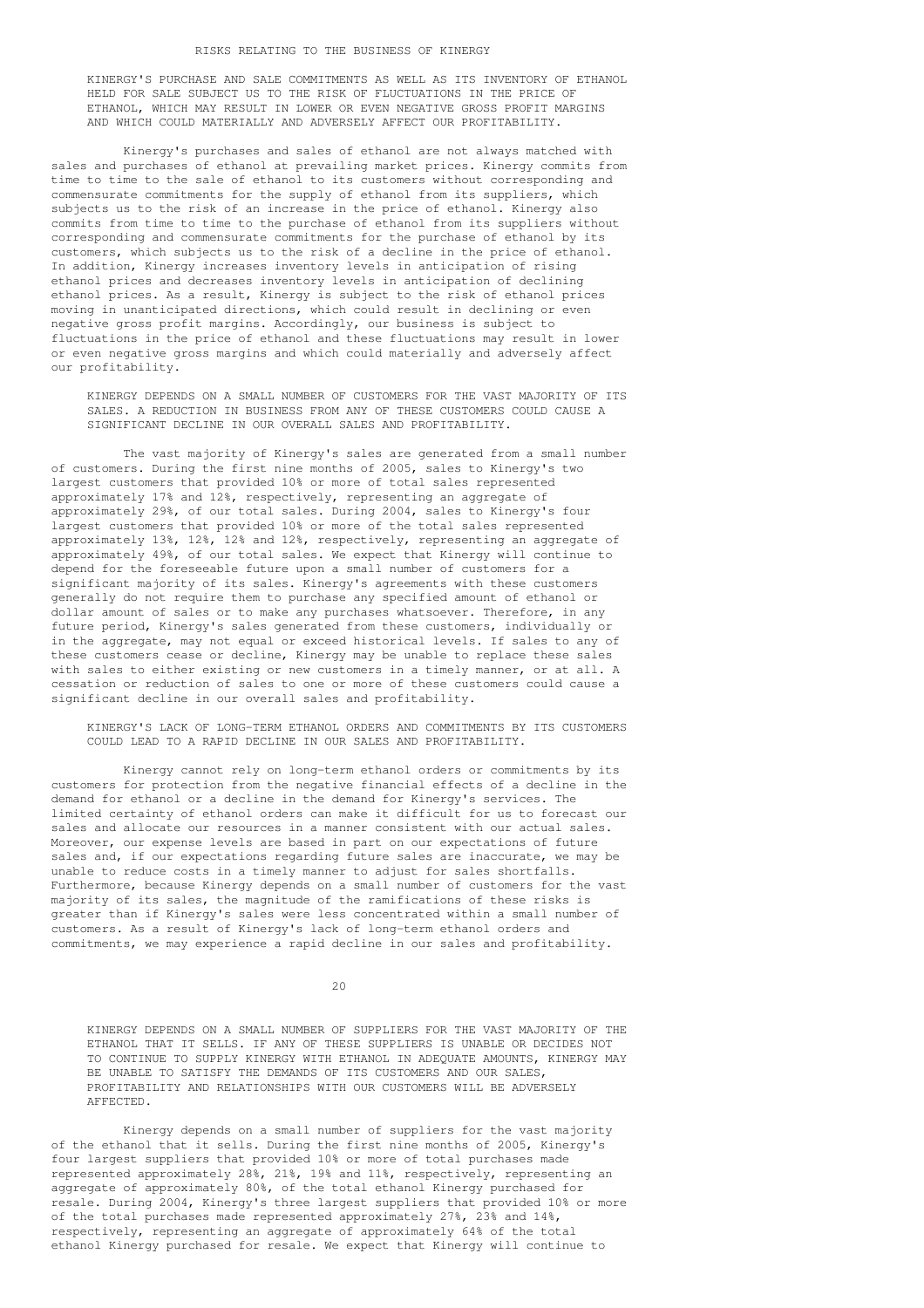## RISKS RELATING TO THE BUSINESS OF KINERGY

**KINERGY'S PURCHASE AND SALE COMMITMENTS AS WELL AS ITS INVENTORY OF ETHANOL HELD FOR SALE SUBJECT US TO THE RISK OF FLUCTUATIONS IN THE PRICE OF ETHANOL, WHICH MAY RESULT IN LOWER OR EVEN NEGATIVE GROSS PROFIT MARGINS AND WHICH COULD MATERIALLY AND ADVERSELY AFFECT OUR PROFITABILITY.**

Kinergy's purchases and sales of ethanol are not always matched with sales and purchases of ethanol at prevailing market prices. Kinergy commits from time to time to the sale of ethanol to its customers without corresponding and commensurate commitments for the supply of ethanol from its suppliers, which subjects us to the risk of an increase in the price of ethanol. Kinergy also commits from time to time to the purchase of ethanol from its suppliers without corresponding and commensurate commitments for the purchase of ethanol by its customers, which subjects us to the risk of a decline in the price of ethanol. In addition, Kinergy increases inventory levels in anticipation of rising ethanol prices and decreases inventory levels in anticipation of declining ethanol prices. As a result, Kinergy is subject to the risk of ethanol prices moving in unanticipated directions, which could result in declining or even negative gross profit margins. Accordingly, our business is subject to fluctuations in the price of ethanol and these fluctuations may result in lower or even negative gross margins and which could materially and adversely affect our profitability.

**KINERGY DEPENDS ON A SMALL NUMBER OF CUSTOMERS FOR THE VAST MAJORITY OF ITS SALES. A REDUCTION IN BUSINESS FROM ANY OF THESE CUSTOMERS COULD CAUSE A SIGNIFICANT DECLINE IN OUR OVERALL SALES AND PROFITABILITY.**

The vast majority of Kinergy's sales are generated from a small number of customers. During the first nine months of 2005, sales to Kinergy's two largest customers that provided 10% or more of total sales represented approximately 17% and 12%, respectively, representing an aggregate of approximately 29%, of our total sales. During 2004, sales to Kinergy's four largest customers that provided 10% or more of the total sales represented approximately 13%, 12%, 12% and 12%, respectively, representing an aggregate of approximately 49%, of our total sales. We expect that Kinergy will continue to depend for the foreseeable future upon a small number of customers for a significant majority of its sales. Kinergy's agreements with these customers generally do not require them to purchase any specified amount of ethanol or dollar amount of sales or to make any purchases whatsoever. Therefore, in any future period, Kinergy's sales generated from these customers, individually or in the aggregate, may not equal or exceed historical levels. If sales to any of these customers cease or decline, Kinergy may be unable to replace these sales with sales to either existing or new customers in a timely manner, or at all. A cessation or reduction of sales to one or more of these customers could cause a significant decline in our overall sales and profitability.

**KINERGY'S LACK OF LONG-TERM ETHANOL ORDERS AND COMMITMENTS BY ITS CUSTOMERS COULD LEAD TO A RAPID DECLINE IN OUR SALES AND PROFITABILITY.**

Kinergy cannot rely on long-term ethanol orders or commitments by its customers for protection from the negative financial effects of a decline in the demand for ethanol or a decline in the demand for Kinergy's services. The limited certainty of ethanol orders can make it difficult for us to forecast our sales and allocate our resources in a manner consistent with our actual sales. Moreover, our expense levels are based in part on our expectations of future sales and, if our expectations regarding future sales are inaccurate, we may be unable to reduce costs in a timely manner to adjust for sales shortfalls. Furthermore, because Kinergy depends on a small number of customers for the vast majority of its sales, the magnitude of the ramifications of these risks is greater than if Kinergy's sales were less concentrated within a small number of customers. As a result of Kinergy's lack of long-term ethanol orders and commitments, we may experience a rapid decline in our sales and profitability.

**KINERGY DEPENDS ON A SMALL NUMBER OF SUPPLIERS FOR THE VAST MAJORITY OF THE ETHANOL THAT IT SELLS. IF ANY OF THESE SUPPLIERS IS UNABLE OR DECIDES NOT TO CONTINUE TO SUPPLY KINERGY WITH ETHANOL IN ADEQUATE AMOUNTS, KINERGY MAY BE UNABLE TO SATISFY THE DEMANDS OF ITS CUSTOMERS AND OUR SALES, PROFITABILITY AND RELATIONSHIPS WITH OUR CUSTOMERS WILL BE ADVERSELY AFFECTED.**

Kinergy depends on a small number of suppliers for the vast majority of the ethanol that it sells. During the first nine months of 2005, Kinergy's four largest suppliers that provided 10% or more of total purchases made represented approximately 28%, 21%, 19% and 11%, respectively, representing an aggregate of approximately 80%, of the total ethanol Kinergy purchased for resale. During 2004, Kinergy's three largest suppliers that provided 10% or more of the total purchases made represented approximately 27%, 23% and 14%, respectively, representing an aggregate of approximately 64% of the total ethanol Kinergy purchased for resale. We expect that Kinergy will continue to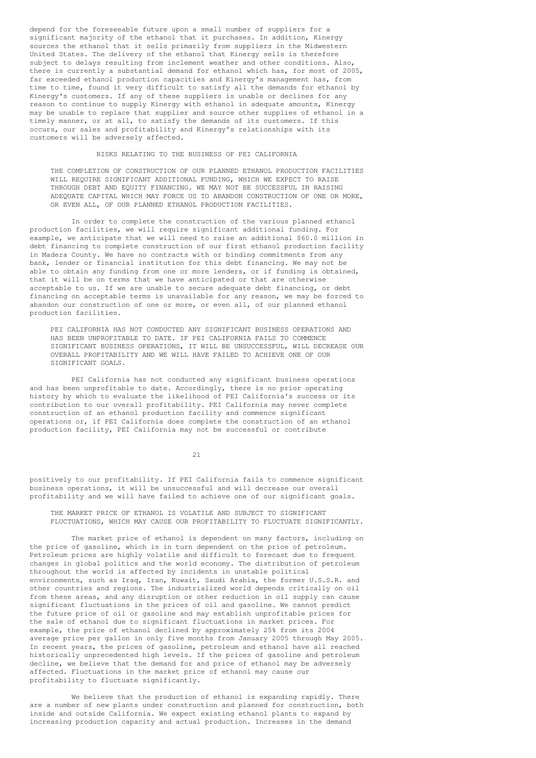depend for the foreseeable future upon a small number of suppliers for a significant majority of the ethanol that it purchases. In addition, Kinergy sources the ethanol that it sells primarily from suppliers in the Midwestern United States. The delivery of the ethanol that Kinergy sells is therefore subject to delays resulting from inclement weather and other conditions. Also, there is currently a substantial demand for ethanol which has, for most of 2005, far exceeded ethanol production capacities and Kinergy's management has, from time to time, found it very difficult to satisfy all the demands for ethanol by Kinergy's customers. If any of these suppliers is unable or declines for any reason to continue to supply Kinergy with ethanol in adequate amounts, Kinergy may be unable to replace that supplier and source other supplies of ethanol in a timely manner, or at all, to satisfy the demands of its customers. If this occurs, our sales and profitability and Kinergy's relationships with its customers will be adversely affected.

## RISKS RELATING TO THE BUSINESS OF PEI CALIFORNIA

**THE COMPLETION OF CONSTRUCTION OF OUR PLANNED ETHANOL PRODUCTION FACILITIES WILL REQUIRE SIGNIFICANT ADDITIONAL FUNDING, WHICH WE EXPECT TO RAISE THROUGH DEBT AND EQUITY FINANCING. WE MAY NOT BE SUCCESSFUL IN RAISING ADEQUATE CAPITAL WHICH MAY FORCE US TO ABANDON CONSTRUCTION OF ONE OR MORE, OR EVEN ALL, OF OUR PLANNED ETHANOL PRODUCTION FACILITIES.**

In order to complete the construction of the various planned ethanol production facilities, we will require significant additional funding. For example, we anticipate that we will need to raise an additional $60.0 million in debt financing to complete construction of our first ethanol production facility in Madera County. We have no contracts with or binding commitments from any bank, lender or financial institution for this debt financing. We may not be able to obtain any funding from one or more lenders, or if funding is obtained, that it will be on terms that we have anticipated or that are otherwise acceptable to us. If we are unable to secure adequate debt financing, or debt financing on acceptable terms is unavailable for any reason, we may be forced to abandon our construction of one or more, or even all, of our planned ethanol production facilities.

**PEI CALIFORNIA HAS NOT CONDUCTED ANY SIGNIFICANT BUSINESS OPERATIONS AND HAS BEEN UNPROFITABLE TO DATE. IF PEI CALIFORNIA FAILS TO COMMENCE SIGNIFICANT BUSINESS OPERATIONS, IT WILL BE UNSUCCESSFUL, WILL DECREASE OUR OVERALL PROFITABILITY AND WE WILL HAVE FAILED TO ACHIEVE ONE OF OUR SIGNIFICANT GOALS.**

PEI California has not conducted any significant business operations and has been unprofitable to date. Accordingly, there is no prior operating history by which to evaluate the likelihood of PEI California's success or its contribution to our overall profitability. PEI California may never complete construction of an ethanol production facility and commence significant operations or, if PEI California does complete the construction of an ethanol production facility, PEI California may not be successful or contribute positively to our profitability. If PEI California fails to commence significant business operations, it will be unsuccessful and will decrease our overall profitability and we will have failed to achieve one of our significant goals.

**THE MARKET PRICE OF ETHANOL IS VOLATILE AND SUBJECT TO SIGNIFICANT FLUCTUATIONS, WHICH MAY CAUSE OUR PROFITABILITY TO FLUCTUATE SIGNIFICANTLY.**

The market price of ethanol is dependent on many factors, including on the price of gasoline, which is in turn dependent on the price of petroleum. Petroleum prices are highly volatile and difficult to forecast due to frequent changes in global politics and the world economy. The distribution of petroleum throughout the world is affected by incidents in unstable political environments, such as Iraq, Iran, Kuwait, Saudi Arabia, the former U.S.S.R. and other countries and regions. The industrialized world depends critically on oil from these areas, and any disruption or other reduction in oil supply can cause significant fluctuations in the prices of oil and gasoline. We cannot predict the future price of oil or gasoline and may establish unprofitable prices for the sale of ethanol due to significant fluctuations in market prices. For example, the price of ethanol declined by approximately 25% from its 2004 average price per gallon in only five months from January 2005 through May 2005. In recent years, the prices of gasoline, petroleum and ethanol have all reached historically unprecedented high levels. If the prices of gasoline and petroleum decline, we believe that the demand for and price of ethanol may be adversely affected. Fluctuations in the market price of ethanol may cause our profitability to fluctuate significantly.

We believe that the production of ethanol is expanding rapidly. There are a number of new plants under construction and planned for construction, both inside and outside California. We expect existing ethanol plants to expand by increasing production capacity and actual production. Increases in the demand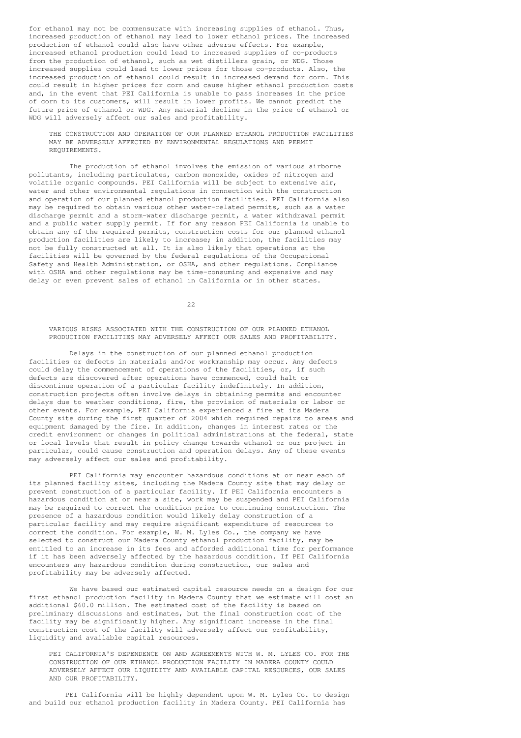for ethanol may not be commensurate with increasing supplies of ethanol. Thus, increased production of ethanol may lead to lower ethanol prices. The increased production of ethanol could also have other adverse effects. For example, increased ethanol production could lead to increased supplies of co-products from the production of ethanol, such as wet distillers grain, or WDG. Those increased supplies could lead to lower prices for those co-products. Also, the increased production of ethanol could result in increased demand for corn. This could result in higher prices for corn and cause higher ethanol production costs and, in the event that PEI California is unable to pass increases in the price of corn to its customers, will result in lower profits. We cannot predict the future price of ethanol or WDG. Any material decline in the price of ethanol or WDG will adversely affect our sales and profitability.

THE CONSTRUCTION AND OPERATION OF OUR PLANNED ETHANOL PRODUCTION FACILITIES MAY BE ADVERSELY AFFECTED BY ENVIRONMENTAL REGULATIONS AND PERMIT REQUIREMENTS.

The production of ethanol involves the emission of various airborne pollutants, including particulates, carbon monoxide, oxides of nitrogen and volatile organic compounds. PEI California will be subject to extensive air, water and other environmental regulations in connection with the construction and operation of our planned ethanol production facilities. PEI California also may be required to obtain various other water-related permits, such as a water discharge permit and a storm-water discharge permit, a water withdrawal permit and a public water supply permit. If for any reason PEI California is unable to obtain any of the required permits, construction costs for our planned ethanol production facilities are likely to increase; in addition, the facilities may not be fully constructed at all. It is also likely that operations at the facilities will be governed by the federal regulations of the Occupational Safety and Health Administration, or OSHA, and other regulations. Compliance with OSHA and other regulations may be time-consuming and expensive and may delay or even prevent sales of ethanol in California or in other states.

VARIOUS RISKS ASSOCIATED WITH THE CONSTRUCTION OF OUR PLANNED ETHANOL PRODUCTION FACILITIES MAY ADVERSELY AFFECT OUR SALES AND PROFITABILITY.

Delays in the construction of our planned ethanol production facilities or defects in materials and/or workmanship may occur. Any defects could delay the commencement of operations of the facilities, or, if such defects are discovered after operations have commenced, could halt or discontinue operation of a particular facility indefinitely. In addition, construction projects often involve delays in obtaining permits and encounter delays due to weather conditions, fire, the provision of materials or labor or other events. For example, PEI California experienced a fire at its Madera County site during the first quarter of 2004 which required repairs to areas and equipment damaged by the fire. In addition, changes in interest rates or the credit environment or changes in political administrations at the federal, state or local levels that result in policy change towards ethanol or our project in particular, could cause construction and operation delays. Any of these events may adversely affect our sales and profitability.

PEI California may encounter hazardous conditions at or near each of its planned facility sites, including the Madera County site that may delay or prevent construction of a particular facility. If PEI California encounters a hazardous condition at or near a site, work may be suspended and PEI California may be required to correct the condition prior to continuing construction. The presence of a hazardous condition would likely delay construction of a particular facility and may require significant expenditure of resources to correct the condition. For example, W. M. Lyles Co., the company we have selected to construct our Madera County ethanol production facility, may be entitled to an increase in its fees and afforded additional time for performance if it has been adversely affected by the hazardous condition. If PEI California encounters any hazardous condition during construction, our sales and profitability may be adversely affected.

We have based our estimated capital resource needs on a design for our first ethanol production facility in Madera County that we estimate will cost an additional \$60.0 million. The estimated cost of the facility is based on preliminary discussions and estimates, but the final construction cost of the facility may be significantly higher. Any significant increase in the final construction cost of the facility will adversely affect our profitability, liquidity and available capital resources.

PEI CALIFORNIA'S DEPENDENCE ON AND AGREEMENTS WITH W. M. LYLES CO. FOR THE CONSTRUCTION OF OUR ETHANOL PRODUCTION FACILITY IN MADERA COUNTY COULD ADVERSELY AFFECT OUR LIQUIDITY AND AVAILABLE CAPITAL RESOURCES, OUR SALES AND OUR PROFITABILITY.

PEI California will be highly dependent upon W. M. Lyles Co. to design and build our ethanol production facility in Madera County. PEI California has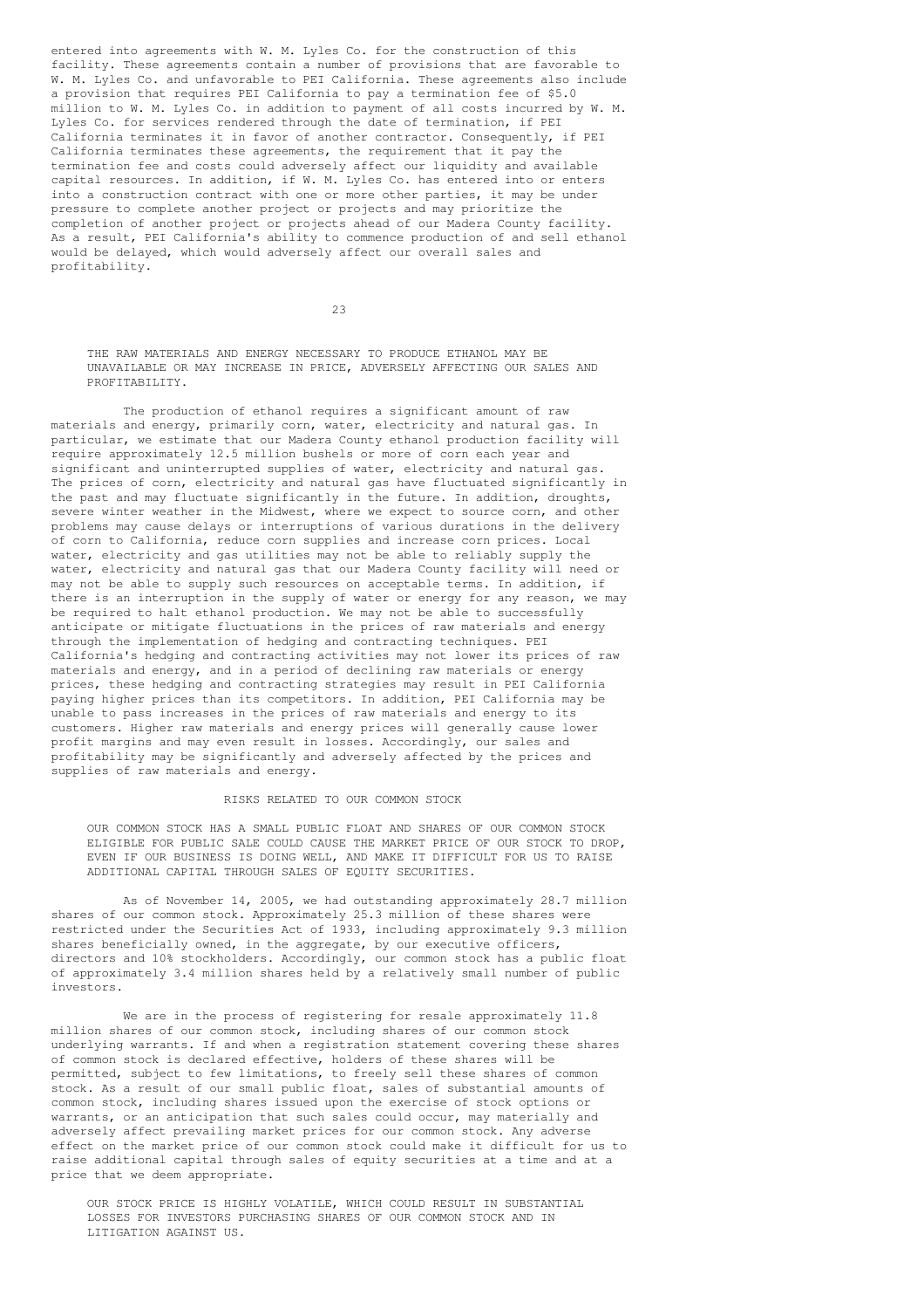entered into agreements with W. M. Lyles Co. for the construction of this facility. These agreements contain a number of provisions that are favorable to W. M. Lyles Co. and unfavorable to PEI California. These agreements also include a provision that requires PEI California to pay a termination fee of $5.0 million to W. M. Lyles Co. in addition to payment of all costs incurred by W. M. Lyles Co. for services rendered through the date of termination, if PEI California terminates it in favor of another contractor. Consequently, if PEI California terminates these agreements, the requirement that it pay the termination fee and costs could adversely affect our liquidity and available capital resources. In addition, if W. M. Lyles Co. has entered into or enters into a construction contract with one or more other parties, it may be under pressure to complete another project or projects and may prioritize the completion of another project or projects ahead of our Madera County facility. As a result, PEI California's ability to commence production of and sell ethanol would be delayed, which would adversely affect our overall sales and profitability.

THE RAW MATERIALS AND ENERGY NECESSARY TO PRODUCE ETHANOL MAY BE UNAVAILABLE OR MAY INCREASE IN PRICE, ADVERSELY AFFECTING OUR SALES AND PROFITABILITY.

The production of ethanol requires a significant amount of raw materials and energy, primarily corn, water, electricity and natural gas. In particular, we estimate that our Madera County ethanol production facility will require approximately 12.5 million bushels or more of corn each year and significant and uninterrupted supplies of water, electricity and natural gas. The prices of corn, electricity and natural gas have fluctuated significantly in the past and may fluctuate significantly in the future. In addition, droughts, severe winter weather in the Midwest, where we expect to source corn, and other problems may cause delays or interruptions of various durations in the delivery of corn to California, reduce corn supplies and increase corn prices. Local water, electricity and gas utilities may not be able to reliably supply the water, electricity and natural gas that our Madera County facility will need or may not be able to supply such resources on acceptable terms. In addition, if there is an interruption in the supply of water or energy for any reason, we may be required to halt ethanol production. We may not be able to successfully anticipate or mitigate fluctuations in the prices of raw materials and energy through the implementation of hedging and contracting techniques. PEI California's hedging and contracting activities may not lower its prices of raw materials and energy, and in a period of declining raw materials or energy prices, these hedging and contracting strategies may result in PEI California paying higher prices than its competitors. In addition, PEI California may be unable to pass increases in the prices of raw materials and energy to its customers. Higher raw materials and energy prices will generally cause lower profit margins and may even result in losses. Accordingly, our sales and profitability may be significantly and adversely affected by the prices and supplies of raw materials and energy.

## RISKS RELATED TO OUR COMMON STOCK

OUR COMMON STOCK HAS A SMALL PUBLIC FLOAT AND SHARES OF OUR COMMON STOCK ELIGIBLE FOR PUBLIC SALE COULD CAUSE THE MARKET PRICE OF OUR STOCK TO DROP, EVEN IF OUR BUSINESS IS DOING WELL, AND MAKE IT DIFFICULT FOR US TO RAISE ADDITIONAL CAPITAL THROUGH SALES OF EQUITY SECURITIES.

As of November 14, 2005, we had outstanding approximately 28.7 million shares of our common stock. Approximately 25.3 million of these shares were restricted under the Securities Act of 1933, including approximately 9.3 million shares beneficially owned, in the aggregate, by our executive officers, directors and 10% stockholders. Accordingly, our common stock has a public float of approximately 3.4 million shares held by a relatively small number of public investors.

We are in the process of registering for resale approximately 11.8 million shares of our common stock, including shares of our common stock underlying warrants. If and when a registration statement covering these shares of common stock is declared effective, holders of these shares will be permitted, subject to few limitations, to freely sell these shares of common stock. As a result of our small public float, sales of substantial amounts of common stock, including shares issued upon the exercise of stock options or warrants, or an anticipation that such sales could occur, may materially and adversely affect prevailing market prices for our common stock. Any adverse effect on the market price of our common stock could make it difficult for us to raise additional capital through sales of equity securities at a time and at a price that we deem appropriate.

OUR STOCK PRICE IS HIGHLY VOLATILE, WHICH COULD RESULT IN SUBSTANTIAL LOSSES FOR INVESTORS PURCHASING SHARES OF OUR COMMON STOCK AND IN LITIGATION AGAINST US.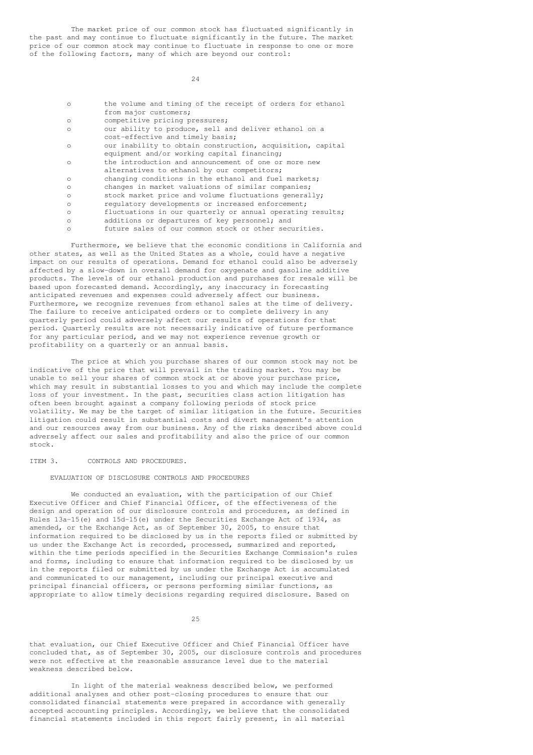The market price of our common stock has fluctuated significantly in the past and may continue to fluctuate significantly in the future. The market price of our common stock may continue to fluctuate in response to one or more of the following factors, many of which are beyond our control:

- the volume and timing of the receipt of orders for ethanol from major customers;
- competitive pricing pressures;
- our ability to produce, sell and deliver ethanol on a cost-effective and timely basis;
- our inability to obtain construction, acquisition, capital equipment and/or working capital financing;
- the introduction and announcement of one or more new alternatives to ethanol by our competitors;
- changing conditions in the ethanol and fuel markets;
- changes in market valuations of similar companies;
- stock market price and volume fluctuations generally;
- regulatory developments or increased enforcement;
- fluctuations in our quarterly or annual operating results;
- additions or departures of key personnel; and
- future sales of our common stock or other securities.

Furthermore, we believe that the economic conditions in California and other states, as well as the United States as a whole, could have a negative impact on our results of operations. Demand for ethanol could also be adversely affected by a slow-down in overall demand for oxygenate and gasoline additive products. The levels of our ethanol production and purchases for resale will be based upon forecasted demand. Accordingly, any inaccuracy in forecasting anticipated revenues and expenses could adversely affect our business. Furthermore, we recognize revenues from ethanol sales at the time of delivery. The failure to receive anticipated orders or to complete delivery in any quarterly period could adversely affect our results of operations for that period. Quarterly results are not necessarily indicative of future performance for any particular period, and we may not experience revenue growth or profitability on a quarterly or an annual basis.

The price at which you purchase shares of our common stock may not be indicative of the price that will prevail in the trading market. You may be unable to sell your shares of common stock at or above your purchase price, which may result in substantial losses to you and which may include the complete loss of your investment. In the past, securities class action litigation has often been brought against a company following periods of stock price volatility. We may be the target of similar litigation in the future. Securities litigation could result in substantial costs and divert management's attention and our resources away from our business. Any of the risks described above could adversely affect our sales and profitability and also the price of our common stock.

## ITEM 3. CONTROLS AND PROCEDURES.

### EVALUATION OF DISCLOSURE CONTROLS AND PROCEDURES

We conducted an evaluation, with the participation of our Chief Executive Officer and Chief Financial Officer, of the effectiveness of the design and operation of our disclosure controls and procedures, as defined in Rules 13a-15(e) and 15d-15(e) under the Securities Exchange Act of 1934, as amended, or the Exchange Act, as of September 30, 2005, to ensure that information required to be disclosed by us in the reports filed or submitted by us under the Exchange Act is recorded, processed, summarized and reported, within the time periods specified in the Securities Exchange Commission's rules and forms, including to ensure that information required to be disclosed by us in the reports filed or submitted by us under the Exchange Act is accumulated and communicated to our management, including our principal executive and principal financial officers, or persons performing similar functions, as appropriate to allow timely decisions regarding required disclosure. Based on that evaluation, our Chief Executive Officer and Chief Financial Officer have concluded that, as of September 30, 2005, our disclosure controls and procedures were not effective at the reasonable assurance level due to the material weakness described below.

In light of the material weakness described below, we performed additional analyses and other post-closing procedures to ensure that our consolidated financial statements were prepared in accordance with generally accepted accounting principles. Accordingly, we believe that the consolidated financial statements included in this report fairly present, in all material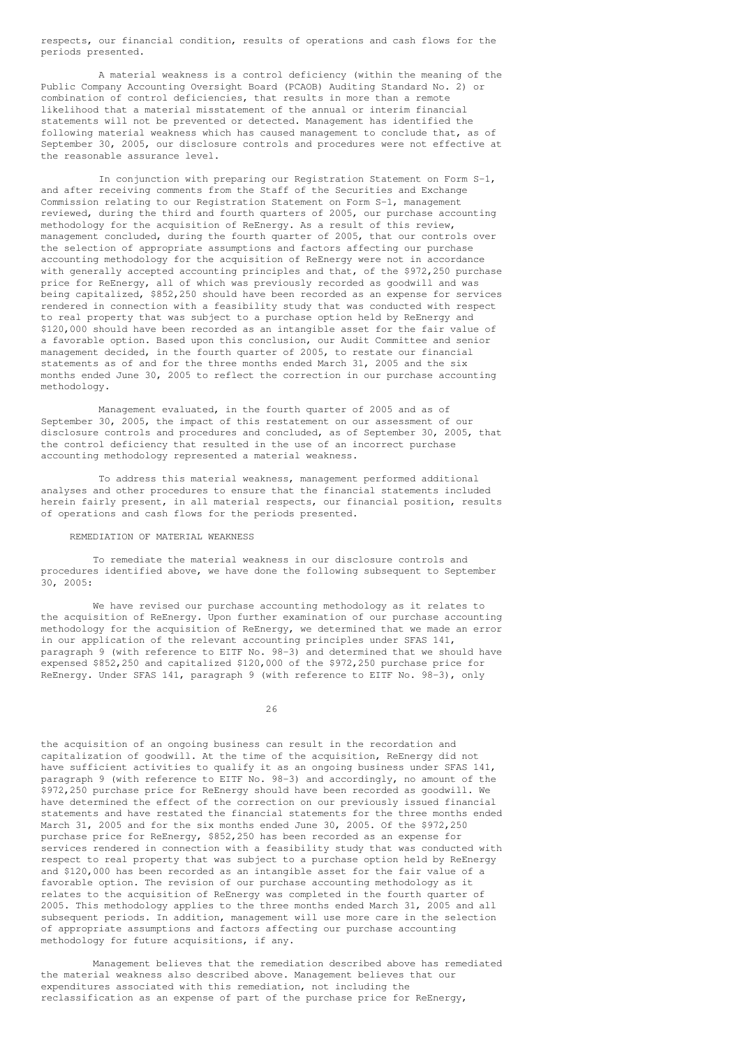respects, our financial condition, results of operations and cash flows for the periods presented.

A material weakness is a control deficiency (within the meaning of the Public Company Accounting Oversight Board (PCAOB) Auditing Standard No. 2) or combination of control deficiencies, that results in more than a remote likelihood that a material misstatement of the annual or interim financial statements will not be prevented or detected. Management has identified the following material weakness which has caused management to conclude that, as of September 30, 2005, our disclosure controls and procedures were not effective at the reasonable assurance level.

In conjunction with preparing our Registration Statement on Form S-1, and after receiving comments from the Staff of the Securities and Exchange Commission relating to our Registration Statement on Form S-1, management reviewed, during the third and fourth quarters of 2005, our purchase accounting methodology for the acquisition of ReEnergy. As a result of this review, management concluded, during the fourth quarter of 2005, that our controls over the selection of appropriate assumptions and factors affecting our purchase accounting methodology for the acquisition of ReEnergy were not in accordance with generally accepted accounting principles and that, of the $972,250 purchase price for ReEnergy, all of which was previously recorded as goodwill and was being capitalized, $852,250 should have been recorded as an expense for services rendered in connection with a feasibility study that was conducted with respect to real property that was subject to a purchase option held by ReEnergy and $120,000 should have been recorded as an intangible asset for the fair value of a favorable option. Based upon this conclusion, our Audit Committee and senior management decided, in the fourth quarter of 2005, to restate our financial statements as of and for the three months ended March 31, 2005 and the six months ended June 30, 2005 to reflect the correction in our purchase accounting methodology.

Management evaluated, in the fourth quarter of 2005 and as of September 30, 2005, the impact of this restatement on our assessment of our disclosure controls and procedures and concluded, as of September 30, 2005, that the control deficiency that resulted in the use of an incorrect purchase accounting methodology represented a material weakness.

To address this material weakness, management performed additional analyses and other procedures to ensure that the financial statements included herein fairly present, in all material respects, our financial position, results of operations and cash flows for the periods presented.

REMEDIATION OF MATERIAL WEAKNESS

To remediate the material weakness in our disclosure controls and procedures identified above, we have done the following subsequent to September 30, 2005:

We have revised our purchase accounting methodology as it relates to the acquisition of ReEnergy. Upon further examination of our purchase accounting methodology for the acquisition of ReEnergy, we determined that we made an error in our application of the relevant accounting principles under SFAS 141, paragraph 9 (with reference to EITF No. 98-3) and determined that we should have expensed $852,250 and capitalized $120,000 of the $972,250 purchase price for ReEnergy. Under SFAS 141, paragraph 9 (with reference to EITF No. 98-3), only the acquisition of an ongoing business can result in the recordation and capitalization of goodwill. At the time of the acquisition, ReEnergy did not have sufficient activities to qualify it as an ongoing business under SFAS 141, paragraph 9 (with reference to EITF No. 98-3) and accordingly, no amount of the $972,250 purchase price for ReEnergy should have been recorded as goodwill. We have determined the effect of the correction on our previously issued financial statements and have restated the financial statements for the three months ended March 31, 2005 and for the six months ended June 30, 2005. Of the $972,250 purchase price for ReEnergy, $852,250 has been recorded as an expense for services rendered in connection with a feasibility study that was conducted with respect to real property that was subject to a purchase option held by ReEnergy and $120,000 has been recorded as an intangible asset for the fair value of a favorable option. The revision of our purchase accounting methodology as it relates to the acquisition of ReEnergy was completed in the fourth quarter of 2005. This methodology applies to the three months ended March 31, 2005 and all subsequent periods. In addition, management will use more care in the selection of appropriate assumptions and factors affecting our purchase accounting methodology for future acquisitions, if any.

Management believes that the remediation described above has remediated the material weakness also described above. Management believes that our expenditures associated with this remediation, not including the reclassification as an expense of part of the purchase price for ReEnergy,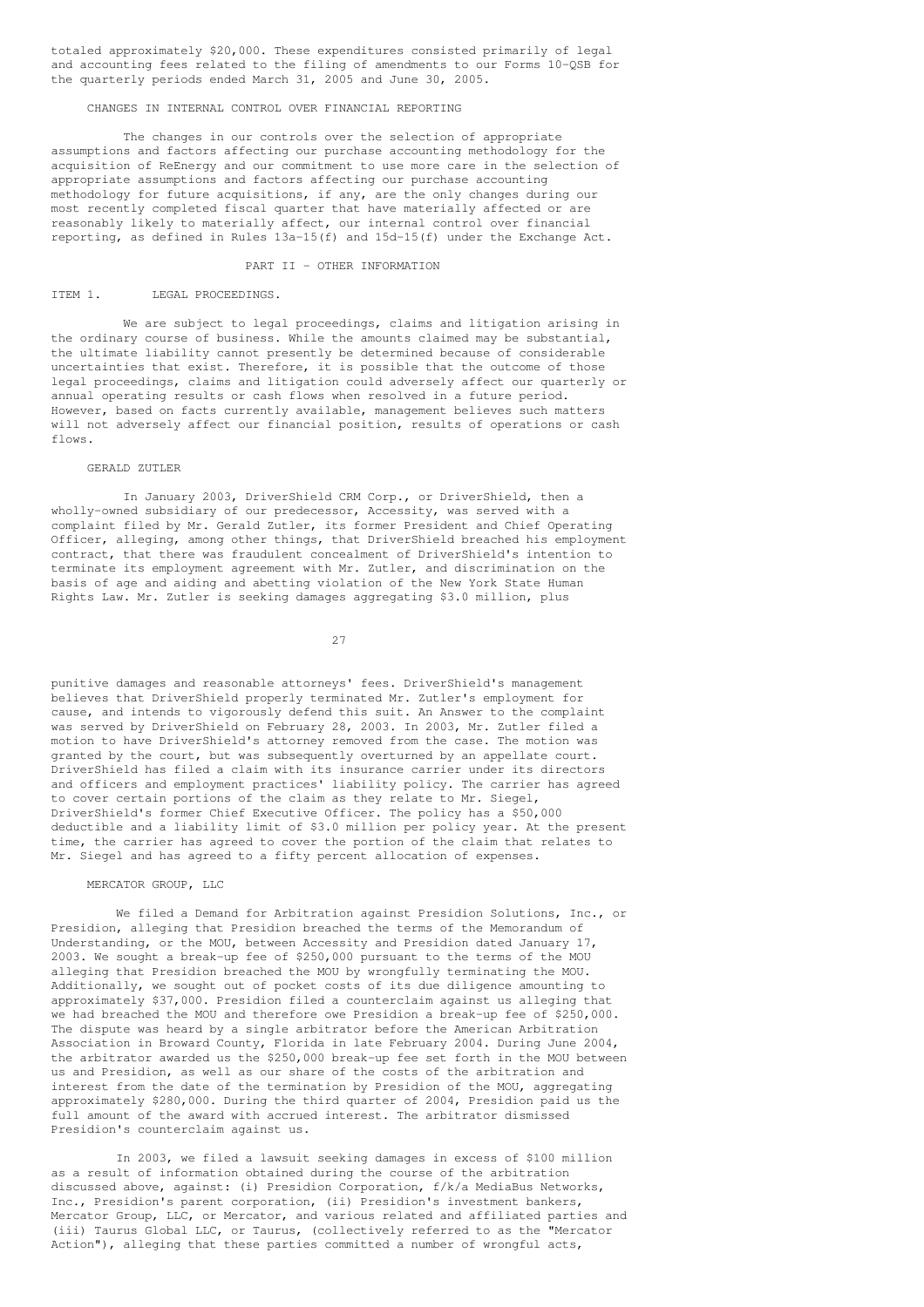totaled approximately $20,000. These expenditures consisted primarily of legal and accounting fees related to the filing of amendments to our Forms 10-QSB for the quarterly periods ended March 31, 2005 and June 30, 2005.

### CHANGES IN INTERNAL CONTROL OVER FINANCIAL REPORTING

The changes in our controls over the selection of appropriate assumptions and factors affecting our purchase accounting methodology for the acquisition of ReEnergy and our commitment to use more care in the selection of appropriate assumptions and factors affecting our purchase accounting methodology for future acquisitions, if any, are the only changes during our most recently completed fiscal quarter that have materially affected or are reasonably likely to materially affect, our internal control over financial reporting, as defined in Rules 13a-15(f) and 15d-15(f) under the Exchange Act.

## PART II - OTHER INFORMATION

### ITEM 1. LEGAL PROCEEDINGS.

We are subject to legal proceedings, claims and litigation arising in the ordinary course of business. While the amounts claimed may be substantial, the ultimate liability cannot presently be determined because of considerable uncertainties that exist. Therefore, it is possible that the outcome of those legal proceedings, claims and litigation could adversely affect our quarterly or annual operating results or cash flows when resolved in a future period. However, based on facts currently available, management believes such matters will not adversely affect our financial position, results of operations or cash flows.

#### GERALD ZUTLER

In January 2003, DriverShield CRM Corp., or DriverShield, then a wholly-owned subsidiary of our predecessor, Accessity, was served with a complaint filed by Mr. Gerald Zutler, its former President and Chief Operating Officer, alleging, among other things, that DriverShield breached his employment contract, that there was fraudulent concealment of DriverShield's intention to terminate its employment agreement with Mr. Zutler, and discrimination on the basis of age and aiding and abetting violation of the New York State Human Rights Law. Mr. Zutler is seeking damages aggregating $3.0 million, plus punitive damages and reasonable attorneys' fees. DriverShield's management believes that DriverShield properly terminated Mr. Zutler's employment for cause, and intends to vigorously defend this suit. An Answer to the complaint was served by DriverShield on February 28, 2003. In 2003, Mr. Zutler filed a motion to have DriverShield's attorney removed from the case. The motion was granted by the court, but was subsequently overturned by an appellate court. DriverShield has filed a claim with its insurance carrier under its directors and officers and employment practices' liability policy. The carrier has agreed to cover certain portions of the claim as they relate to Mr. Siegel, DriverShield's former Chief Executive Officer. The policy has a $50,000 deductible and a liability limit of $3.0 million per policy year. At the present time, the carrier has agreed to cover the portion of the claim that relates to Mr. Siegel and has agreed to a fifty percent allocation of expenses.

#### MERCATOR GROUP, LLC

We filed a Demand for Arbitration against Presidion Solutions, Inc., or Presidion, alleging that Presidion breached the terms of the Memorandum of Understanding, or the MOU, between Accessity and Presidion dated January 17, 2003. We sought a break-up fee of $250,000 pursuant to the terms of the MOU alleging that Presidion breached the MOU by wrongfully terminating the MOU. Additionally, we sought out of pocket costs of its due diligence amounting to approximately $37,000. Presidion filed a counterclaim against us alleging that we had breached the MOU and therefore owe Presidion a break-up fee of $250,000. The dispute was heard by a single arbitrator before the American Arbitration Association in Broward County, Florida in late February 2004. During June 2004, the arbitrator awarded us the $250,000 break-up fee set forth in the MOU between us and Presidion, as well as our share of the costs of the arbitration and interest from the date of the termination by Presidion of the MOU, aggregating approximately $280,000. During the third quarter of 2004, Presidion paid us the full amount of the award with accrued interest. The arbitrator dismissed Presidion's counterclaim against us.

In 2003, we filed a lawsuit seeking damages in excess of $100 million as a result of information obtained during the course of the arbitration discussed above, against: (i) Presidion Corporation, f/k/a MediaBus Networks, Inc., Presidion's parent corporation, (ii) Presidion's investment bankers, Mercator Group, LLC, or Mercator, and various related and affiliated parties and (iii) Taurus Global LLC, or Taurus, (collectively referred to as the "Mercator Action"), alleging that these parties committed a number of wrongful acts,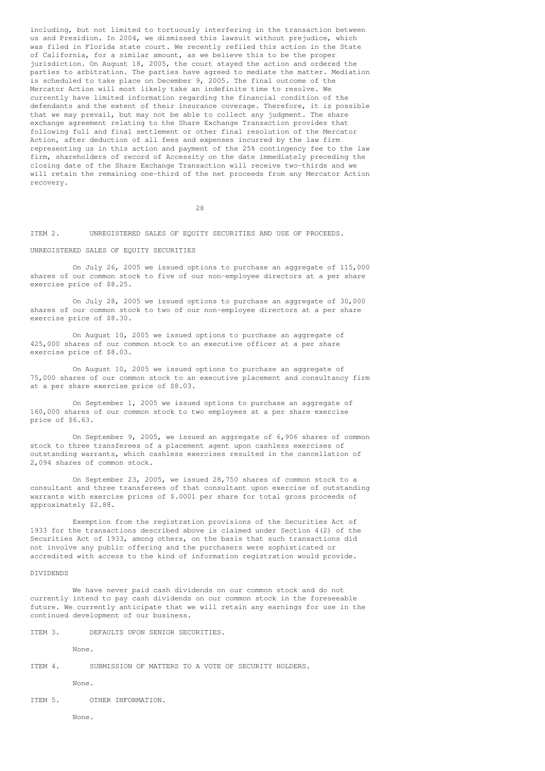including, but not limited to tortuously interfering in the transaction between us and Presidion. In 2004, we dismissed this lawsuit without prejudice, which was filed in Florida state court. We recently refiled this action in the State of California, for a similar amount, as we believe this to be the proper jurisdiction. On August 18, 2005, the court stayed the action and ordered the parties to arbitration. The parties have agreed to mediate the matter. Mediation is scheduled to take place on December 9, 2005. The final outcome of the Mercator Action will most likely take an indefinite time to resolve. We currently have limited information regarding the financial condition of the defendants and the extent of their insurance coverage. Therefore, it is possible that we may prevail, but may not be able to collect any judgment. The share exchange agreement relating to the Share Exchange Transaction provides that following full and final settlement or other final resolution of the Mercator Action, after deduction of all fees and expenses incurred by the law firm representing us in this action and payment of the 25% contingency fee to the law firm, shareholders of record of Accessity on the date immediately preceding the closing date of the Share Exchange Transaction will receive two-thirds and we will retain the remaining one-third of the net proceeds from any Mercator Action recovery.

## ITEM 2. UNREGISTERED SALES OF EQUITY SECURITIES AND USE OF PROCEEDS.

### UNREGISTERED SALES OF EQUITY SECURITIES

On July 26, 2005 we issued options to purchase an aggregate of 115,000 shares of our common stock to five of our non-employee directors at a per share exercise price of $8.25.

On July 28, 2005 we issued options to purchase an aggregate of 30,000 shares of our common stock to two of our non-employee directors at a per share exercise price of $8.30.

On August 10, 2005 we issued options to purchase an aggregate of 425,000 shares of our common stock to an executive officer at a per share exercise price of $8.03.

On August 10, 2005 we issued options to purchase an aggregate of 75,000 shares of our common stock to an executive placement and consultancy firm at a per share exercise price of $8.03.

On September 1, 2005 we issued options to purchase an aggregate of 160,000 shares of our common stock to two employees at a per share exercise price of $6.63.

On September 9, 2005, we issued an aggregate of 6,906 shares of common stock to three transferees of a placement agent upon cashless exercises of outstanding warrants, which cashless exercises resulted in the cancellation of 2,094 shares of common stock.

On September 23, 2005, we issued 28,750 shares of common stock to a consultant and three transferees of that consultant upon exercise of outstanding warrants with exercise prices of $.0001 per share for total gross proceeds of approximately $2.88.

Exemption from the registration provisions of the Securities Act of 1933 for the transactions described above is claimed under Section 4(2) of the Securities Act of 1933, among others, on the basis that such transactions did not involve any public offering and the purchasers were sophisticated or accredited with access to the kind of information registration would provide.

### DIVIDENDS

We have never paid cash dividends on our common stock and do not currently intend to pay cash dividends on our common stock in the foreseeable future. We currently anticipate that we will retain any earnings for use in the continued development of our business.

## ITEM 3. DEFAULTS UPON SENIOR SECURITIES.

None.

## ITEM 4. SUBMISSION OF MATTERS TO A VOTE OF SECURITY HOLDERS.

None.

## ITEM 5. OTHER INFORMATION.

None.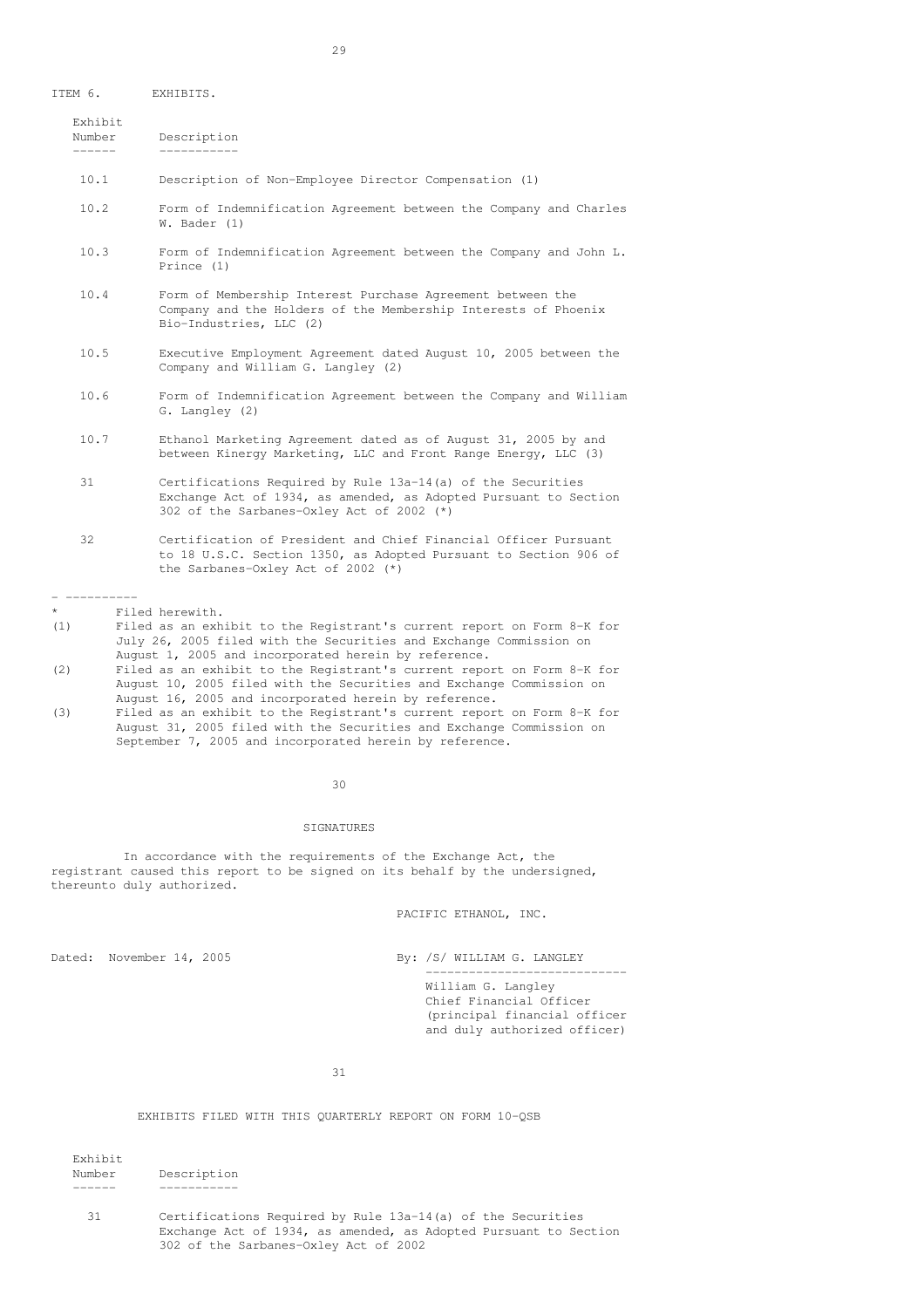ITEM 6. EXHIBITS.

| Exhibit Number | Description |
|---|---|
| 10.1 | Description of Non-Employee Director Compensation (1) |
| 10.2 | Form of Indemnification Agreement between the Company and Charles W. Bader (1) |
| 10.3 | Form of Indemnification Agreement between the Company and John L. Prince (1) |
| 10.4 | Form of Membership Interest Purchase Agreement between the Company and the Holders of the Membership Interests of Phoenix Bio-Industries, LLC (2) |
| 10.5 | Executive Employment Agreement dated August 10, 2005 between the Company and William G. Langley (2) |
| 10.6 | Form of Indemnification Agreement between the Company and William G. Langley (2) |
| 10.7 | Ethanol Marketing Agreement dated as of August 31, 2005 by and between Kinergy Marketing, LLC and Front Range Energy, LLC (3) |
| 31 | Certifications Required by Rule 13a-14(a) of the Securities Exchange Act of 1934, as amended, as Adopted Pursuant to Section 302 of the Sarbanes-Oxley Act of 2002 (*) |
| 32 | Certification of President and Chief Financial Officer Pursuant to 18 U.S.C. Section 1350, as Adopted Pursuant to Section 906 of the Sarbanes-Oxley Act of 2002 (*) |

- ----------

\* Filed herewith.

(1) Filed as an exhibit to the Registrant's current report on Form 8-K for July 26, 2005 filed with the Securities and Exchange Commission on August 1, 2005 and incorporated herein by reference.

(2) Filed as an exhibit to the Registrant's current report on Form 8-K for August 10, 2005 filed with the Securities and Exchange Commission on August 16, 2005 and incorporated herein by reference.

(3) Filed as an exhibit to the Registrant's current report on Form 8-K for August 31, 2005 filed with the Securities and Exchange Commission on September 7, 2005 and incorporated herein by reference.

## SIGNATURES

In accordance with the requirements of the Exchange Act, the registrant caused this report to be signed on its behalf by the undersigned, thereunto duly authorized.

PACIFIC ETHANOL, INC.

Dated: November 14, 2005

By: /S/ WILLIAM G. LANGLEY
----------------------------
William G. Langley
Chief Financial Officer
(principal financial officer and duly authorized officer)

EXHIBITS FILED WITH THIS QUARTERLY REPORT ON FORM 10-QSB

| Exhibit Number | Description |
|---|---|
| 31 | Certifications Required by Rule 13a-14(a) of the Securities Exchange Act of 1934, as amended, as Adopted Pursuant to Section 302 of the Sarbanes-Oxley Act of 2002 |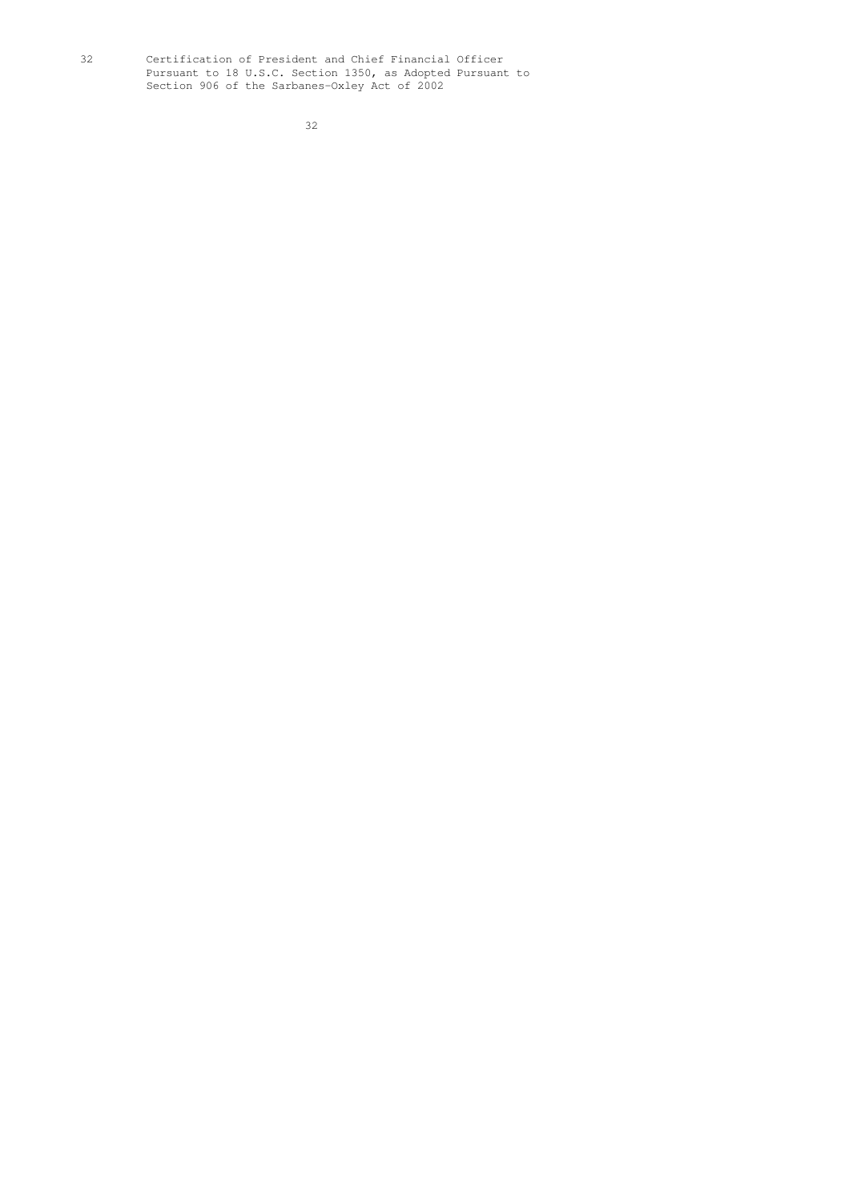| | |
|---|---|
| 32 | Certification of President and Chief Financial Officer Pursuant to 18 U.S.C. Section 1350, as Adopted Pursuant to Section 906 of the Sarbanes-Oxley Act of 2002 |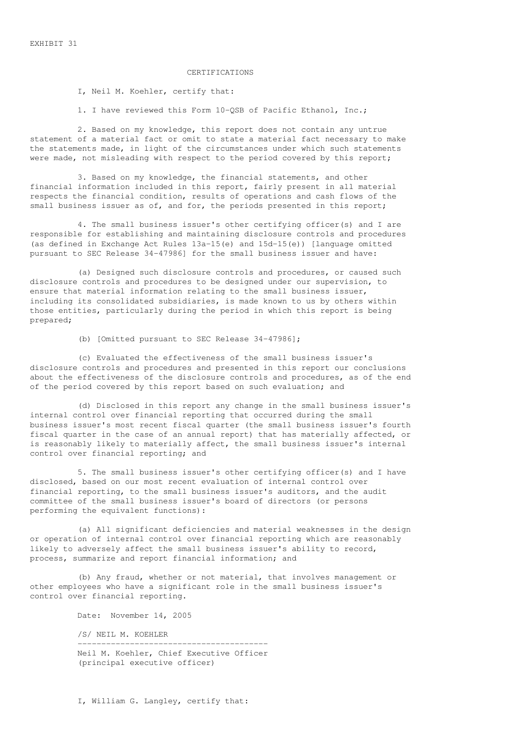EXHIBIT 31

## CERTIFICATIONS

I, Neil M. Koehler, certify that:

1. I have reviewed this Form 10-QSB of Pacific Ethanol, Inc.;

2. Based on my knowledge, this report does not contain any untrue statement of a material fact or omit to state a material fact necessary to make the statements made, in light of the circumstances under which such statements were made, not misleading with respect to the period covered by this report;

3. Based on my knowledge, the financial statements, and other financial information included in this report, fairly present in all material respects the financial condition, results of operations and cash flows of the small business issuer as of, and for, the periods presented in this report;

4. The small business issuer's other certifying officer(s) and I are responsible for establishing and maintaining disclosure controls and procedures (as defined in Exchange Act Rules 13a-15(e) and 15d-15(e)) [language omitted pursuant to SEC Release 34-47986] for the small business issuer and have:

(a) Designed such disclosure controls and procedures, or caused such disclosure controls and procedures to be designed under our supervision, to ensure that material information relating to the small business issuer, including its consolidated subsidiaries, is made known to us by others within those entities, particularly during the period in which this report is being prepared;

(b) [Omitted pursuant to SEC Release 34-47986];

(c) Evaluated the effectiveness of the small business issuer's disclosure controls and procedures and presented in this report our conclusions about the effectiveness of the disclosure controls and procedures, as of the end of the period covered by this report based on such evaluation; and

(d) Disclosed in this report any change in the small business issuer's internal control over financial reporting that occurred during the small business issuer's most recent fiscal quarter (the small business issuer's fourth fiscal quarter in the case of an annual report) that has materially affected, or is reasonably likely to materially affect, the small business issuer's internal control over financial reporting; and

5. The small business issuer's other certifying officer(s) and I have disclosed, based on our most recent evaluation of internal control over financial reporting, to the small business issuer's auditors, and the audit committee of the small business issuer's board of directors (or persons performing the equivalent functions):

(a) All significant deficiencies and material weaknesses in the design or operation of internal control over financial reporting which are reasonably likely to adversely affect the small business issuer's ability to record, process, summarize and report financial information; and

(b) Any fraud, whether or not material, that involves management or other employees who have a significant role in the small business issuer's control over financial reporting.

Date: November 14, 2005

/S/ NEIL M. KOEHLER

---

Neil M. Koehler, Chief Executive Officer
(principal executive officer)

I, William G. Langley, certify that: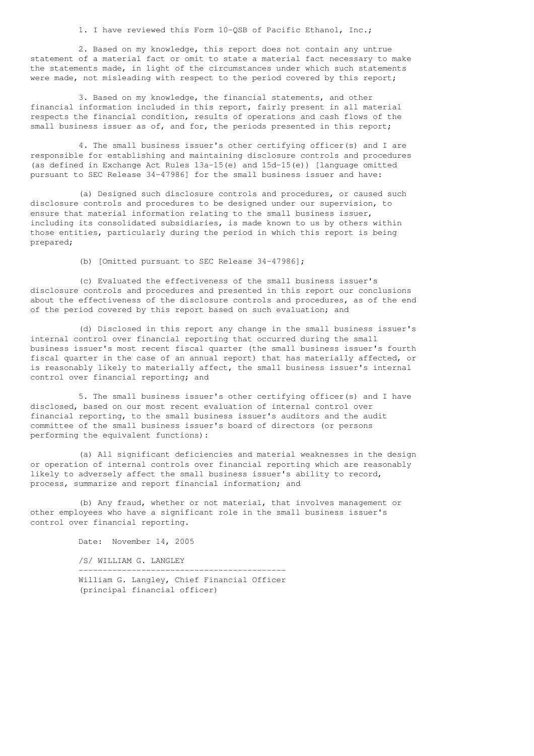1. I have reviewed this Form 10-QSB of Pacific Ethanol, Inc.;

2. Based on my knowledge, this report does not contain any untrue statement of a material fact or omit to state a material fact necessary to make the statements made, in light of the circumstances under which such statements were made, not misleading with respect to the period covered by this report;

3. Based on my knowledge, the financial statements, and other financial information included in this report, fairly present in all material respects the financial condition, results of operations and cash flows of the small business issuer as of, and for, the periods presented in this report;

4. The small business issuer's other certifying officer(s) and I are responsible for establishing and maintaining disclosure controls and procedures (as defined in Exchange Act Rules 13a-15(e) and 15d-15(e)) [language omitted pursuant to SEC Release 34-47986] for the small business issuer and have:

(a) Designed such disclosure controls and procedures, or caused such disclosure controls and procedures to be designed under our supervision, to ensure that material information relating to the small business issuer, including its consolidated subsidiaries, is made known to us by others within those entities, particularly during the period in which this report is being prepared;

(b) [Omitted pursuant to SEC Release 34-47986];

(c) Evaluated the effectiveness of the small business issuer's disclosure controls and procedures and presented in this report our conclusions about the effectiveness of the disclosure controls and procedures, as of the end of the period covered by this report based on such evaluation; and

(d) Disclosed in this report any change in the small business issuer's internal control over financial reporting that occurred during the small business issuer's most recent fiscal quarter (the small business issuer's fourth fiscal quarter in the case of an annual report) that has materially affected, or is reasonably likely to materially affect, the small business issuer's internal control over financial reporting; and

5. The small business issuer's other certifying officer(s) and I have disclosed, based on our most recent evaluation of internal control over financial reporting, to the small business issuer's auditors and the audit committee of the small business issuer's board of directors (or persons performing the equivalent functions):

(a) All significant deficiencies and material weaknesses in the design or operation of internal controls over financial reporting which are reasonably likely to adversely affect the small business issuer's ability to record, process, summarize and report financial information; and

(b) Any fraud, whether or not material, that involves management or other employees who have a significant role in the small business issuer's control over financial reporting.

Date: November 14, 2005

/S/ WILLIAM G. LANGLEY

William G. Langley, Chief Financial Officer
(principal financial officer)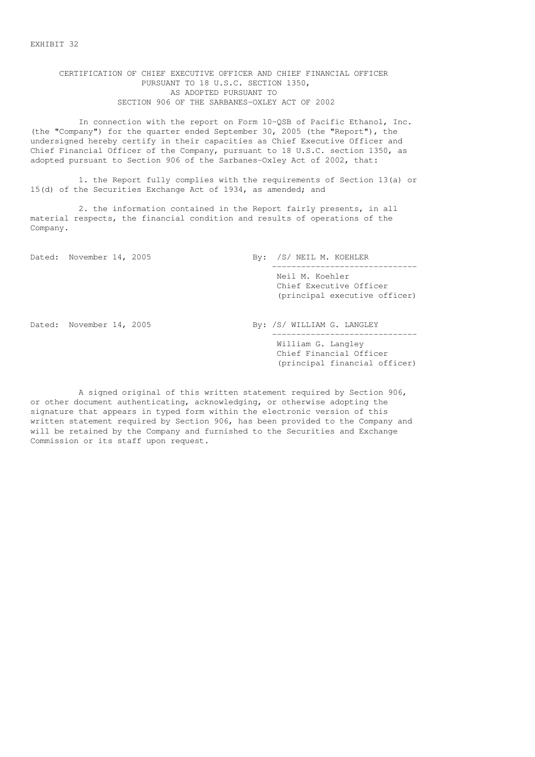EXHIBIT 32

## CERTIFICATION OF CHIEF EXECUTIVE OFFICER AND CHIEF FINANCIAL OFFICER PURSUANT TO 18 U.S.C. SECTION 1350, AS ADOPTED PURSUANT TO SECTION 906 OF THE SARBANES-OXLEY ACT OF 2002

In connection with the report on Form 10-QSB of Pacific Ethanol, Inc. (the "Company") for the quarter ended September 30, 2005 (the "Report"), the undersigned hereby certify in their capacities as Chief Executive Officer and Chief Financial Officer of the Company, pursuant to 18 U.S.C. section 1350, as adopted pursuant to Section 906 of the Sarbanes-Oxley Act of 2002, that:

1. the Report fully complies with the requirements of Section 13(a) or 15(d) of the Securities Exchange Act of 1934, as amended; and

2. the information contained in the Report fairly presents, in all material respects, the financial condition and results of operations of the Company.

Dated: November 14, 2005

By: /S/ NEIL M. KOEHLER

Neil M. Koehler
Chief Executive Officer
(principal executive officer)

Dated: November 14, 2005

By: /S/ WILLIAM G. LANGLEY

William G. Langley
Chief Financial Officer
(principal financial officer)

A signed original of this written statement required by Section 906, or other document authenticating, acknowledging, or otherwise adopting the signature that appears in typed form within the electronic version of this written statement required by Section 906, has been provided to the Company and will be retained by the Company and furnished to the Securities and Exchange Commission or its staff upon request.